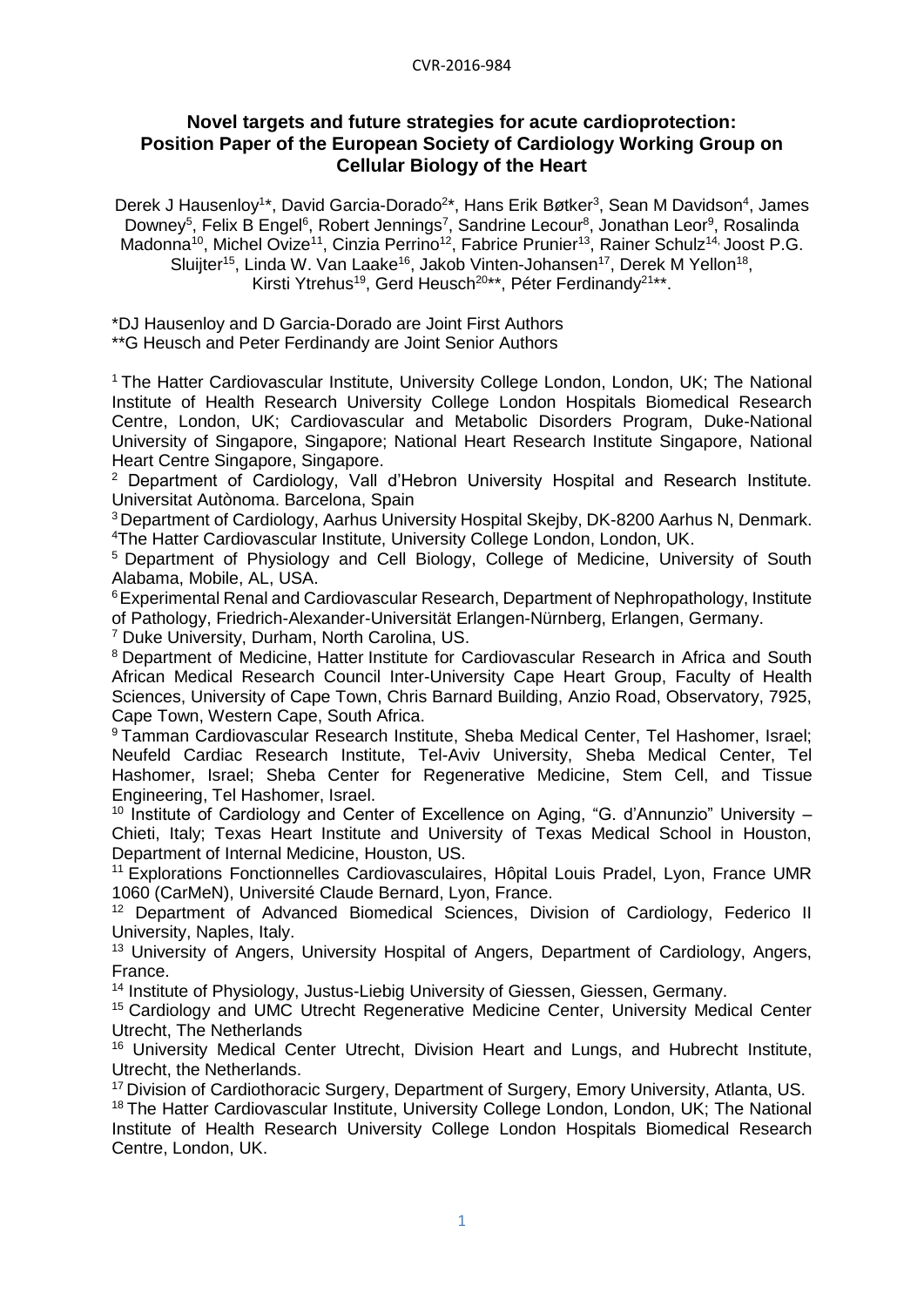# Novel targets and future strategies for acute cardioprotection: Position Paper of the European Society of Cardiology Working Group on Cellular Biology of the Heart

Derek J Hausenloy[1]*, David Garcia-Dorado[2]*, Hans Erik Bøtker[3], Sean M Davidson[4], James Downey[5], Felix B Engel[6], Robert Jennings[7], Sandrine Lecour[8], Jonathan Leor[9], Rosalinda Madonna[10], Michel Ovize[11], Cinzia Perrino[12], Fabrice Prunier[13], Rainer Schulz[14], Joost P.G. Sluijter[15], Linda W. Van Laake[16], Jakob Vinten-Johansen[17], Derek M Yellon[18], Kirsti Ytrehus[19], Gerd Heusch[20]**, Péter Ferdinandy[21]**.

*DJ Hausenloy and D Garcia-Dorado are Joint First Authors
**G Heusch and Peter Ferdinandy are Joint Senior Authors

[1] The Hatter Cardiovascular Institute, University College London, London, UK; The National Institute of Health Research University College London Hospitals Biomedical Research Centre, London, UK; Cardiovascular and Metabolic Disorders Program, Duke-National University of Singapore, Singapore; National Heart Research Institute Singapore, National Heart Centre Singapore, Singapore.

[2] Department of Cardiology, Vall d'Hebron University Hospital and Research Institute. Universitat Autònoma. Barcelona, Spain

[3] Department of Cardiology, Aarhus University Hospital Skejby, DK-8200 Aarhus N, Denmark.

[4] The Hatter Cardiovascular Institute, University College London, London, UK.

[5] Department of Physiology and Cell Biology, College of Medicine, University of South Alabama, Mobile, AL, USA.

[6] Experimental Renal and Cardiovascular Research, Department of Nephropathology, Institute of Pathology, Friedrich-Alexander-Universität Erlangen-Nürnberg, Erlangen, Germany.

[7] Duke University, Durham, North Carolina, US.

[8] Department of Medicine, Hatter Institute for Cardiovascular Research in Africa and South African Medical Research Council Inter-University Cape Heart Group, Faculty of Health Sciences, University of Cape Town, Chris Barnard Building, Anzio Road, Observatory, 7925, Cape Town, Western Cape, South Africa.

[9] Tamman Cardiovascular Research Institute, Sheba Medical Center, Tel Hashomer, Israel; Neufeld Cardiac Research Institute, Tel-Aviv University, Sheba Medical Center, Tel Hashomer, Israel; Sheba Center for Regenerative Medicine, Stem Cell, and Tissue Engineering, Tel Hashomer, Israel.

[10] Institute of Cardiology and Center of Excellence on Aging, "G. d'Annunzio" University – Chieti, Italy; Texas Heart Institute and University of Texas Medical School in Houston, Department of Internal Medicine, Houston, US.

[11] Explorations Fonctionnelles Cardiovasculaires, Hôpital Louis Pradel, Lyon, France UMR 1060 (CarMeN), Université Claude Bernard, Lyon, France.

[12] Department of Advanced Biomedical Sciences, Division of Cardiology, Federico II University, Naples, Italy.

[13] University of Angers, University Hospital of Angers, Department of Cardiology, Angers, France.

[14] Institute of Physiology, Justus-Liebig University of Giessen, Giessen, Germany.

[15] Cardiology and UMC Utrecht Regenerative Medicine Center, University Medical Center Utrecht, The Netherlands

[16] University Medical Center Utrecht, Division Heart and Lungs, and Hubrecht Institute, Utrecht, the Netherlands.

[17] Division of Cardiothoracic Surgery, Department of Surgery, Emory University, Atlanta, US.

[18] The Hatter Cardiovascular Institute, University College London, London, UK; The National Institute of Health Research University College London Hospitals Biomedical Research Centre, London, UK.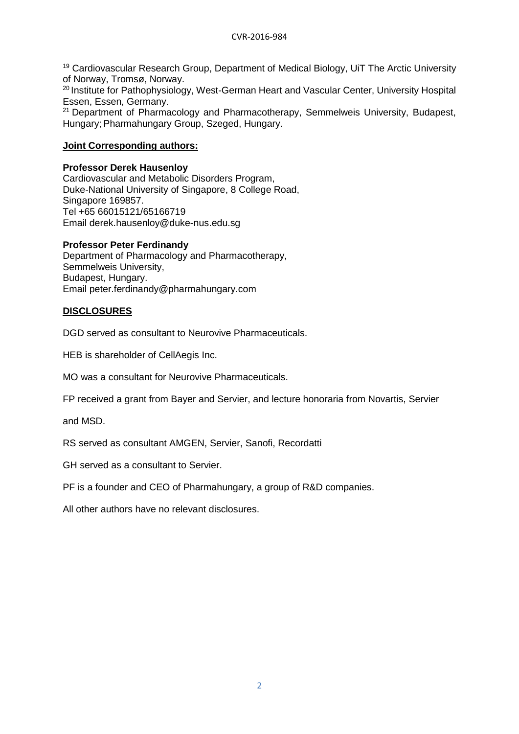[19] Cardiovascular Research Group, Department of Medical Biology, UiT The Arctic University of Norway, Tromsø, Norway.

[20] Institute for Pathophysiology, West-German Heart and Vascular Center, University Hospital Essen, Essen, Germany.

[21] Department of Pharmacology and Pharmacotherapy, Semmelweis University, Budapest, Hungary; Pharmahungary Group, Szeged, Hungary.

**Joint Corresponding authors:**

**Professor Derek Hausenloy**
Cardiovascular and Metabolic Disorders Program,
Duke-National University of Singapore, 8 College Road,
Singapore 169857.
Tel +65 66015121/65166719
Email derek.hausenloy@duke-nus.edu.sg

**Professor Peter Ferdinandy**
Department of Pharmacology and Pharmacotherapy,
Semmelweis University,
Budapest, Hungary.
Email peter.ferdinandy@pharmahungary.com

## DISCLOSURES

DGD served as consultant to Neurovive Pharmaceuticals.

HEB is shareholder of CellAegis Inc.

MO was a consultant for Neurovive Pharmaceuticals.

FP received a grant from Bayer and Servier, and lecture honoraria from Novartis, Servier and MSD.

RS served as consultant AMGEN, Servier, Sanofi, Recordatti

GH served as a consultant to Servier.

PF is a founder and CEO of Pharmahungary, a group of R&D companies.

All other authors have no relevant disclosures.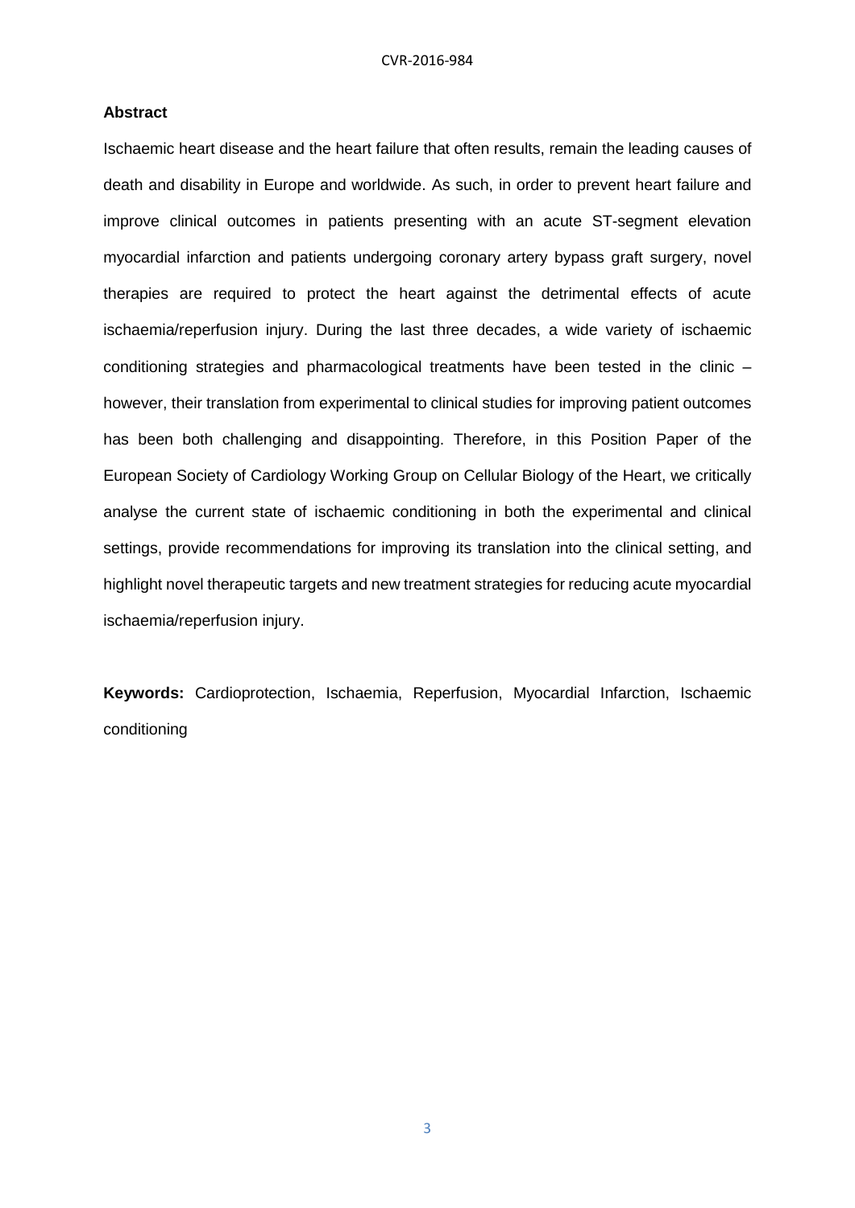## Abstract

Ischaemic heart disease and the heart failure that often results, remain the leading causes of death and disability in Europe and worldwide. As such, in order to prevent heart failure and improve clinical outcomes in patients presenting with an acute ST-segment elevation myocardial infarction and patients undergoing coronary artery bypass graft surgery, novel therapies are required to protect the heart against the detrimental effects of acute ischaemia/reperfusion injury. During the last three decades, a wide variety of ischaemic conditioning strategies and pharmacological treatments have been tested in the clinic – however, their translation from experimental to clinical studies for improving patient outcomes has been both challenging and disappointing. Therefore, in this Position Paper of the European Society of Cardiology Working Group on Cellular Biology of the Heart, we critically analyse the current state of ischaemic conditioning in both the experimental and clinical settings, provide recommendations for improving its translation into the clinical setting, and highlight novel therapeutic targets and new treatment strategies for reducing acute myocardial ischaemia/reperfusion injury.

**Keywords:** Cardioprotection, Ischaemia, Reperfusion, Myocardial Infarction, Ischaemic conditioning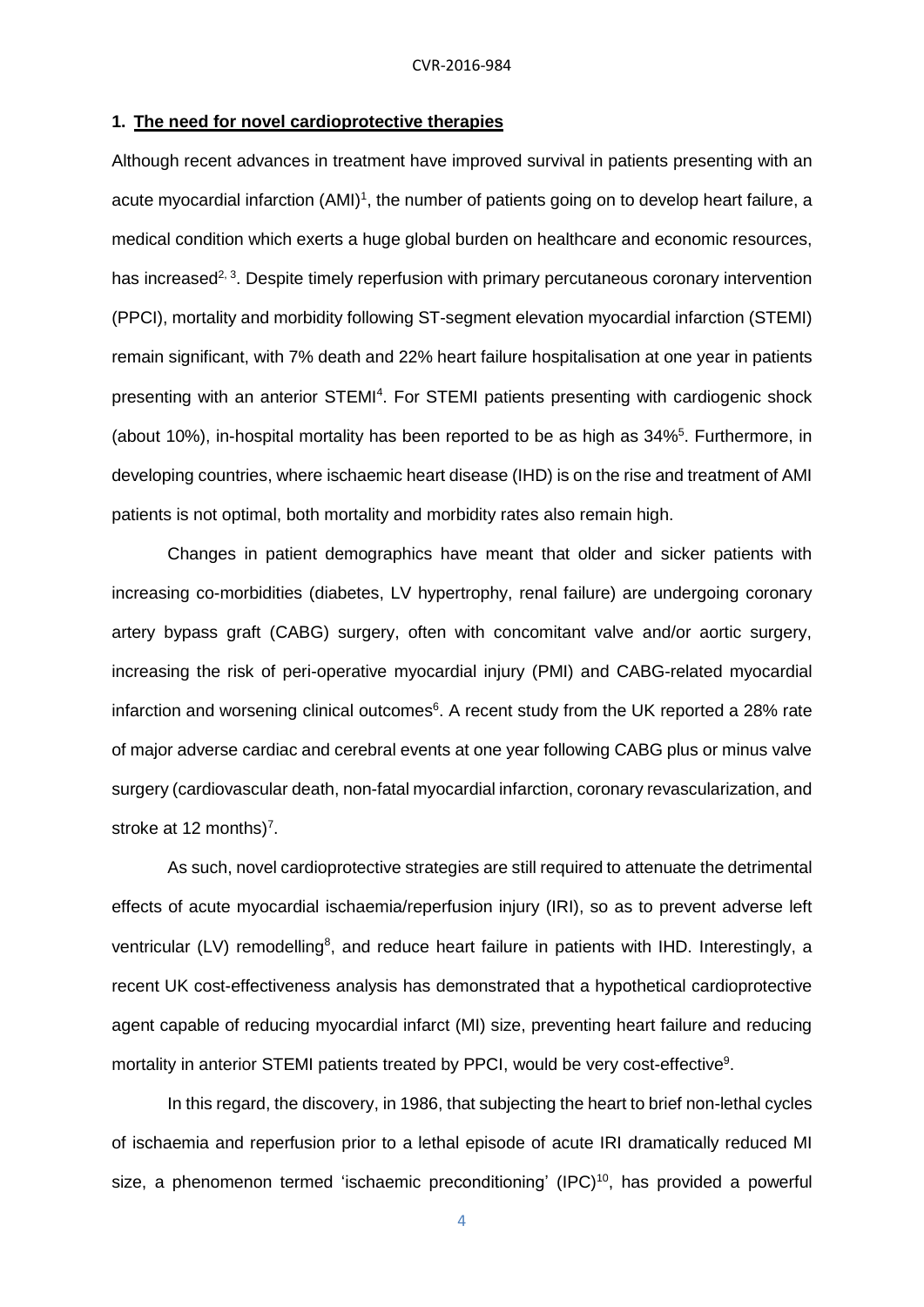## 1. The need for novel cardioprotective therapies

Although recent advances in treatment have improved survival in patients presenting with an acute myocardial infarction (AMI)[1], the number of patients going on to develop heart failure, a medical condition which exerts a huge global burden on healthcare and economic resources, has increased[2, 3]. Despite timely reperfusion with primary percutaneous coronary intervention (PPCI), mortality and morbidity following ST-segment elevation myocardial infarction (STEMI) remain significant, with 7% death and 22% heart failure hospitalisation at one year in patients presenting with an anterior STEMI[4]. For STEMI patients presenting with cardiogenic shock (about 10%), in-hospital mortality has been reported to be as high as 34%[5]. Furthermore, in developing countries, where ischaemic heart disease (IHD) is on the rise and treatment of AMI patients is not optimal, both mortality and morbidity rates also remain high.

Changes in patient demographics have meant that older and sicker patients with increasing co-morbidities (diabetes, LV hypertrophy, renal failure) are undergoing coronary artery bypass graft (CABG) surgery, often with concomitant valve and/or aortic surgery, increasing the risk of peri-operative myocardial injury (PMI) and CABG-related myocardial infarction and worsening clinical outcomes[6]. A recent study from the UK reported a 28% rate of major adverse cardiac and cerebral events at one year following CABG plus or minus valve surgery (cardiovascular death, non-fatal myocardial infarction, coronary revascularization, and stroke at 12 months)[7].

As such, novel cardioprotective strategies are still required to attenuate the detrimental effects of acute myocardial ischaemia/reperfusion injury (IRI), so as to prevent adverse left ventricular (LV) remodelling[8], and reduce heart failure in patients with IHD. Interestingly, a recent UK cost-effectiveness analysis has demonstrated that a hypothetical cardioprotective agent capable of reducing myocardial infarct (MI) size, preventing heart failure and reducing mortality in anterior STEMI patients treated by PPCI, would be very cost-effective[9].

In this regard, the discovery, in 1986, that subjecting the heart to brief non-lethal cycles of ischaemia and reperfusion prior to a lethal episode of acute IRI dramatically reduced MI size, a phenomenon termed 'ischaemic preconditioning' (IPC)[10], has provided a powerful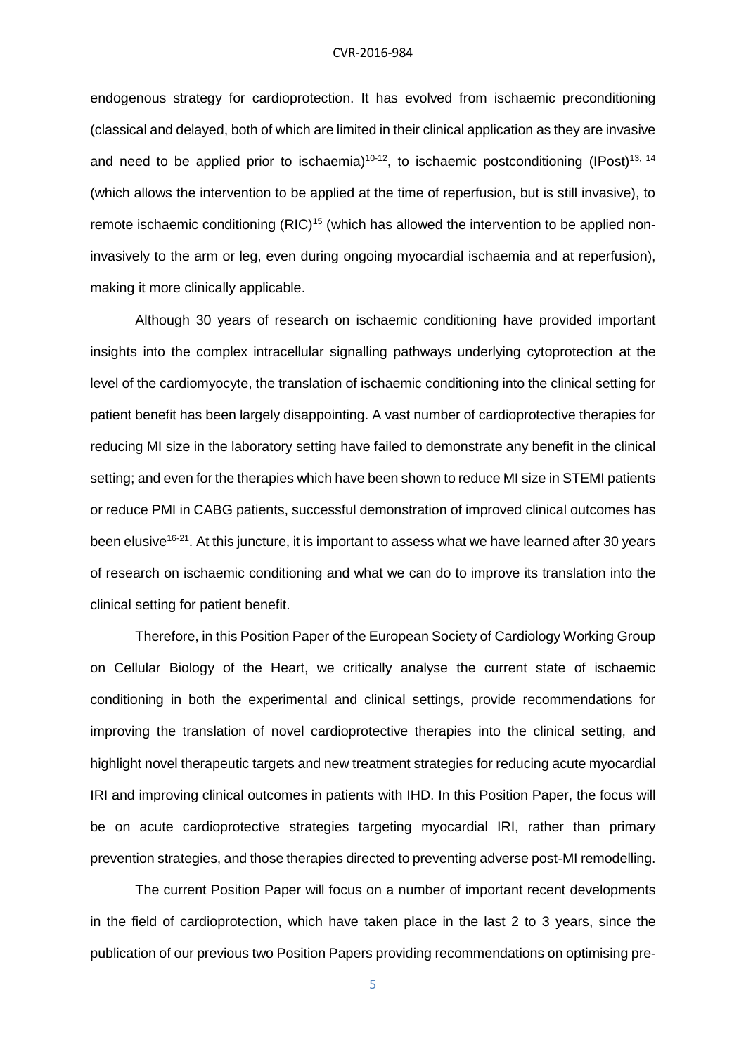endogenous strategy for cardioprotection. It has evolved from ischaemic preconditioning (classical and delayed, both of which are limited in their clinical application as they are invasive and need to be applied prior to ischaemia)[10-12], to ischaemic postconditioning (IPost)[13, 14] (which allows the intervention to be applied at the time of reperfusion, but is still invasive), to remote ischaemic conditioning (RIC)[15] (which has allowed the intervention to be applied non-invasively to the arm or leg, even during ongoing myocardial ischaemia and at reperfusion), making it more clinically applicable.

Although 30 years of research on ischaemic conditioning have provided important insights into the complex intracellular signalling pathways underlying cytoprotection at the level of the cardiomyocyte, the translation of ischaemic conditioning into the clinical setting for patient benefit has been largely disappointing. A vast number of cardioprotective therapies for reducing MI size in the laboratory setting have failed to demonstrate any benefit in the clinical setting; and even for the therapies which have been shown to reduce MI size in STEMI patients or reduce PMI in CABG patients, successful demonstration of improved clinical outcomes has been elusive[16-21]. At this juncture, it is important to assess what we have learned after 30 years of research on ischaemic conditioning and what we can do to improve its translation into the clinical setting for patient benefit.

Therefore, in this Position Paper of the European Society of Cardiology Working Group on Cellular Biology of the Heart, we critically analyse the current state of ischaemic conditioning in both the experimental and clinical settings, provide recommendations for improving the translation of novel cardioprotective therapies into the clinical setting, and highlight novel therapeutic targets and new treatment strategies for reducing acute myocardial IRI and improving clinical outcomes in patients with IHD. In this Position Paper, the focus will be on acute cardioprotective strategies targeting myocardial IRI, rather than primary prevention strategies, and those therapies directed to preventing adverse post-MI remodelling.

The current Position Paper will focus on a number of important recent developments in the field of cardioprotection, which have taken place in the last 2 to 3 years, since the publication of our previous two Position Papers providing recommendations on optimising pre-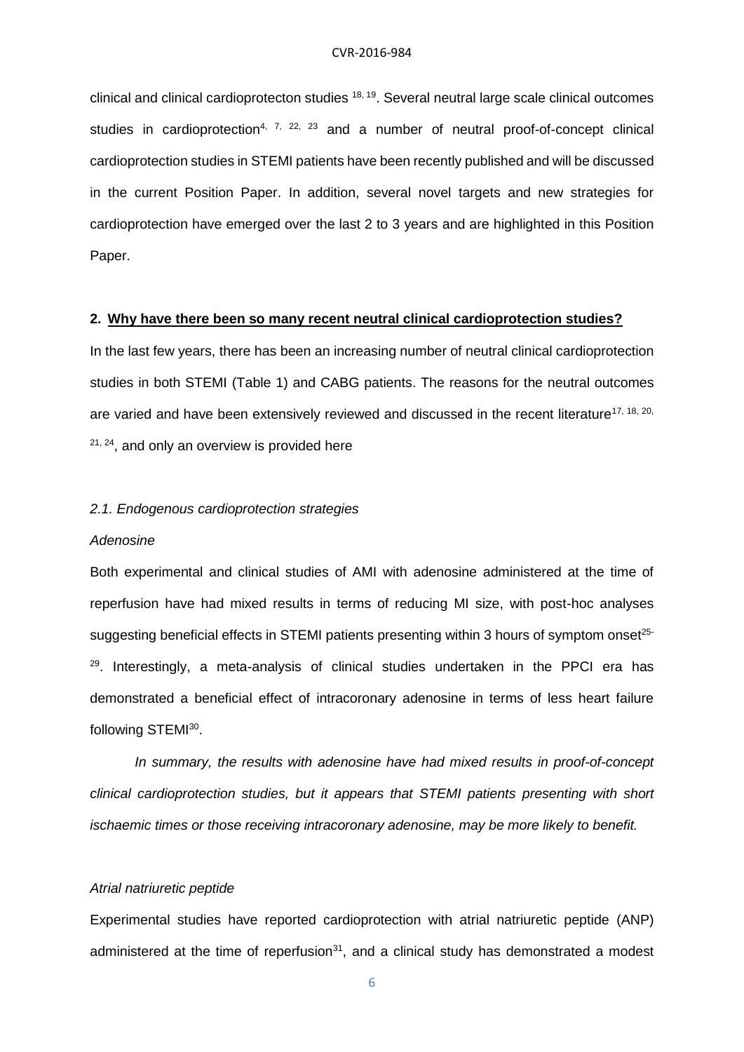clinical and clinical cardioprotecton studies [18, 19]. Several neutral large scale clinical outcomes studies in cardioprotection[4, 7, 22, 23] and a number of neutral proof-of-concept clinical cardioprotection studies in STEMI patients have been recently published and will be discussed in the current Position Paper. In addition, several novel targets and new strategies for cardioprotection have emerged over the last 2 to 3 years and are highlighted in this Position Paper.

## 2. Why have there been so many recent neutral clinical cardioprotection studies?

In the last few years, there has been an increasing number of neutral clinical cardioprotection studies in both STEMI (Table 1) and CABG patients. The reasons for the neutral outcomes are varied and have been extensively reviewed and discussed in the recent literature[17, 18, 20, 21, 24], and only an overview is provided here

### *2.1. Endogenous cardioprotection strategies*

*Adenosine*

Both experimental and clinical studies of AMI with adenosine administered at the time of reperfusion have had mixed results in terms of reducing MI size, with post-hoc analyses suggesting beneficial effects in STEMI patients presenting within 3 hours of symptom onset[25-29]. Interestingly, a meta-analysis of clinical studies undertaken in the PPCI era has demonstrated a beneficial effect of intracoronary adenosine in terms of less heart failure following STEMI[30].

*In summary, the results with adenosine have had mixed results in proof-of-concept clinical cardioprotection studies, but it appears that STEMI patients presenting with short ischaemic times or those receiving intracoronary adenosine, may be more likely to benefit.*

*Atrial natriuretic peptide*

Experimental studies have reported cardioprotection with atrial natriuretic peptide (ANP) administered at the time of reperfusion[31], and a clinical study has demonstrated a modest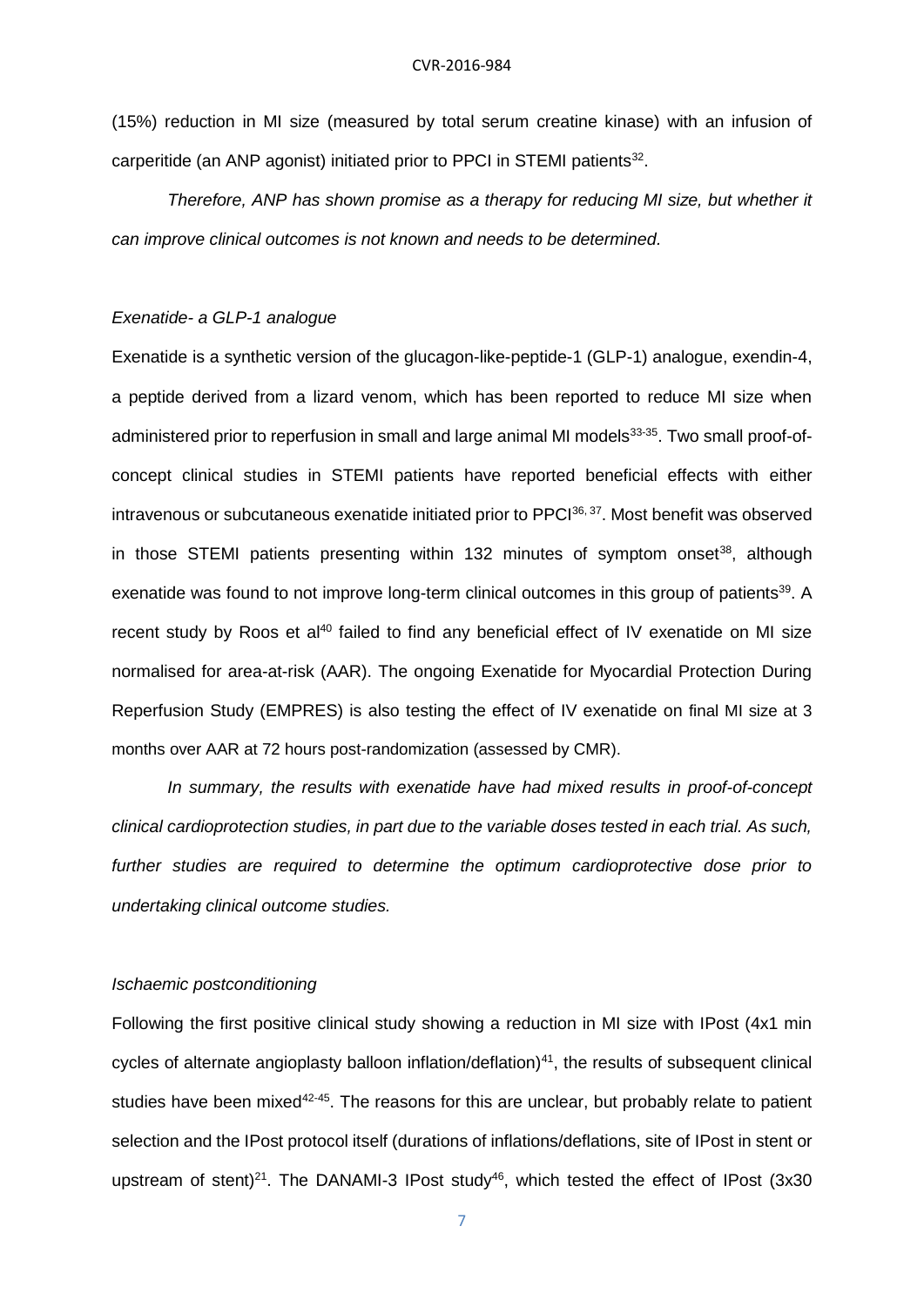(15%) reduction in MI size (measured by total serum creatine kinase) with an infusion of carperitide (an ANP agonist) initiated prior to PPCI in STEMI patients[32].

*Therefore, ANP has shown promise as a therapy for reducing MI size, but whether it can improve clinical outcomes is not known and needs to be determined.*

*Exenatide- a GLP-1 analogue*

Exenatide is a synthetic version of the glucagon-like-peptide-1 (GLP-1) analogue, exendin-4, a peptide derived from a lizard venom, which has been reported to reduce MI size when administered prior to reperfusion in small and large animal MI models[33-35]. Two small proof-of-concept clinical studies in STEMI patients have reported beneficial effects with either intravenous or subcutaneous exenatide initiated prior to PPCI[36, 37]. Most benefit was observed in those STEMI patients presenting within 132 minutes of symptom onset[38], although exenatide was found to not improve long-term clinical outcomes in this group of patients[39]. A recent study by Roos et al[40] failed to find any beneficial effect of IV exenatide on MI size normalised for area-at-risk (AAR). The ongoing Exenatide for Myocardial Protection During Reperfusion Study (EMPRES) is also testing the effect of IV exenatide on final MI size at 3 months over AAR at 72 hours post-randomization (assessed by CMR).

*In summary, the results with exenatide have had mixed results in proof-of-concept clinical cardioprotection studies, in part due to the variable doses tested in each trial. As such, further studies are required to determine the optimum cardioprotective dose prior to undertaking clinical outcome studies.*

*Ischaemic postconditioning*

Following the first positive clinical study showing a reduction in MI size with IPost (4x1 min cycles of alternate angioplasty balloon inflation/deflation)[41], the results of subsequent clinical studies have been mixed[42-45]. The reasons for this are unclear, but probably relate to patient selection and the IPost protocol itself (durations of inflations/deflations, site of IPost in stent or upstream of stent)[21]. The DANAMI-3 IPost study[46], which tested the effect of IPost (3x30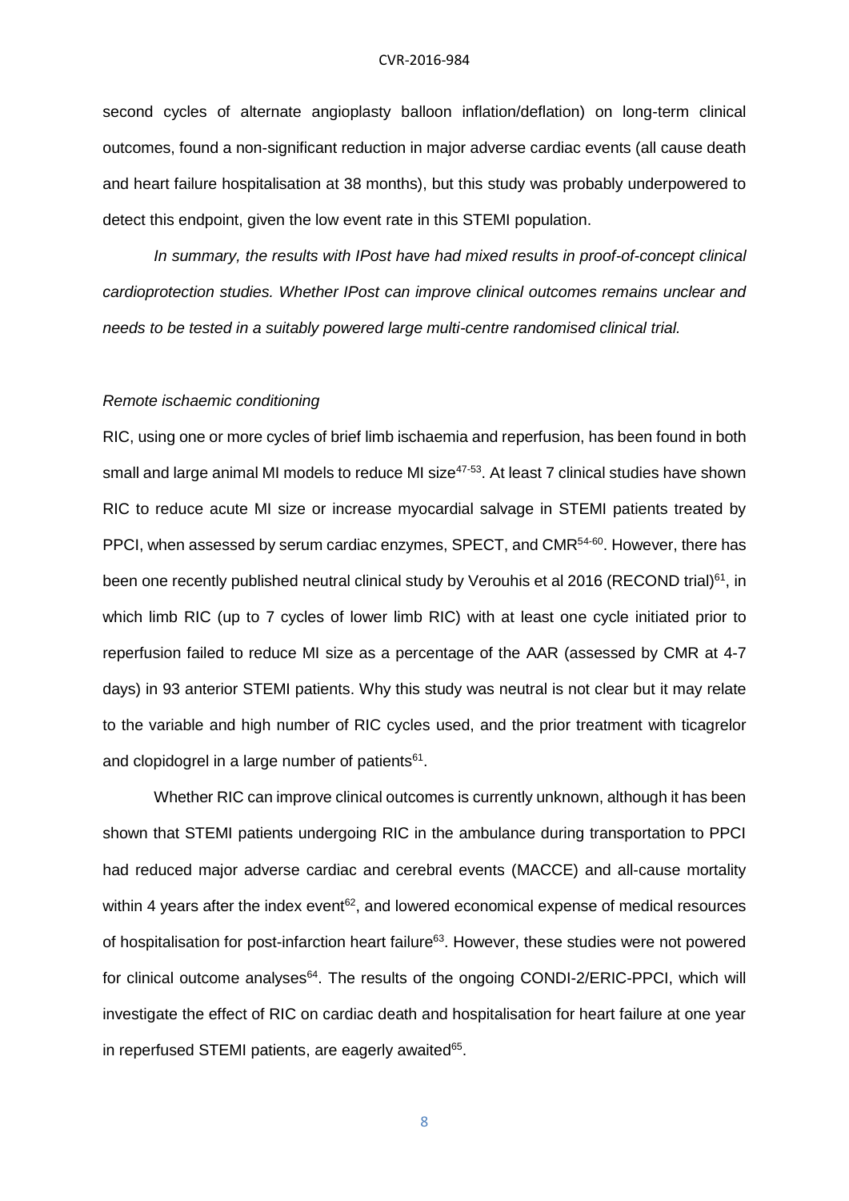second cycles of alternate angioplasty balloon inflation/deflation) on long-term clinical outcomes, found a non-significant reduction in major adverse cardiac events (all cause death and heart failure hospitalisation at 38 months), but this study was probably underpowered to detect this endpoint, given the low event rate in this STEMI population.

*In summary, the results with IPost have had mixed results in proof-of-concept clinical cardioprotection studies. Whether IPost can improve clinical outcomes remains unclear and needs to be tested in a suitably powered large multi-centre randomised clinical trial.*

*Remote ischaemic conditioning*

RIC, using one or more cycles of brief limb ischaemia and reperfusion, has been found in both small and large animal MI models to reduce MI size[47-53]. At least 7 clinical studies have shown RIC to reduce acute MI size or increase myocardial salvage in STEMI patients treated by PPCI, when assessed by serum cardiac enzymes, SPECT, and CMR[54-60]. However, there has been one recently published neutral clinical study by Verouhis et al 2016 (RECOND trial)[61], in which limb RIC (up to 7 cycles of lower limb RIC) with at least one cycle initiated prior to reperfusion failed to reduce MI size as a percentage of the AAR (assessed by CMR at 4-7 days) in 93 anterior STEMI patients. Why this study was neutral is not clear but it may relate to the variable and high number of RIC cycles used, and the prior treatment with ticagrelor and clopidogrel in a large number of patients[61].

Whether RIC can improve clinical outcomes is currently unknown, although it has been shown that STEMI patients undergoing RIC in the ambulance during transportation to PPCI had reduced major adverse cardiac and cerebral events (MACCE) and all-cause mortality within 4 years after the index event[62], and lowered economical expense of medical resources of hospitalisation for post-infarction heart failure[63]. However, these studies were not powered for clinical outcome analyses[64]. The results of the ongoing CONDI-2/ERIC-PPCI, which will investigate the effect of RIC on cardiac death and hospitalisation for heart failure at one year in reperfused STEMI patients, are eagerly awaited[65].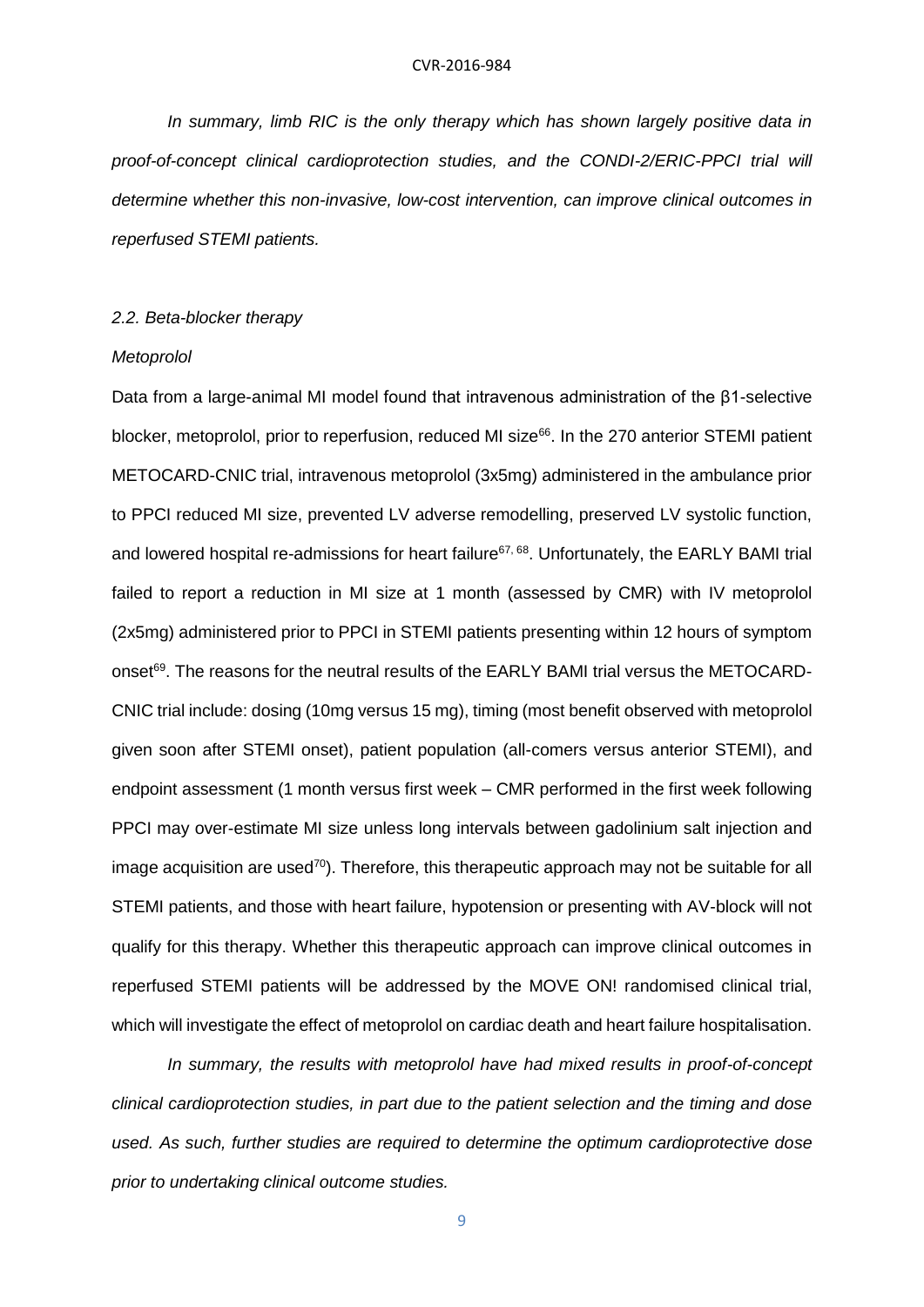*In summary, limb RIC is the only therapy which has shown largely positive data in proof-of-concept clinical cardioprotection studies, and the CONDI-2/ERIC-PPCI trial will determine whether this non-invasive, low-cost intervention, can improve clinical outcomes in reperfused STEMI patients.*

### *2.2. Beta-blocker therapy*

#### *Metoprolol*

Data from a large-animal MI model found that intravenous administration of the β1-selective blocker, metoprolol, prior to reperfusion, reduced MI size[66]. In the 270 anterior STEMI patient METOCARD-CNIC trial, intravenous metoprolol (3x5mg) administered in the ambulance prior to PPCI reduced MI size, prevented LV adverse remodelling, preserved LV systolic function, and lowered hospital re-admissions for heart failure[67, 68]. Unfortunately, the EARLY BAMI trial failed to report a reduction in MI size at 1 month (assessed by CMR) with IV metoprolol (2x5mg) administered prior to PPCI in STEMI patients presenting within 12 hours of symptom onset[69]. The reasons for the neutral results of the EARLY BAMI trial versus the METOCARD-CNIC trial include: dosing (10mg versus 15 mg), timing (most benefit observed with metoprolol given soon after STEMI onset), patient population (all-comers versus anterior STEMI), and endpoint assessment (1 month versus first week – CMR performed in the first week following PPCI may over-estimate MI size unless long intervals between gadolinium salt injection and image acquisition are used[70]). Therefore, this therapeutic approach may not be suitable for all STEMI patients, and those with heart failure, hypotension or presenting with AV-block will not qualify for this therapy. Whether this therapeutic approach can improve clinical outcomes in reperfused STEMI patients will be addressed by the MOVE ON! randomised clinical trial, which will investigate the effect of metoprolol on cardiac death and heart failure hospitalisation.

*In summary, the results with metoprolol have had mixed results in proof-of-concept clinical cardioprotection studies, in part due to the patient selection and the timing and dose used. As such, further studies are required to determine the optimum cardioprotective dose prior to undertaking clinical outcome studies.*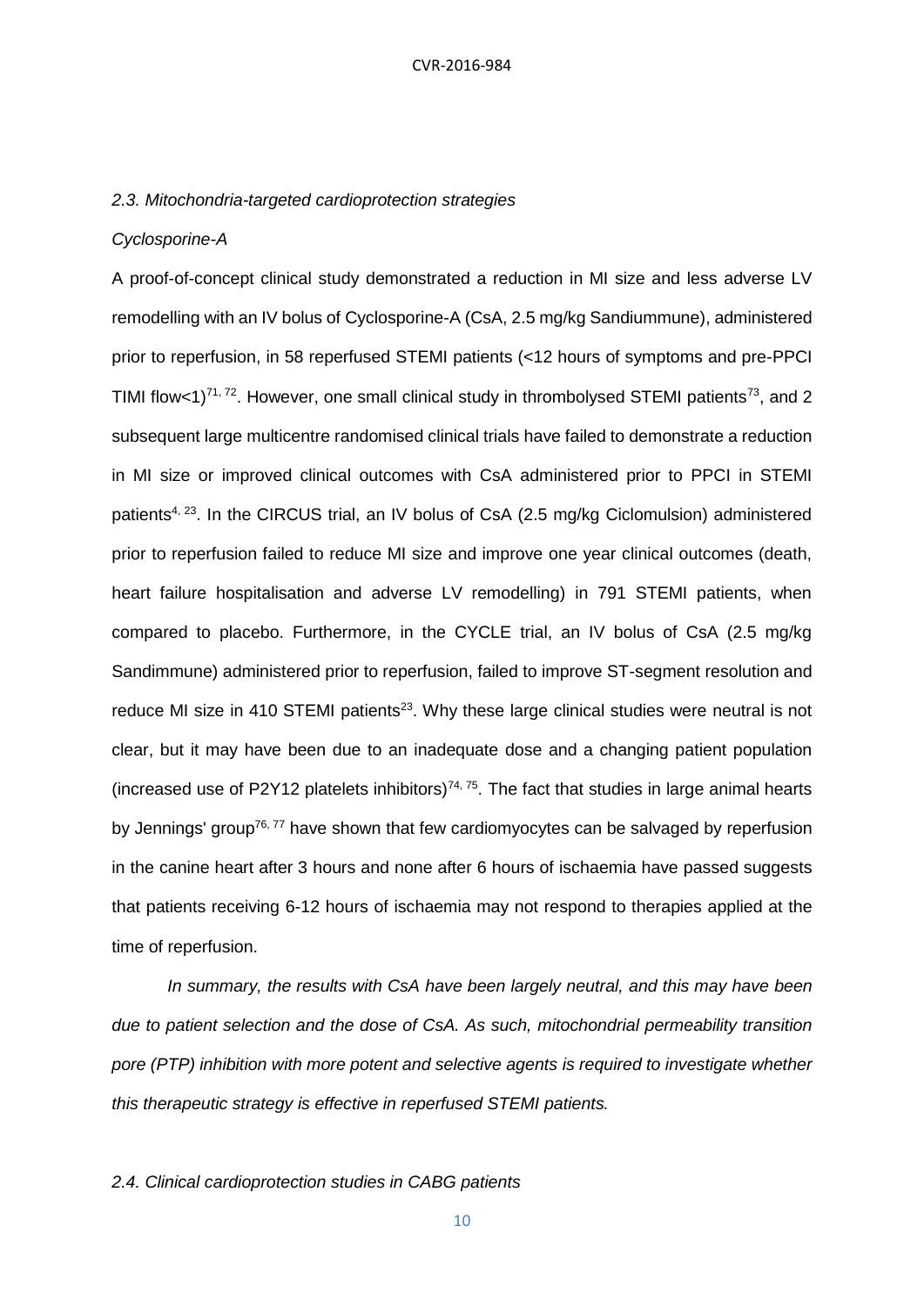### *2.3. Mitochondria-targeted cardioprotection strategies*

*Cyclosporine-A*

A proof-of-concept clinical study demonstrated a reduction in MI size and less adverse LV remodelling with an IV bolus of Cyclosporine-A (CsA, 2.5 mg/kg Sandiummune), administered prior to reperfusion, in 58 reperfused STEMI patients (<12 hours of symptoms and pre-PPCI TIMI flow<1)[71, 72]. However, one small clinical study in thrombolysed STEMI patients[73], and 2 subsequent large multicentre randomised clinical trials have failed to demonstrate a reduction in MI size or improved clinical outcomes with CsA administered prior to PPCI in STEMI patients[4, 23]. In the CIRCUS trial, an IV bolus of CsA (2.5 mg/kg Ciclomulsion) administered prior to reperfusion failed to reduce MI size and improve one year clinical outcomes (death, heart failure hospitalisation and adverse LV remodelling) in 791 STEMI patients, when compared to placebo. Furthermore, in the CYCLE trial, an IV bolus of CsA (2.5 mg/kg Sandimmune) administered prior to reperfusion, failed to improve ST-segment resolution and reduce MI size in 410 STEMI patients[23]. Why these large clinical studies were neutral is not clear, but it may have been due to an inadequate dose and a changing patient population (increased use of P2Y12 platelets inhibitors)[74, 75]. The fact that studies in large animal hearts by Jennings' group[76, 77] have shown that few cardiomyocytes can be salvaged by reperfusion in the canine heart after 3 hours and none after 6 hours of ischaemia have passed suggests that patients receiving 6-12 hours of ischaemia may not respond to therapies applied at the time of reperfusion.

*In summary, the results with CsA have been largely neutral, and this may have been due to patient selection and the dose of CsA. As such, mitochondrial permeability transition pore (PTP) inhibition with more potent and selective agents is required to investigate whether this therapeutic strategy is effective in reperfused STEMI patients.*

### *2.4. Clinical cardioprotection studies in CABG patients*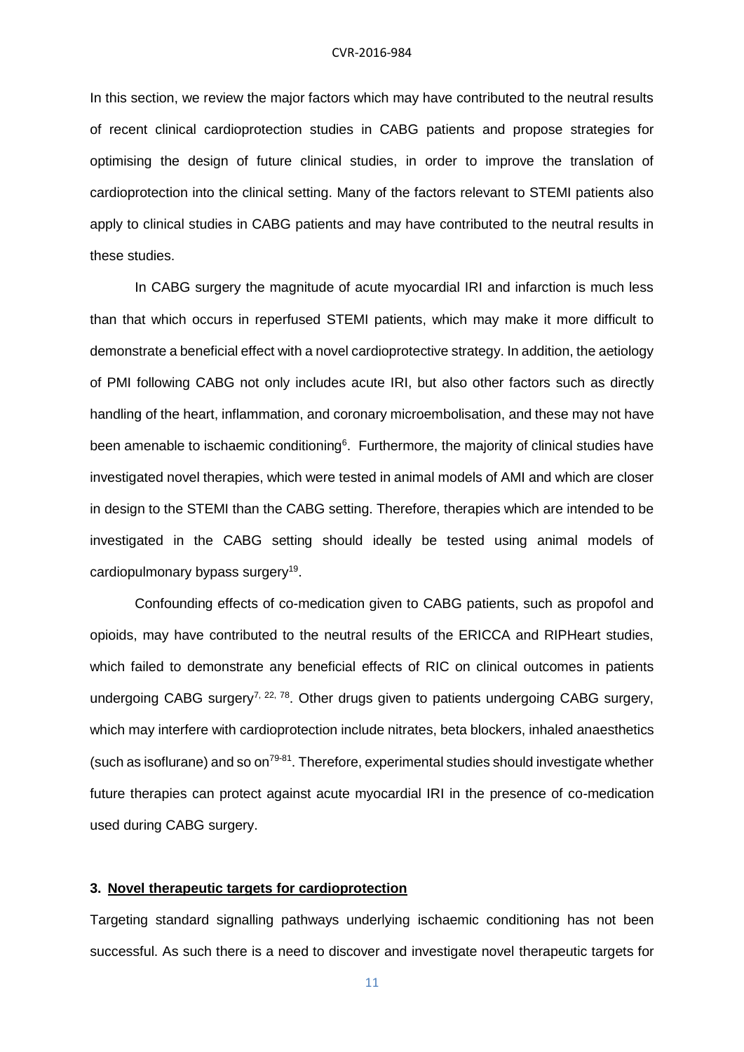In this section, we review the major factors which may have contributed to the neutral results of recent clinical cardioprotection studies in CABG patients and propose strategies for optimising the design of future clinical studies, in order to improve the translation of cardioprotection into the clinical setting. Many of the factors relevant to STEMI patients also apply to clinical studies in CABG patients and may have contributed to the neutral results in these studies.

In CABG surgery the magnitude of acute myocardial IRI and infarction is much less than that which occurs in reperfused STEMI patients, which may make it more difficult to demonstrate a beneficial effect with a novel cardioprotective strategy. In addition, the aetiology of PMI following CABG not only includes acute IRI, but also other factors such as directly handling of the heart, inflammation, and coronary microembolisation, and these may not have been amenable to ischaemic conditioning[6]. Furthermore, the majority of clinical studies have investigated novel therapies, which were tested in animal models of AMI and which are closer in design to the STEMI than the CABG setting. Therefore, therapies which are intended to be investigated in the CABG setting should ideally be tested using animal models of cardiopulmonary bypass surgery[19].

Confounding effects of co-medication given to CABG patients, such as propofol and opioids, may have contributed to the neutral results of the ERICCA and RIPHeart studies, which failed to demonstrate any beneficial effects of RIC on clinical outcomes in patients undergoing CABG surgery[7, 22, 78]. Other drugs given to patients undergoing CABG surgery, which may interfere with cardioprotection include nitrates, beta blockers, inhaled anaesthetics (such as isoflurane) and so on[79-81]. Therefore, experimental studies should investigate whether future therapies can protect against acute myocardial IRI in the presence of co-medication used during CABG surgery.

## 3. Novel therapeutic targets for cardioprotection

Targeting standard signalling pathways underlying ischaemic conditioning has not been successful. As such there is a need to discover and investigate novel therapeutic targets for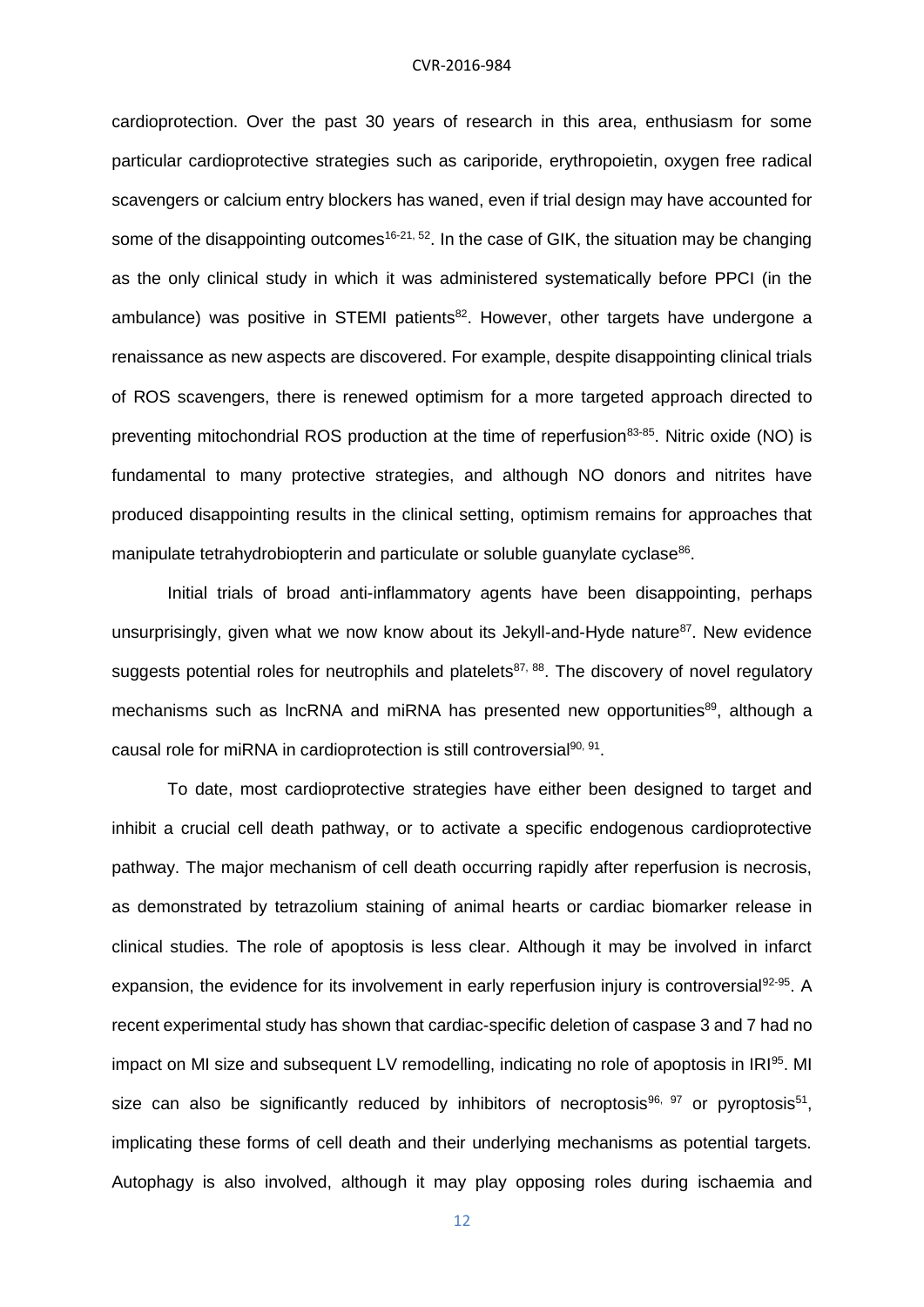cardioprotection. Over the past 30 years of research in this area, enthusiasm for some particular cardioprotective strategies such as cariporide, erythropoietin, oxygen free radical scavengers or calcium entry blockers has waned, even if trial design may have accounted for some of the disappointing outcomes[16-21, 52]. In the case of GIK, the situation may be changing as the only clinical study in which it was administered systematically before PPCI (in the ambulance) was positive in STEMI patients[82]. However, other targets have undergone a renaissance as new aspects are discovered. For example, despite disappointing clinical trials of ROS scavengers, there is renewed optimism for a more targeted approach directed to preventing mitochondrial ROS production at the time of reperfusion[83-85]. Nitric oxide (NO) is fundamental to many protective strategies, and although NO donors and nitrites have produced disappointing results in the clinical setting, optimism remains for approaches that manipulate tetrahydrobiopterin and particulate or soluble guanylate cyclase[86].

Initial trials of broad anti-inflammatory agents have been disappointing, perhaps unsurprisingly, given what we now know about its Jekyll-and-Hyde nature[87]. New evidence suggests potential roles for neutrophils and platelets[87, 88]. The discovery of novel regulatory mechanisms such as lncRNA and miRNA has presented new opportunities[89], although a causal role for miRNA in cardioprotection is still controversial[90, 91].

To date, most cardioprotective strategies have either been designed to target and inhibit a crucial cell death pathway, or to activate a specific endogenous cardioprotective pathway. The major mechanism of cell death occurring rapidly after reperfusion is necrosis, as demonstrated by tetrazolium staining of animal hearts or cardiac biomarker release in clinical studies. The role of apoptosis is less clear. Although it may be involved in infarct expansion, the evidence for its involvement in early reperfusion injury is controversial[92-95]. A recent experimental study has shown that cardiac-specific deletion of caspase 3 and 7 had no impact on MI size and subsequent LV remodelling, indicating no role of apoptosis in IRI[95]. MI size can also be significantly reduced by inhibitors of necroptosis[96, 97] or pyroptosis[51], implicating these forms of cell death and their underlying mechanisms as potential targets. Autophagy is also involved, although it may play opposing roles during ischaemia and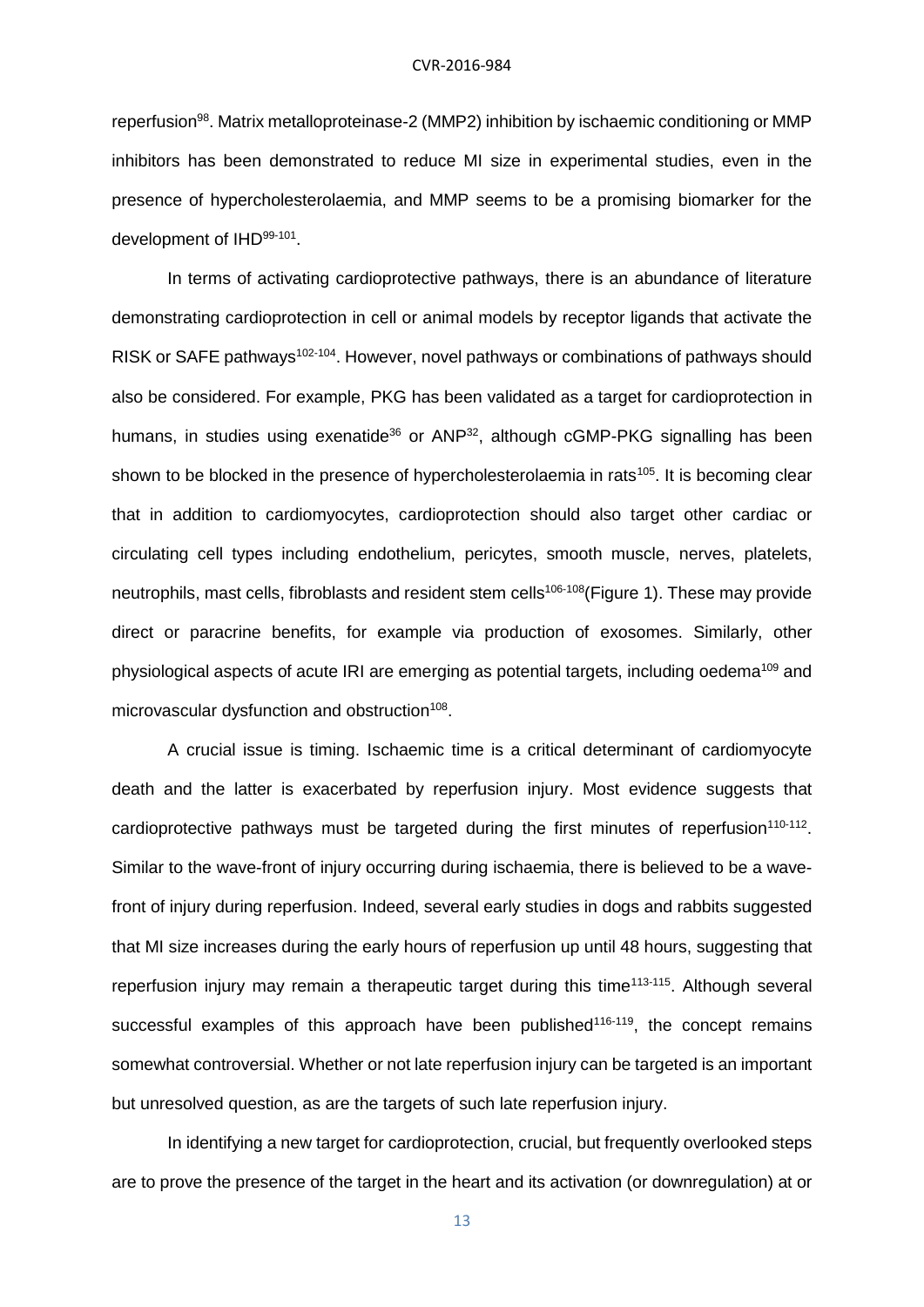reperfusion[98]. Matrix metalloproteinase-2 (MMP2) inhibition by ischaemic conditioning or MMP inhibitors has been demonstrated to reduce MI size in experimental studies, even in the presence of hypercholesterolaemia, and MMP seems to be a promising biomarker for the development of IHD[99-101].

In terms of activating cardioprotective pathways, there is an abundance of literature demonstrating cardioprotection in cell or animal models by receptor ligands that activate the RISK or SAFE pathways[102-104]. However, novel pathways or combinations of pathways should also be considered. For example, PKG has been validated as a target for cardioprotection in humans, in studies using exenatide[36] or ANP[32], although cGMP-PKG signalling has been shown to be blocked in the presence of hypercholesterolaemia in rats[105]. It is becoming clear that in addition to cardiomyocytes, cardioprotection should also target other cardiac or circulating cell types including endothelium, pericytes, smooth muscle, nerves, platelets, neutrophils, mast cells, fibroblasts and resident stem cells[106-108](Figure 1). These may provide direct or paracrine benefits, for example via production of exosomes. Similarly, other physiological aspects of acute IRI are emerging as potential targets, including oedema[109] and microvascular dysfunction and obstruction[108].

A crucial issue is timing. Ischaemic time is a critical determinant of cardiomyocyte death and the latter is exacerbated by reperfusion injury. Most evidence suggests that cardioprotective pathways must be targeted during the first minutes of reperfusion[110-112]. Similar to the wave-front of injury occurring during ischaemia, there is believed to be a wave-front of injury during reperfusion. Indeed, several early studies in dogs and rabbits suggested that MI size increases during the early hours of reperfusion up until 48 hours, suggesting that reperfusion injury may remain a therapeutic target during this time[113-115]. Although several successful examples of this approach have been published[116-119], the concept remains somewhat controversial. Whether or not late reperfusion injury can be targeted is an important but unresolved question, as are the targets of such late reperfusion injury.

In identifying a new target for cardioprotection, crucial, but frequently overlooked steps are to prove the presence of the target in the heart and its activation (or downregulation) at or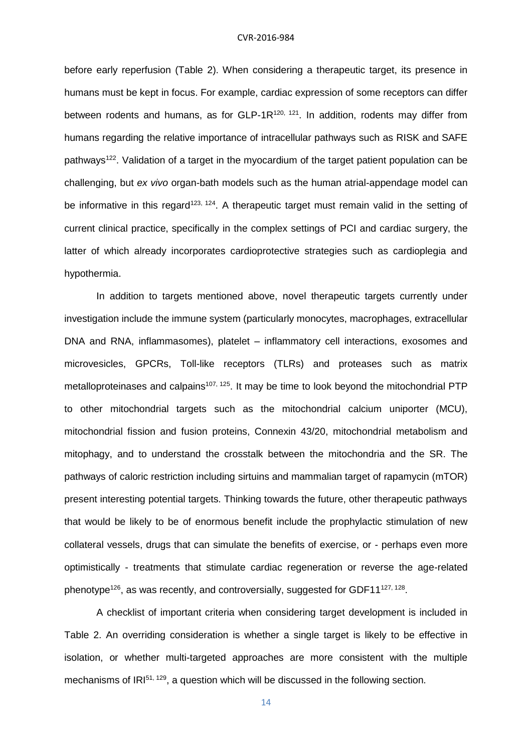before early reperfusion (Table 2). When considering a therapeutic target, its presence in humans must be kept in focus. For example, cardiac expression of some receptors can differ between rodents and humans, as for GLP-1R[120, 121]. In addition, rodents may differ from humans regarding the relative importance of intracellular pathways such as RISK and SAFE pathways[122]. Validation of a target in the myocardium of the target patient population can be challenging, but *ex vivo* organ-bath models such as the human atrial-appendage model can be informative in this regard[123, 124]. A therapeutic target must remain valid in the setting of current clinical practice, specifically in the complex settings of PCI and cardiac surgery, the latter of which already incorporates cardioprotective strategies such as cardioplegia and hypothermia.

In addition to targets mentioned above, novel therapeutic targets currently under investigation include the immune system (particularly monocytes, macrophages, extracellular DNA and RNA, inflammasomes), platelet – inflammatory cell interactions, exosomes and microvesicles, GPCRs, Toll-like receptors (TLRs) and proteases such as matrix metalloproteinases and calpains[107, 125]. It may be time to look beyond the mitochondrial PTP to other mitochondrial targets such as the mitochondrial calcium uniporter (MCU), mitochondrial fission and fusion proteins, Connexin 43/20, mitochondrial metabolism and mitophagy, and to understand the crosstalk between the mitochondria and the SR. The pathways of caloric restriction including sirtuins and mammalian target of rapamycin (mTOR) present interesting potential targets. Thinking towards the future, other therapeutic pathways that would be likely to be of enormous benefit include the prophylactic stimulation of new collateral vessels, drugs that can simulate the benefits of exercise, or - perhaps even more optimistically - treatments that stimulate cardiac regeneration or reverse the age-related phenotype[126], as was recently, and controversially, suggested for GDF11[127, 128].

A checklist of important criteria when considering target development is included in Table 2. An overriding consideration is whether a single target is likely to be effective in isolation, or whether multi-targeted approaches are more consistent with the multiple mechanisms of IRI[51, 129], a question which will be discussed in the following section.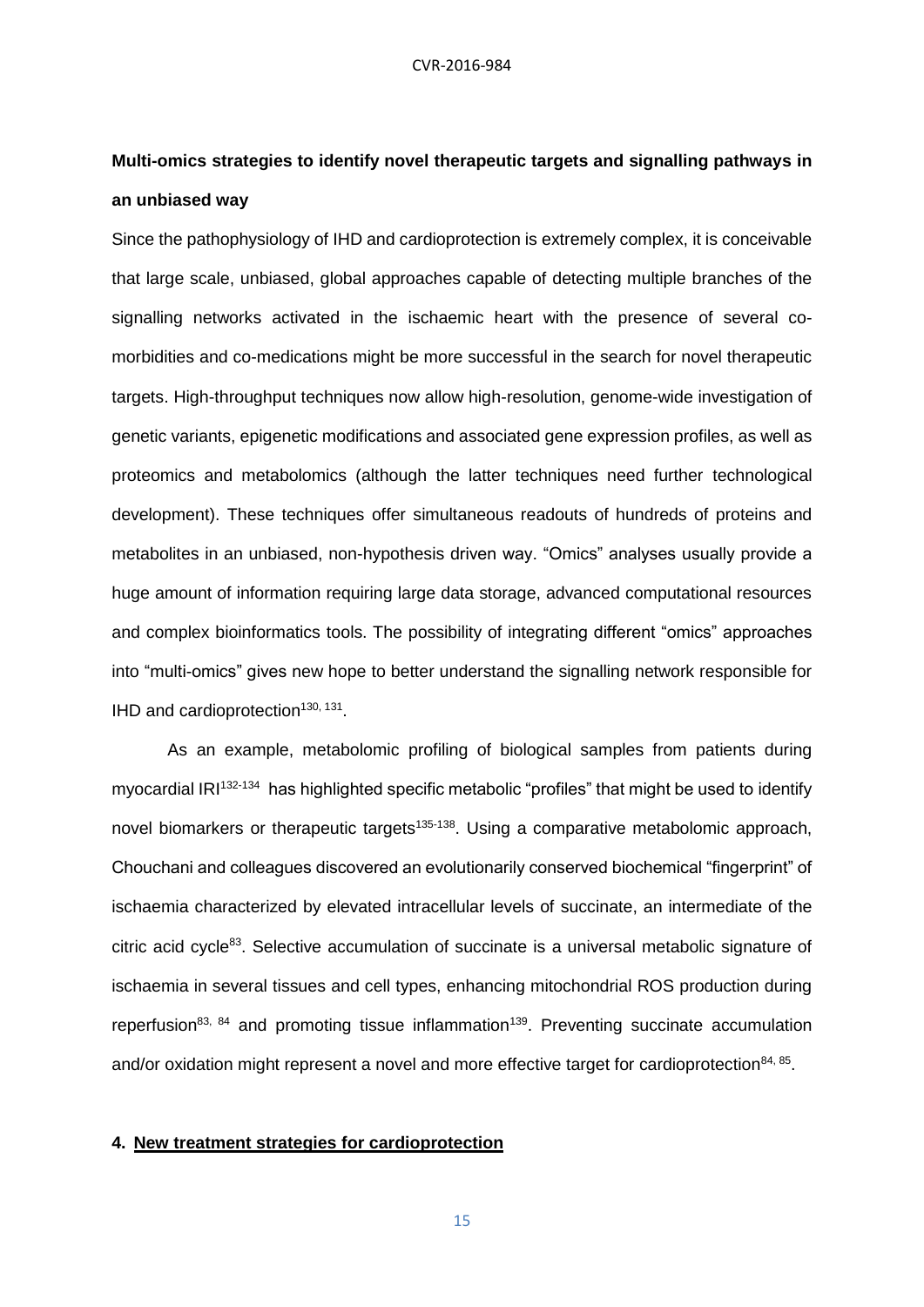**Multi-omics strategies to identify novel therapeutic targets and signalling pathways in an unbiased way**

Since the pathophysiology of IHD and cardioprotection is extremely complex, it is conceivable that large scale, unbiased, global approaches capable of detecting multiple branches of the signalling networks activated in the ischaemic heart with the presence of several co-morbidities and co-medications might be more successful in the search for novel therapeutic targets. High-throughput techniques now allow high-resolution, genome-wide investigation of genetic variants, epigenetic modifications and associated gene expression profiles, as well as proteomics and metabolomics (although the latter techniques need further technological development). These techniques offer simultaneous readouts of hundreds of proteins and metabolites in an unbiased, non-hypothesis driven way. "Omics" analyses usually provide a huge amount of information requiring large data storage, advanced computational resources and complex bioinformatics tools. The possibility of integrating different "omics" approaches into "multi-omics" gives new hope to better understand the signalling network responsible for IHD and cardioprotection[130, 131].

As an example, metabolomic profiling of biological samples from patients during myocardial IRI[132-134] has highlighted specific metabolic "profiles" that might be used to identify novel biomarkers or therapeutic targets[135-138]. Using a comparative metabolomic approach, Chouchani and colleagues discovered an evolutionarily conserved biochemical "fingerprint" of ischaemia characterized by elevated intracellular levels of succinate, an intermediate of the citric acid cycle[83]. Selective accumulation of succinate is a universal metabolic signature of ischaemia in several tissues and cell types, enhancing mitochondrial ROS production during reperfusion[83, 84] and promoting tissue inflammation[139]. Preventing succinate accumulation and/or oxidation might represent a novel and more effective target for cardioprotection[84, 85].

## 4. New treatment strategies for cardioprotection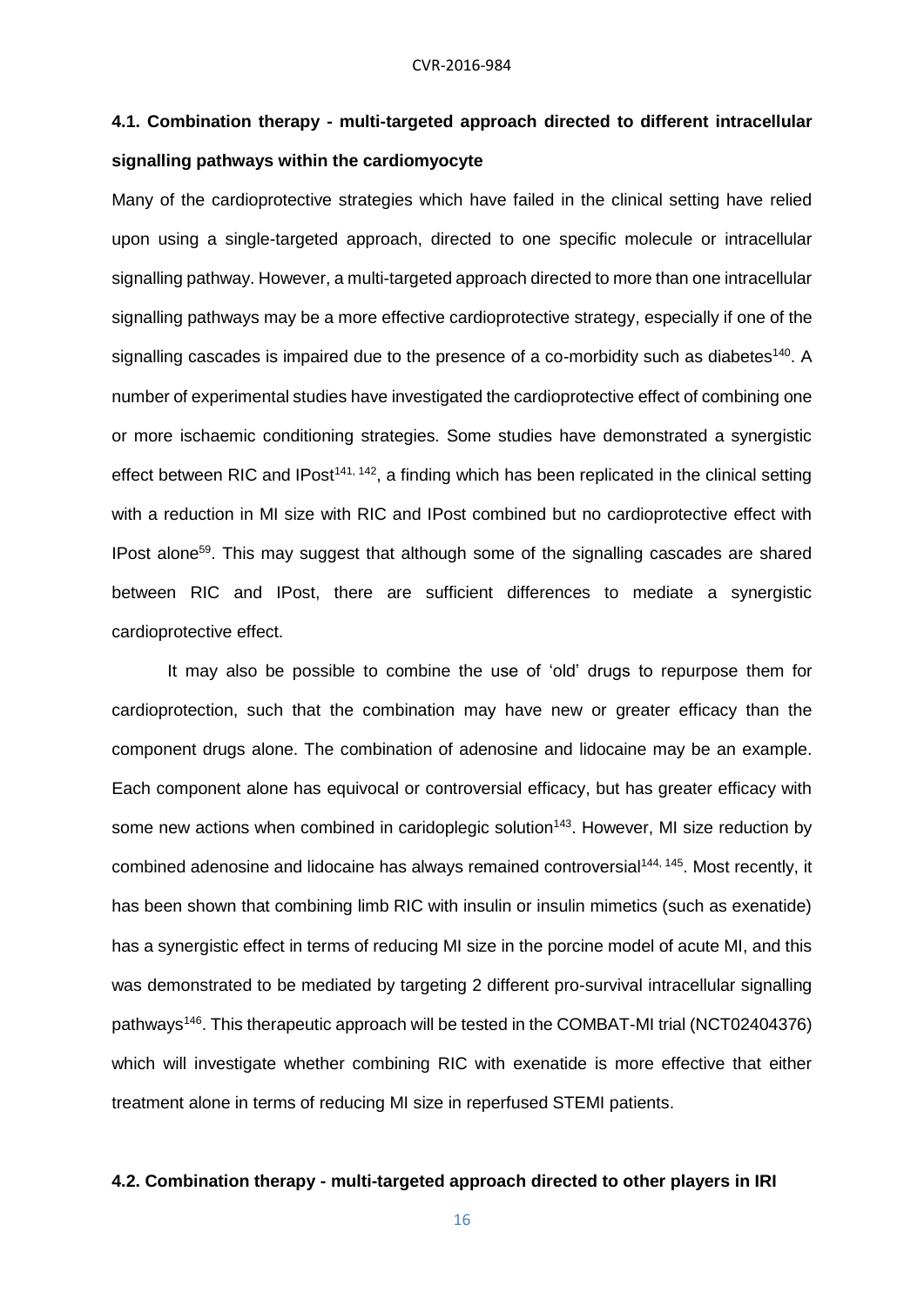### 4.1. Combination therapy - multi-targeted approach directed to different intracellular signalling pathways within the cardiomyocyte

Many of the cardioprotective strategies which have failed in the clinical setting have relied upon using a single-targeted approach, directed to one specific molecule or intracellular signalling pathway. However, a multi-targeted approach directed to more than one intracellular signalling pathways may be a more effective cardioprotective strategy, especially if one of the signalling cascades is impaired due to the presence of a co-morbidity such as diabetes[140]. A number of experimental studies have investigated the cardioprotective effect of combining one or more ischaemic conditioning strategies. Some studies have demonstrated a synergistic effect between RIC and IPost[141, 142], a finding which has been replicated in the clinical setting with a reduction in MI size with RIC and IPost combined but no cardioprotective effect with IPost alone[59]. This may suggest that although some of the signalling cascades are shared between RIC and IPost, there are sufficient differences to mediate a synergistic cardioprotective effect.

It may also be possible to combine the use of 'old' drugs to repurpose them for cardioprotection, such that the combination may have new or greater efficacy than the component drugs alone. The combination of adenosine and lidocaine may be an example. Each component alone has equivocal or controversial efficacy, but has greater efficacy with some new actions when combined in caridoplegic solution[143]. However, MI size reduction by combined adenosine and lidocaine has always remained controversial[144, 145]. Most recently, it has been shown that combining limb RIC with insulin or insulin mimetics (such as exenatide) has a synergistic effect in terms of reducing MI size in the porcine model of acute MI, and this was demonstrated to be mediated by targeting 2 different pro-survival intracellular signalling pathways[146]. This therapeutic approach will be tested in the COMBAT-MI trial (NCT02404376) which will investigate whether combining RIC with exenatide is more effective that either treatment alone in terms of reducing MI size in reperfused STEMI patients.

### 4.2. Combination therapy - multi-targeted approach directed to other players in IRI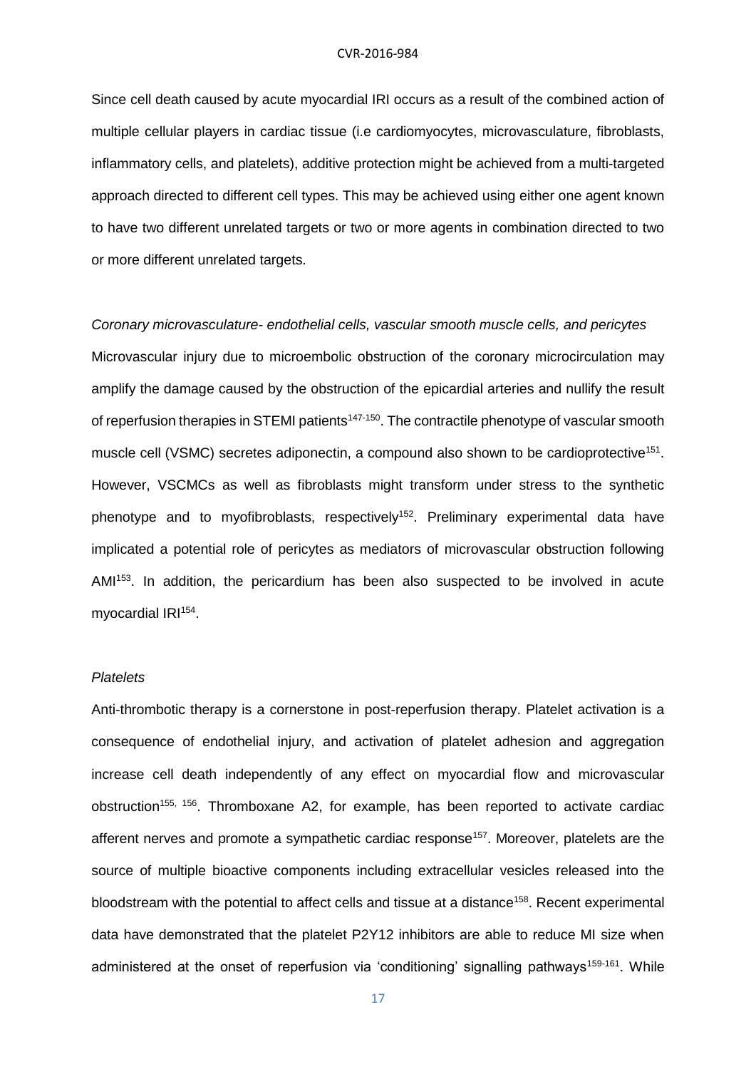Since cell death caused by acute myocardial IRI occurs as a result of the combined action of multiple cellular players in cardiac tissue (i.e cardiomyocytes, microvasculature, fibroblasts, inflammatory cells, and platelets), additive protection might be achieved from a multi-targeted approach directed to different cell types. This may be achieved using either one agent known to have two different unrelated targets or two or more agents in combination directed to two or more different unrelated targets.

*Coronary microvasculature- endothelial cells, vascular smooth muscle cells, and pericytes*

Microvascular injury due to microembolic obstruction of the coronary microcirculation may amplify the damage caused by the obstruction of the epicardial arteries and nullify the result of reperfusion therapies in STEMI patients[147-150]. The contractile phenotype of vascular smooth muscle cell (VSMC) secretes adiponectin, a compound also shown to be cardioprotective[151]. However, VSCMCs as well as fibroblasts might transform under stress to the synthetic phenotype and to myofibroblasts, respectively[152]. Preliminary experimental data have implicated a potential role of pericytes as mediators of microvascular obstruction following AMI[153]. In addition, the pericardium has been also suspected to be involved in acute myocardial IRI[154].

*Platelets*

Anti-thrombotic therapy is a cornerstone in post-reperfusion therapy. Platelet activation is a consequence of endothelial injury, and activation of platelet adhesion and aggregation increase cell death independently of any effect on myocardial flow and microvascular obstruction[155, 156]. Thromboxane A2, for example, has been reported to activate cardiac afferent nerves and promote a sympathetic cardiac response[157]. Moreover, platelets are the source of multiple bioactive components including extracellular vesicles released into the bloodstream with the potential to affect cells and tissue at a distance[158]. Recent experimental data have demonstrated that the platelet P2Y12 inhibitors are able to reduce MI size when administered at the onset of reperfusion via 'conditioning' signalling pathways[159-161]. While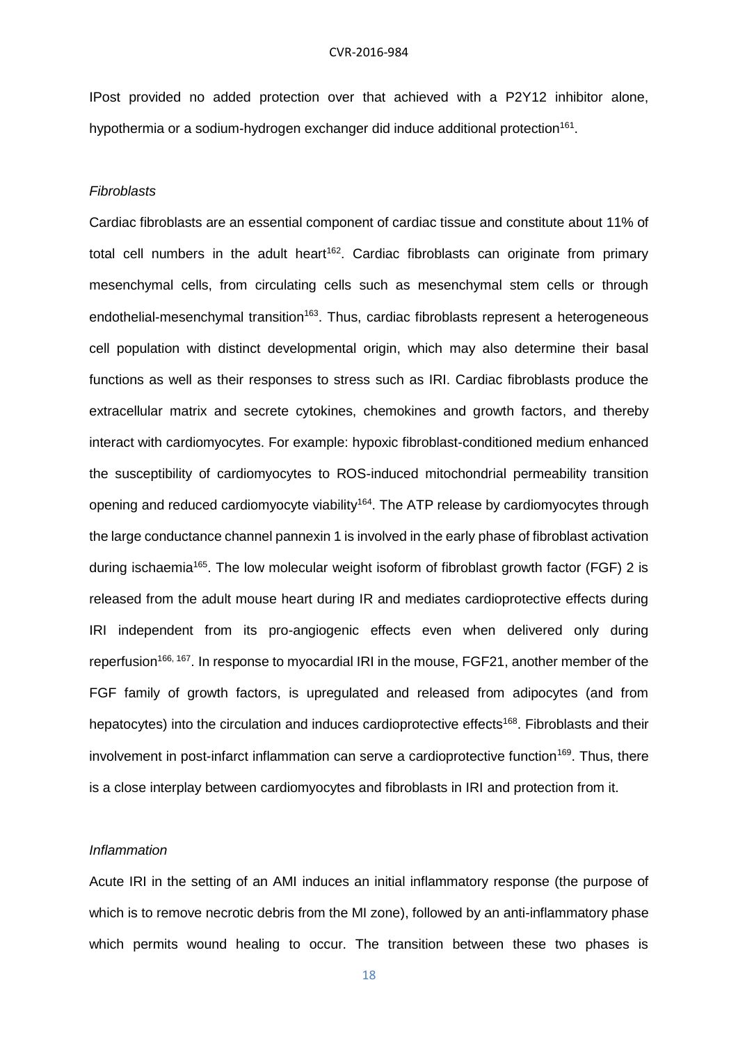IPost provided no added protection over that achieved with a P2Y12 inhibitor alone, hypothermia or a sodium-hydrogen exchanger did induce additional protection[161].

*Fibroblasts*

Cardiac fibroblasts are an essential component of cardiac tissue and constitute about 11% of total cell numbers in the adult heart[162]. Cardiac fibroblasts can originate from primary mesenchymal cells, from circulating cells such as mesenchymal stem cells or through endothelial-mesenchymal transition[163]. Thus, cardiac fibroblasts represent a heterogeneous cell population with distinct developmental origin, which may also determine their basal functions as well as their responses to stress such as IRI. Cardiac fibroblasts produce the extracellular matrix and secrete cytokines, chemokines and growth factors, and thereby interact with cardiomyocytes. For example: hypoxic fibroblast-conditioned medium enhanced the susceptibility of cardiomyocytes to ROS-induced mitochondrial permeability transition opening and reduced cardiomyocyte viability[164]. The ATP release by cardiomyocytes through the large conductance channel pannexin 1 is involved in the early phase of fibroblast activation during ischaemia[165]. The low molecular weight isoform of fibroblast growth factor (FGF) 2 is released from the adult mouse heart during IR and mediates cardioprotective effects during IRI independent from its pro-angiogenic effects even when delivered only during reperfusion[166, 167]. In response to myocardial IRI in the mouse, FGF21, another member of the FGF family of growth factors, is upregulated and released from adipocytes (and from hepatocytes) into the circulation and induces cardioprotective effects[168]. Fibroblasts and their involvement in post-infarct inflammation can serve a cardioprotective function[169]. Thus, there is a close interplay between cardiomyocytes and fibroblasts in IRI and protection from it.

*Inflammation*

Acute IRI in the setting of an AMI induces an initial inflammatory response (the purpose of which is to remove necrotic debris from the MI zone), followed by an anti-inflammatory phase which permits wound healing to occur. The transition between these two phases is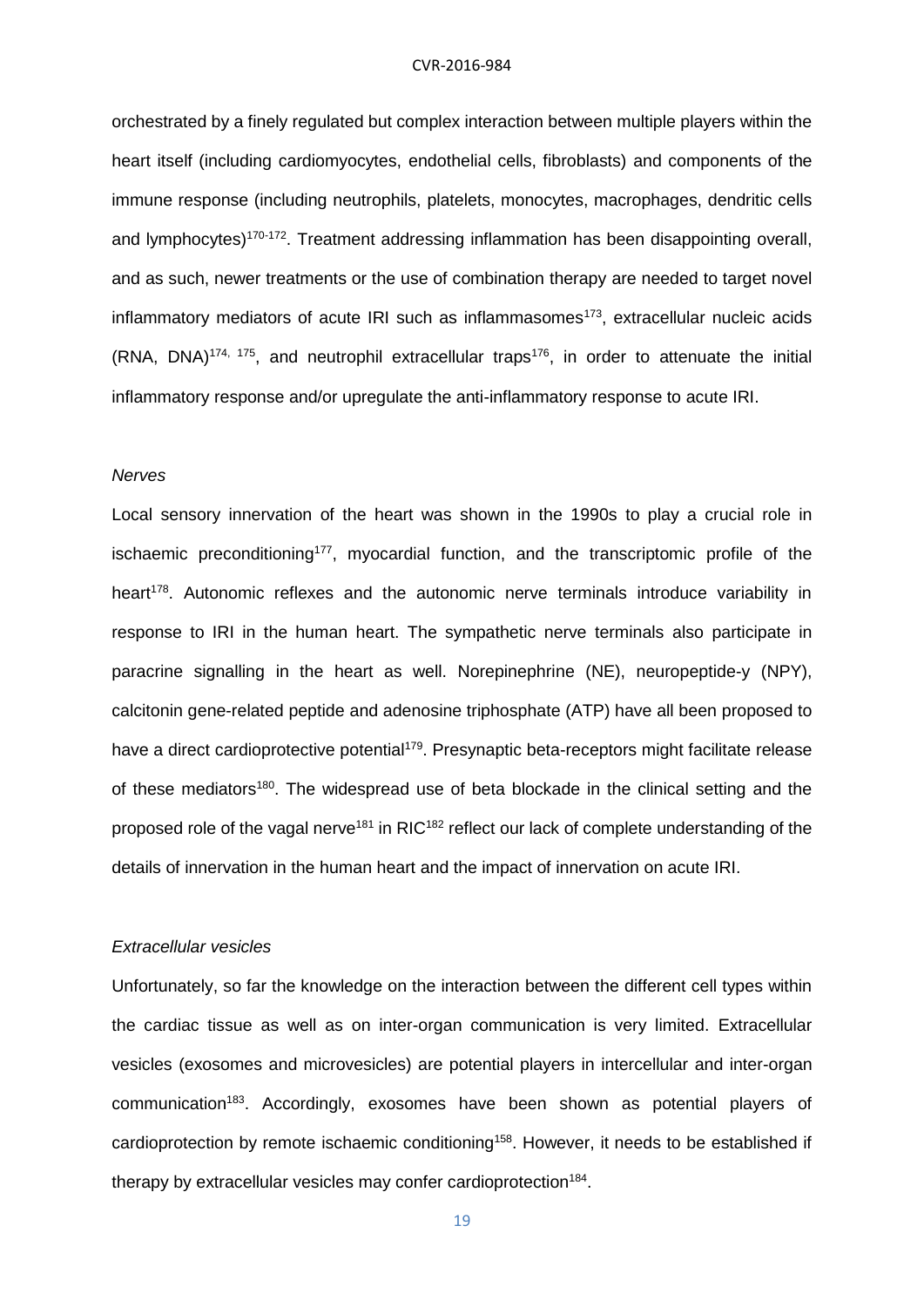orchestrated by a finely regulated but complex interaction between multiple players within the heart itself (including cardiomyocytes, endothelial cells, fibroblasts) and components of the immune response (including neutrophils, platelets, monocytes, macrophages, dendritic cells and lymphocytes)[170-172]. Treatment addressing inflammation has been disappointing overall, and as such, newer treatments or the use of combination therapy are needed to target novel inflammatory mediators of acute IRI such as inflammasomes[173], extracellular nucleic acids (RNA, DNA)[174, 175], and neutrophil extracellular traps[176], in order to attenuate the initial inflammatory response and/or upregulate the anti-inflammatory response to acute IRI.

*Nerves*

Local sensory innervation of the heart was shown in the 1990s to play a crucial role in ischaemic preconditioning[177], myocardial function, and the transcriptomic profile of the heart[178]. Autonomic reflexes and the autonomic nerve terminals introduce variability in response to IRI in the human heart. The sympathetic nerve terminals also participate in paracrine signalling in the heart as well. Norepinephrine (NE), neuropeptide-y (NPY), calcitonin gene-related peptide and adenosine triphosphate (ATP) have all been proposed to have a direct cardioprotective potential[179]. Presynaptic beta-receptors might facilitate release of these mediators[180]. The widespread use of beta blockade in the clinical setting and the proposed role of the vagal nerve[181] in RIC[182] reflect our lack of complete understanding of the details of innervation in the human heart and the impact of innervation on acute IRI.

*Extracellular vesicles*

Unfortunately, so far the knowledge on the interaction between the different cell types within the cardiac tissue as well as on inter-organ communication is very limited. Extracellular vesicles (exosomes and microvesicles) are potential players in intercellular and inter-organ communication[183]. Accordingly, exosomes have been shown as potential players of cardioprotection by remote ischaemic conditioning[158]. However, it needs to be established if therapy by extracellular vesicles may confer cardioprotection[184].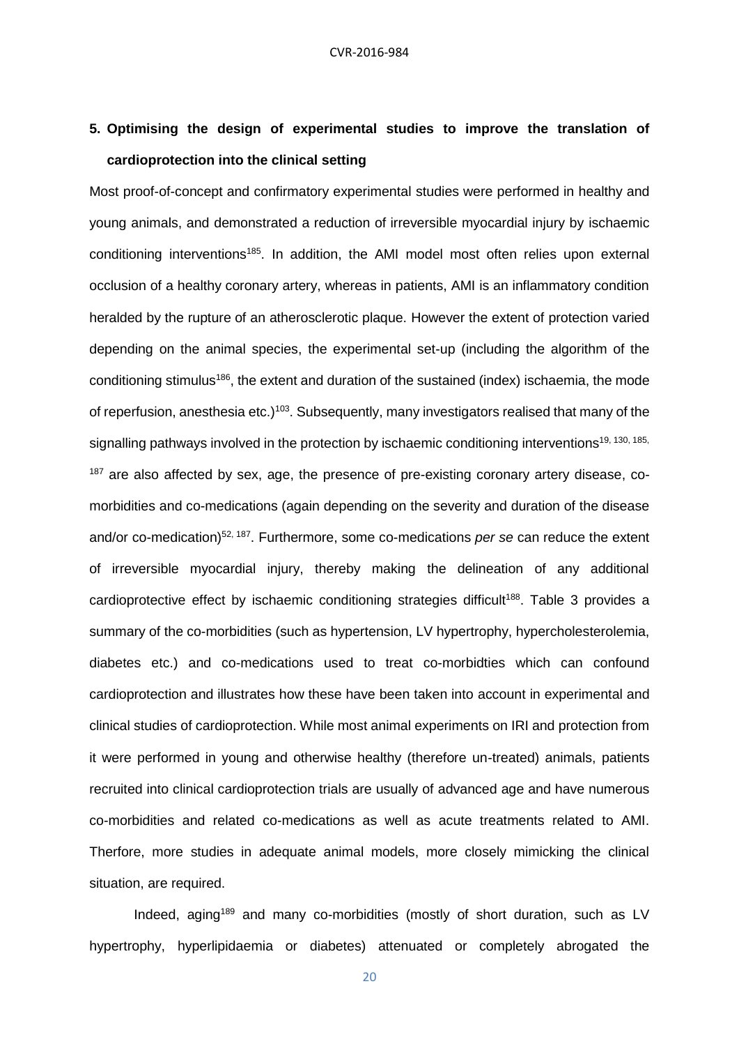## 5. Optimising the design of experimental studies to improve the translation of cardioprotection into the clinical setting

Most proof-of-concept and confirmatory experimental studies were performed in healthy and young animals, and demonstrated a reduction of irreversible myocardial injury by ischaemic conditioning interventions[185]. In addition, the AMI model most often relies upon external occlusion of a healthy coronary artery, whereas in patients, AMI is an inflammatory condition heralded by the rupture of an atherosclerotic plaque. However the extent of protection varied depending on the animal species, the experimental set-up (including the algorithm of the conditioning stimulus[186], the extent and duration of the sustained (index) ischaemia, the mode of reperfusion, anesthesia etc.)[103]. Subsequently, many investigators realised that many of the signalling pathways involved in the protection by ischaemic conditioning interventions[19, 130, 185, 187] are also affected by sex, age, the presence of pre-existing coronary artery disease, co-morbidities and co-medications (again depending on the severity and duration of the disease and/or co-medication)[52, 187]. Furthermore, some co-medications *per se* can reduce the extent of irreversible myocardial injury, thereby making the delineation of any additional cardioprotective effect by ischaemic conditioning strategies difficult[188]. Table 3 provides a summary of the co-morbidities (such as hypertension, LV hypertrophy, hypercholesterolemia, diabetes etc.) and co-medications used to treat co-morbidties which can confound cardioprotection and illustrates how these have been taken into account in experimental and clinical studies of cardioprotection. While most animal experiments on IRI and protection from it were performed in young and otherwise healthy (therefore un-treated) animals, patients recruited into clinical cardioprotection trials are usually of advanced age and have numerous co-morbidities and related co-medications as well as acute treatments related to AMI. Therfore, more studies in adequate animal models, more closely mimicking the clinical situation, are required.

Indeed, aging[189] and many co-morbidities (mostly of short duration, such as LV hypertrophy, hyperlipidaemia or diabetes) attenuated or completely abrogated the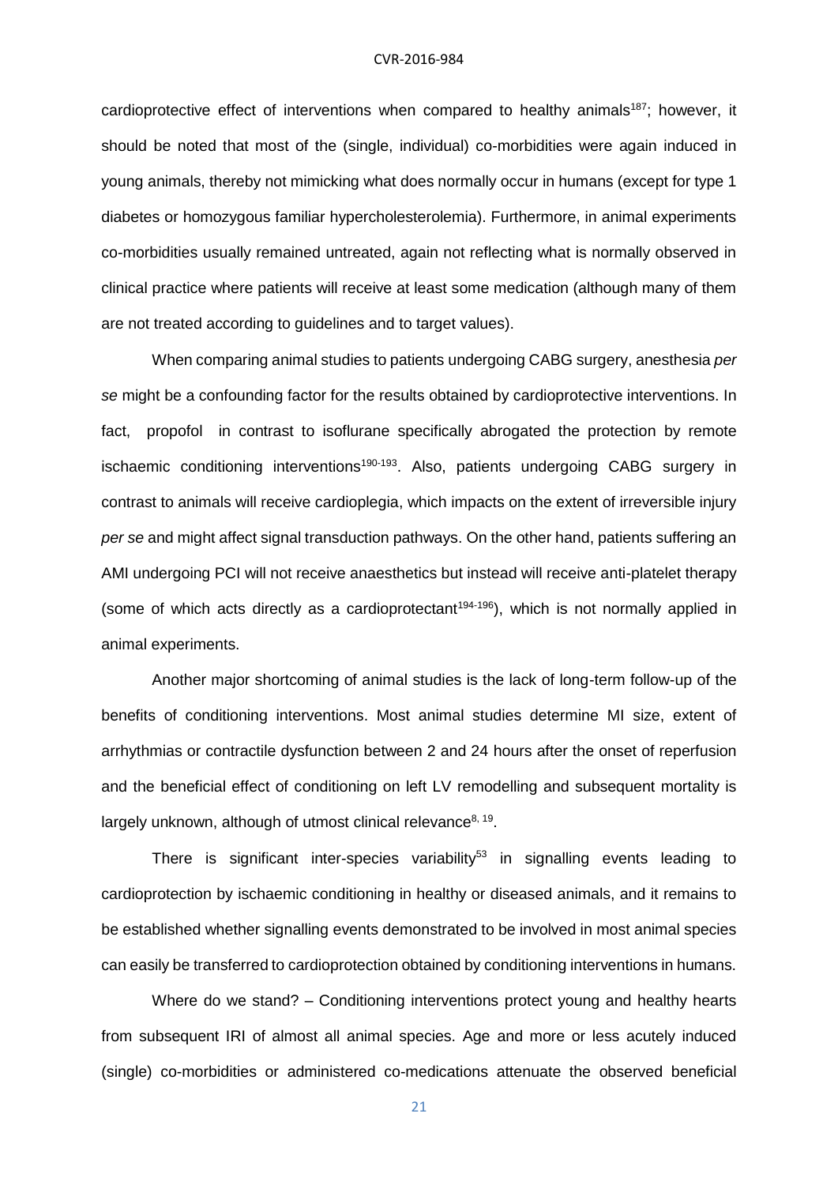cardioprotective effect of interventions when compared to healthy animals[187]; however, it should be noted that most of the (single, individual) co-morbidities were again induced in young animals, thereby not mimicking what does normally occur in humans (except for type 1 diabetes or homozygous familiar hypercholesterolemia). Furthermore, in animal experiments co-morbidities usually remained untreated, again not reflecting what is normally observed in clinical practice where patients will receive at least some medication (although many of them are not treated according to guidelines and to target values).

When comparing animal studies to patients undergoing CABG surgery, anesthesia *per se* might be a confounding factor for the results obtained by cardioprotective interventions. In fact, propofol in contrast to isoflurane specifically abrogated the protection by remote ischaemic conditioning interventions[190-193]. Also, patients undergoing CABG surgery in contrast to animals will receive cardioplegia, which impacts on the extent of irreversible injury *per se* and might affect signal transduction pathways. On the other hand, patients suffering an AMI undergoing PCI will not receive anaesthetics but instead will receive anti-platelet therapy (some of which acts directly as a cardioprotectant[194-196]), which is not normally applied in animal experiments.

Another major shortcoming of animal studies is the lack of long-term follow-up of the benefits of conditioning interventions. Most animal studies determine MI size, extent of arrhythmias or contractile dysfunction between 2 and 24 hours after the onset of reperfusion and the beneficial effect of conditioning on left LV remodelling and subsequent mortality is largely unknown, although of utmost clinical relevance[8, 19].

There is significant inter-species variability[53] in signalling events leading to cardioprotection by ischaemic conditioning in healthy or diseased animals, and it remains to be established whether signalling events demonstrated to be involved in most animal species can easily be transferred to cardioprotection obtained by conditioning interventions in humans.

Where do we stand? – Conditioning interventions protect young and healthy hearts from subsequent IRI of almost all animal species. Age and more or less acutely induced (single) co-morbidities or administered co-medications attenuate the observed beneficial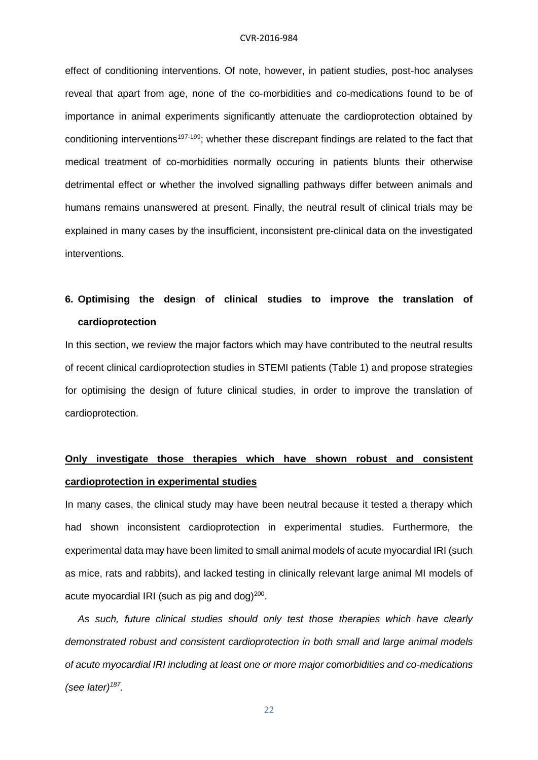effect of conditioning interventions. Of note, however, in patient studies, post-hoc analyses reveal that apart from age, none of the co-morbidities and co-medications found to be of importance in animal experiments significantly attenuate the cardioprotection obtained by conditioning interventions[197-199]; whether these discrepant findings are related to the fact that medical treatment of co-morbidities normally occuring in patients blunts their otherwise detrimental effect or whether the involved signalling pathways differ between animals and humans remains unanswered at present. Finally, the neutral result of clinical trials may be explained in many cases by the insufficient, inconsistent pre-clinical data on the investigated interventions.

## 6. Optimising the design of clinical studies to improve the translation of cardioprotection

In this section, we review the major factors which may have contributed to the neutral results of recent clinical cardioprotection studies in STEMI patients (Table 1) and propose strategies for optimising the design of future clinical studies, in order to improve the translation of cardioprotection.

### Only investigate those therapies which have shown robust and consistent cardioprotection in experimental studies

In many cases, the clinical study may have been neutral because it tested a therapy which had shown inconsistent cardioprotection in experimental studies. Furthermore, the experimental data may have been limited to small animal models of acute myocardial IRI (such as mice, rats and rabbits), and lacked testing in clinically relevant large animal MI models of acute myocardial IRI (such as pig and dog)[200].

*As such, future clinical studies should only test those therapies which have clearly demonstrated robust and consistent cardioprotection in both small and large animal models of acute myocardial IRI including at least one or more major comorbidities and co-medications (see later)[187].*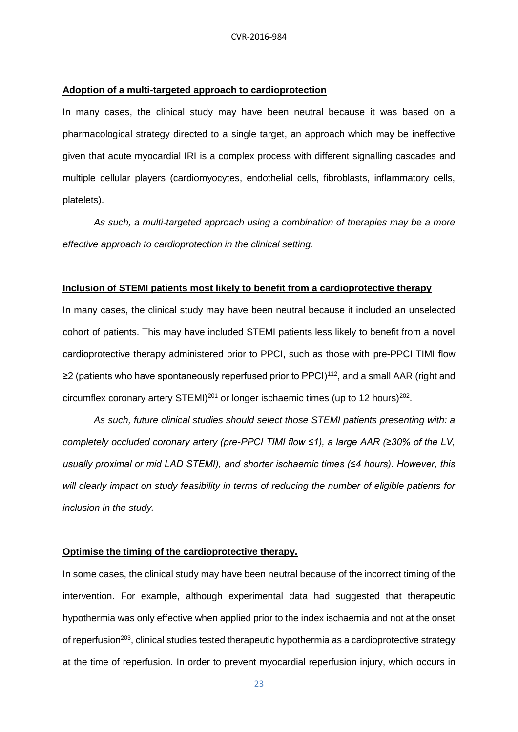**Adoption of a multi-targeted approach to cardioprotection**

In many cases, the clinical study may have been neutral because it was based on a pharmacological strategy directed to a single target, an approach which may be ineffective given that acute myocardial IRI is a complex process with different signalling cascades and multiple cellular players (cardiomyocytes, endothelial cells, fibroblasts, inflammatory cells, platelets).

*As such, a multi-targeted approach using a combination of therapies may be a more effective approach to cardioprotection in the clinical setting.*

**Inclusion of STEMI patients most likely to benefit from a cardioprotective therapy**

In many cases, the clinical study may have been neutral because it included an unselected cohort of patients. This may have included STEMI patients less likely to benefit from a novel cardioprotective therapy administered prior to PPCI, such as those with pre-PPCI TIMI flow ≥2 (patients who have spontaneously reperfused prior to PPCI)[112], and a small AAR (right and circumflex coronary artery STEMI)[201] or longer ischaemic times (up to 12 hours)[202].

*As such, future clinical studies should select those STEMI patients presenting with: a completely occluded coronary artery (pre-PPCI TIMI flow ≤1), a large AAR (≥30% of the LV, usually proximal or mid LAD STEMI), and shorter ischaemic times (≤4 hours). However, this will clearly impact on study feasibility in terms of reducing the number of eligible patients for inclusion in the study.*

**Optimise the timing of the cardioprotective therapy.**

In some cases, the clinical study may have been neutral because of the incorrect timing of the intervention. For example, although experimental data had suggested that therapeutic hypothermia was only effective when applied prior to the index ischaemia and not at the onset of reperfusion[203], clinical studies tested therapeutic hypothermia as a cardioprotective strategy at the time of reperfusion. In order to prevent myocardial reperfusion injury, which occurs in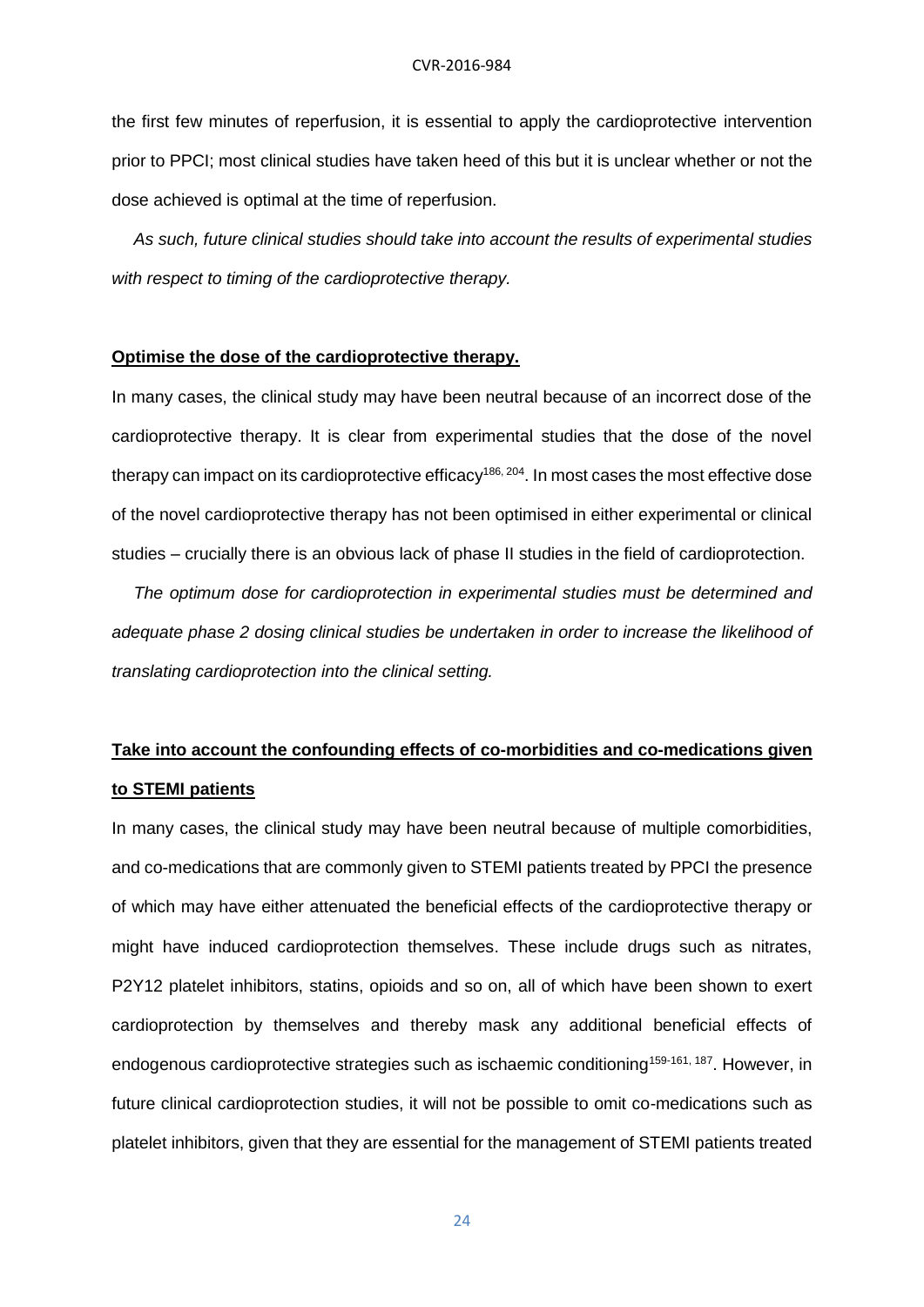the first few minutes of reperfusion, it is essential to apply the cardioprotective intervention prior to PPCI; most clinical studies have taken heed of this but it is unclear whether or not the dose achieved is optimal at the time of reperfusion.

*As such, future clinical studies should take into account the results of experimental studies with respect to timing of the cardioprotective therapy.*

**Optimise the dose of the cardioprotective therapy.**

In many cases, the clinical study may have been neutral because of an incorrect dose of the cardioprotective therapy. It is clear from experimental studies that the dose of the novel therapy can impact on its cardioprotective efficacy[186, 204]. In most cases the most effective dose of the novel cardioprotective therapy has not been optimised in either experimental or clinical studies – crucially there is an obvious lack of phase II studies in the field of cardioprotection.

*The optimum dose for cardioprotection in experimental studies must be determined and adequate phase 2 dosing clinical studies be undertaken in order to increase the likelihood of translating cardioprotection into the clinical setting.*

**Take into account the confounding effects of co-morbidities and co-medications given to STEMI patients**

In many cases, the clinical study may have been neutral because of multiple comorbidities, and co-medications that are commonly given to STEMI patients treated by PPCI the presence of which may have either attenuated the beneficial effects of the cardioprotective therapy or might have induced cardioprotection themselves. These include drugs such as nitrates, P2Y12 platelet inhibitors, statins, opioids and so on, all of which have been shown to exert cardioprotection by themselves and thereby mask any additional beneficial effects of endogenous cardioprotective strategies such as ischaemic conditioning[159-161, 187]. However, in future clinical cardioprotection studies, it will not be possible to omit co-medications such as platelet inhibitors, given that they are essential for the management of STEMI patients treated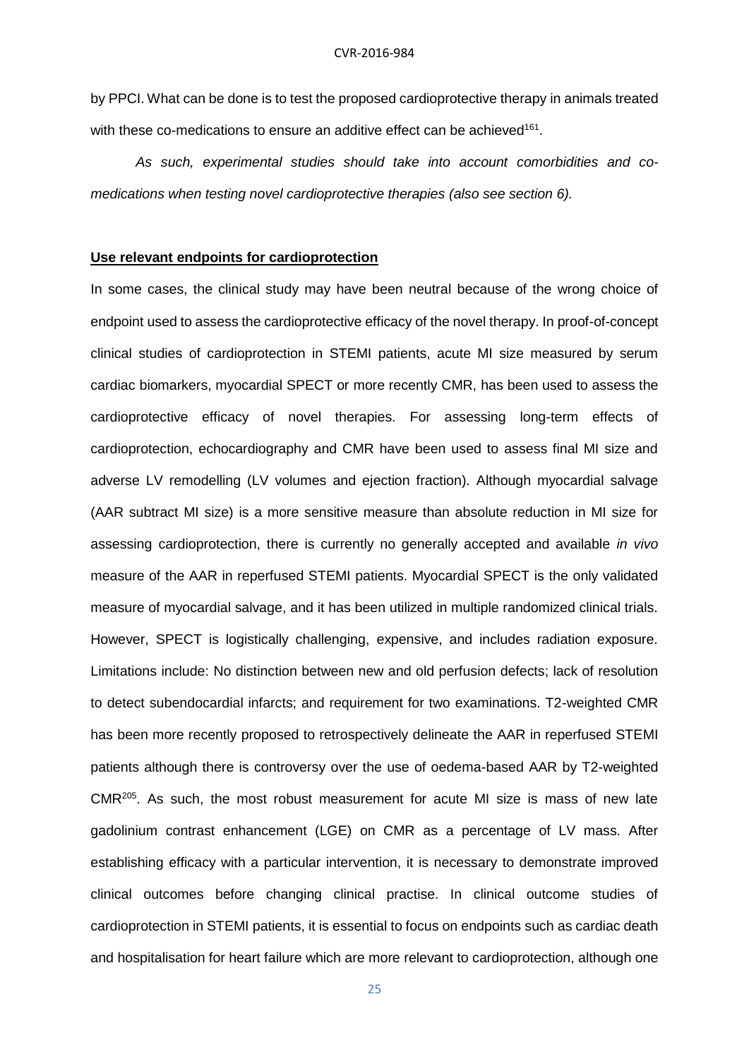by PPCI. What can be done is to test the proposed cardioprotective therapy in animals treated with these co-medications to ensure an additive effect can be achieved[161].

*As such, experimental studies should take into account comorbidities and co-medications when testing novel cardioprotective therapies (also see section 6).*

**Use relevant endpoints for cardioprotection**

In some cases, the clinical study may have been neutral because of the wrong choice of endpoint used to assess the cardioprotective efficacy of the novel therapy. In proof-of-concept clinical studies of cardioprotection in STEMI patients, acute MI size measured by serum cardiac biomarkers, myocardial SPECT or more recently CMR, has been used to assess the cardioprotective efficacy of novel therapies. For assessing long-term effects of cardioprotection, echocardiography and CMR have been used to assess final MI size and adverse LV remodelling (LV volumes and ejection fraction). Although myocardial salvage (AAR subtract MI size) is a more sensitive measure than absolute reduction in MI size for assessing cardioprotection, there is currently no generally accepted and available *in vivo* measure of the AAR in reperfused STEMI patients. Myocardial SPECT is the only validated measure of myocardial salvage, and it has been utilized in multiple randomized clinical trials. However, SPECT is logistically challenging, expensive, and includes radiation exposure. Limitations include: No distinction between new and old perfusion defects; lack of resolution to detect subendocardial infarcts; and requirement for two examinations. T2-weighted CMR has been more recently proposed to retrospectively delineate the AAR in reperfused STEMI patients although there is controversy over the use of oedema-based AAR by T2-weighted CMR[205]. As such, the most robust measurement for acute MI size is mass of new late gadolinium contrast enhancement (LGE) on CMR as a percentage of LV mass. After establishing efficacy with a particular intervention, it is necessary to demonstrate improved clinical outcomes before changing clinical practise. In clinical outcome studies of cardioprotection in STEMI patients, it is essential to focus on endpoints such as cardiac death and hospitalisation for heart failure which are more relevant to cardioprotection, although one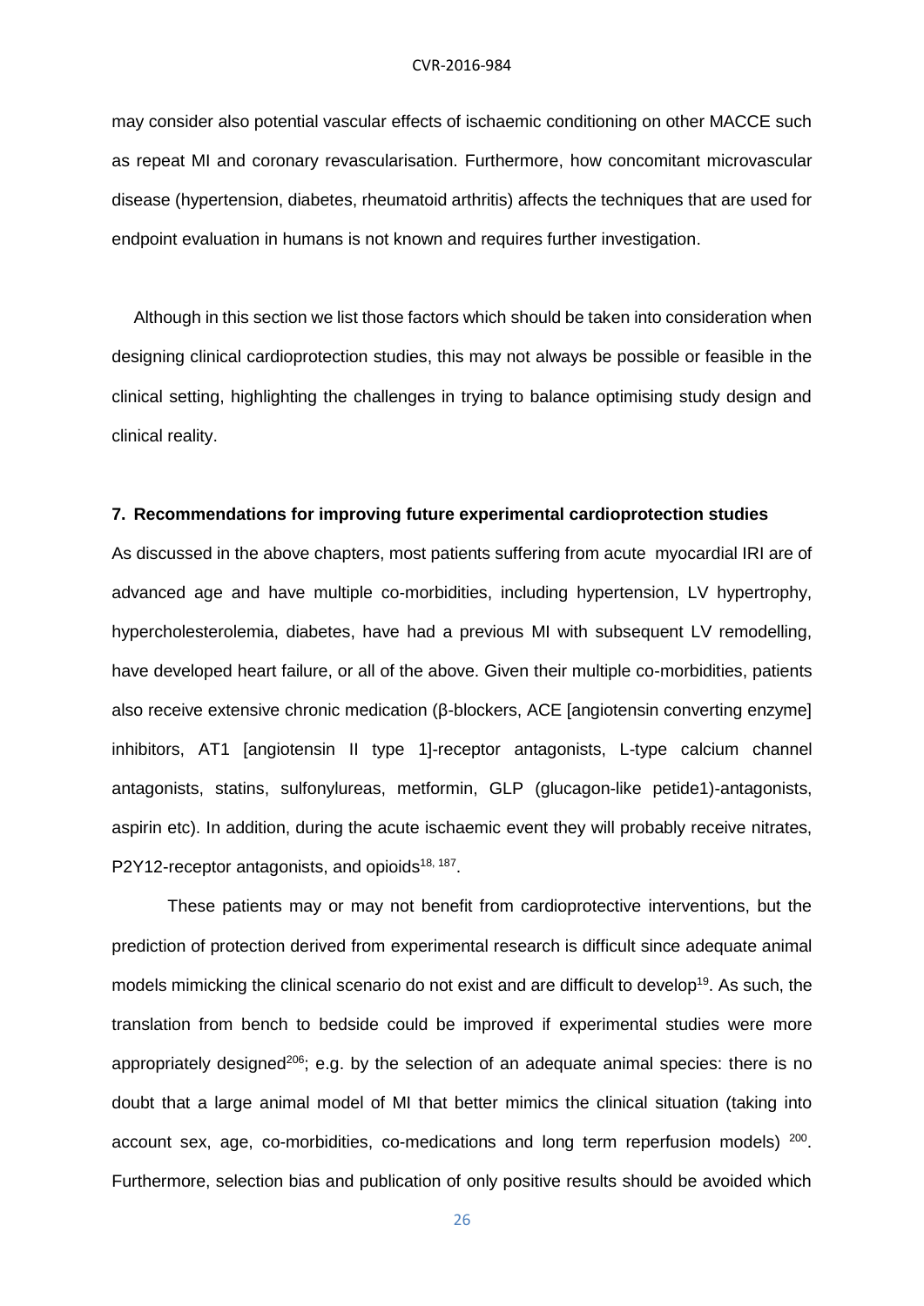may consider also potential vascular effects of ischaemic conditioning on other MACCE such as repeat MI and coronary revascularisation. Furthermore, how concomitant microvascular disease (hypertension, diabetes, rheumatoid arthritis) affects the techniques that are used for endpoint evaluation in humans is not known and requires further investigation.

Although in this section we list those factors which should be taken into consideration when designing clinical cardioprotection studies, this may not always be possible or feasible in the clinical setting, highlighting the challenges in trying to balance optimising study design and clinical reality.

## 7. Recommendations for improving future experimental cardioprotection studies

As discussed in the above chapters, most patients suffering from acute myocardial IRI are of advanced age and have multiple co-morbidities, including hypertension, LV hypertrophy, hypercholesterolemia, diabetes, have had a previous MI with subsequent LV remodelling, have developed heart failure, or all of the above. Given their multiple co-morbidities, patients also receive extensive chronic medication (β-blockers, ACE [angiotensin converting enzyme] inhibitors, AT1 [angiotensin II type 1]-receptor antagonists, L-type calcium channel antagonists, statins, sulfonylureas, metformin, GLP (glucagon-like petide1)-antagonists, aspirin etc). In addition, during the acute ischaemic event they will probably receive nitrates, P2Y12-receptor antagonists, and opioids[18, 187].

These patients may or may not benefit from cardioprotective interventions, but the prediction of protection derived from experimental research is difficult since adequate animal models mimicking the clinical scenario do not exist and are difficult to develop[19]. As such, the translation from bench to bedside could be improved if experimental studies were more appropriately designed[206]; e.g. by the selection of an adequate animal species: there is no doubt that a large animal model of MI that better mimics the clinical situation (taking into account sex, age, co-morbidities, co-medications and long term reperfusion models) [200]. Furthermore, selection bias and publication of only positive results should be avoided which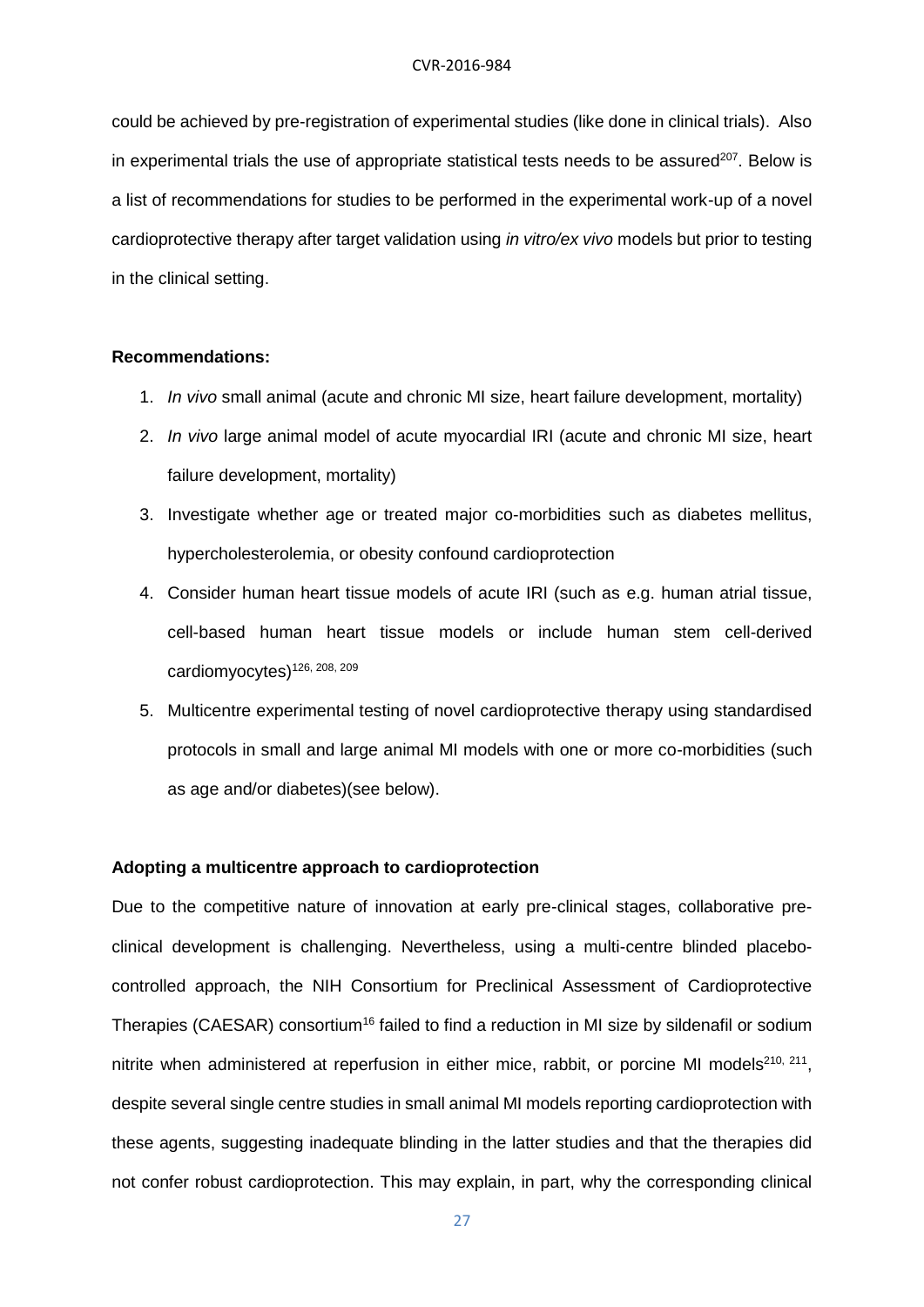could be achieved by pre-registration of experimental studies (like done in clinical trials). Also in experimental trials the use of appropriate statistical tests needs to be assured[207]. Below is a list of recommendations for studies to be performed in the experimental work-up of a novel cardioprotective therapy after target validation using *in vitro/ex vivo* models but prior to testing in the clinical setting.

**Recommendations:**

1. *In vivo* small animal (acute and chronic MI size, heart failure development, mortality)
2. *In vivo* large animal model of acute myocardial IRI (acute and chronic MI size, heart failure development, mortality)
3. Investigate whether age or treated major co-morbidities such as diabetes mellitus, hypercholesterolemia, or obesity confound cardioprotection
4. Consider human heart tissue models of acute IRI (such as e.g. human atrial tissue, cell-based human heart tissue models or include human stem cell-derived cardiomyocytes)[126, 208, 209]
5. Multicentre experimental testing of novel cardioprotective therapy using standardised protocols in small and large animal MI models with one or more co-morbidities (such as age and/or diabetes)(see below).

**Adopting a multicentre approach to cardioprotection**

Due to the competitive nature of innovation at early pre-clinical stages, collaborative pre-clinical development is challenging. Nevertheless, using a multi-centre blinded placebo-controlled approach, the NIH Consortium for Preclinical Assessment of Cardioprotective Therapies (CAESAR) consortium[16] failed to find a reduction in MI size by sildenafil or sodium nitrite when administered at reperfusion in either mice, rabbit, or porcine MI models[210, 211], despite several single centre studies in small animal MI models reporting cardioprotection with these agents, suggesting inadequate blinding in the latter studies and that the therapies did not confer robust cardioprotection. This may explain, in part, why the corresponding clinical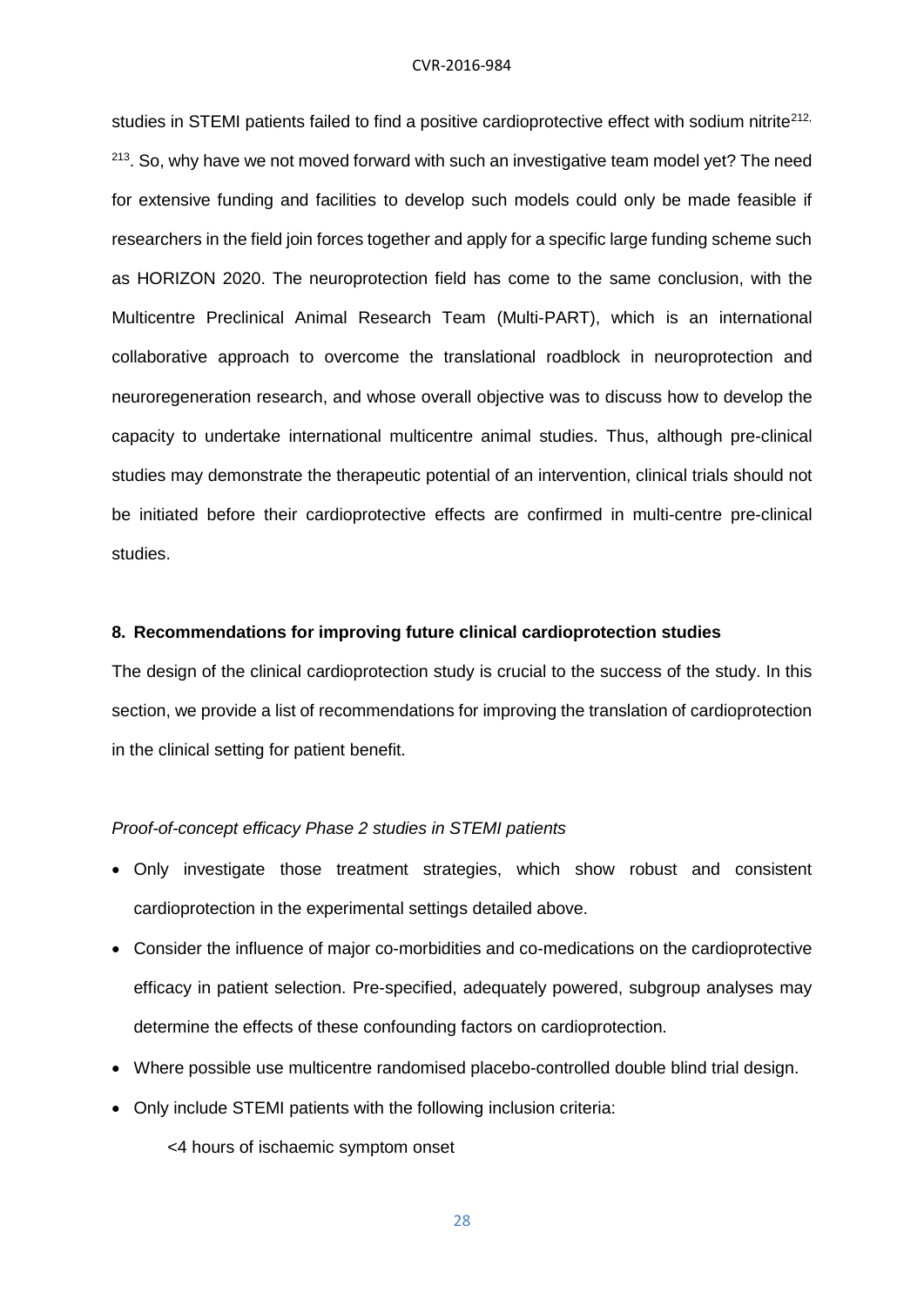studies in STEMI patients failed to find a positive cardioprotective effect with sodium nitrite[212, 213]. So, why have we not moved forward with such an investigative team model yet? The need for extensive funding and facilities to develop such models could only be made feasible if researchers in the field join forces together and apply for a specific large funding scheme such as HORIZON 2020. The neuroprotection field has come to the same conclusion, with the Multicentre Preclinical Animal Research Team (Multi-PART), which is an international collaborative approach to overcome the translational roadblock in neuroprotection and neuroregeneration research, and whose overall objective was to discuss how to develop the capacity to undertake international multicentre animal studies. Thus, although pre-clinical studies may demonstrate the therapeutic potential of an intervention, clinical trials should not be initiated before their cardioprotective effects are confirmed in multi-centre pre-clinical studies.

## 8. Recommendations for improving future clinical cardioprotection studies

The design of the clinical cardioprotection study is crucial to the success of the study. In this section, we provide a list of recommendations for improving the translation of cardioprotection in the clinical setting for patient benefit.

*Proof-of-concept efficacy Phase 2 studies in STEMI patients*

- Only investigate those treatment strategies, which show robust and consistent cardioprotection in the experimental settings detailed above.
- Consider the influence of major co-morbidities and co-medications on the cardioprotective efficacy in patient selection. Pre-specified, adequately powered, subgroup analyses may determine the effects of these confounding factors on cardioprotection.
- Where possible use multicentre randomised placebo-controlled double blind trial design.
- Only include STEMI patients with the following inclusion criteria:

  <4 hours of ischaemic symptom onset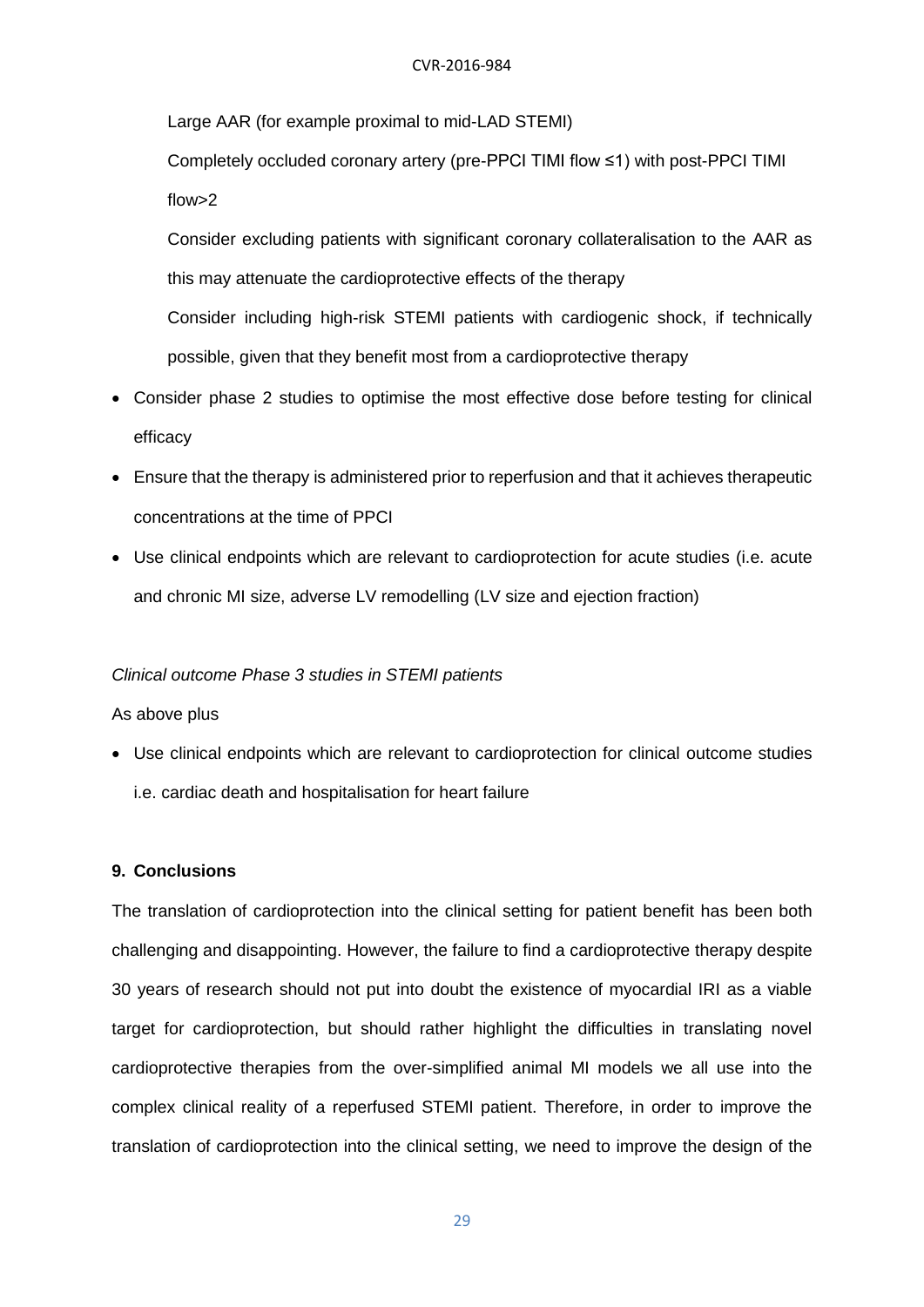Large AAR (for example proximal to mid-LAD STEMI)

Completely occluded coronary artery (pre-PPCI TIMI flow ≤1) with post-PPCI TIMI flow>2

Consider excluding patients with significant coronary collateralisation to the AAR as this may attenuate the cardioprotective effects of the therapy

Consider including high-risk STEMI patients with cardiogenic shock, if technically possible, given that they benefit most from a cardioprotective therapy

- Consider phase 2 studies to optimise the most effective dose before testing for clinical efficacy
- Ensure that the therapy is administered prior to reperfusion and that it achieves therapeutic concentrations at the time of PPCI
- Use clinical endpoints which are relevant to cardioprotection for acute studies (i.e. acute and chronic MI size, adverse LV remodelling (LV size and ejection fraction)

*Clinical outcome Phase 3 studies in STEMI patients*

As above plus

- Use clinical endpoints which are relevant to cardioprotection for clinical outcome studies i.e. cardiac death and hospitalisation for heart failure

## 9. Conclusions

The translation of cardioprotection into the clinical setting for patient benefit has been both challenging and disappointing. However, the failure to find a cardioprotective therapy despite 30 years of research should not put into doubt the existence of myocardial IRI as a viable target for cardioprotection, but should rather highlight the difficulties in translating novel cardioprotective therapies from the over-simplified animal MI models we all use into the complex clinical reality of a reperfused STEMI patient. Therefore, in order to improve the translation of cardioprotection into the clinical setting, we need to improve the design of the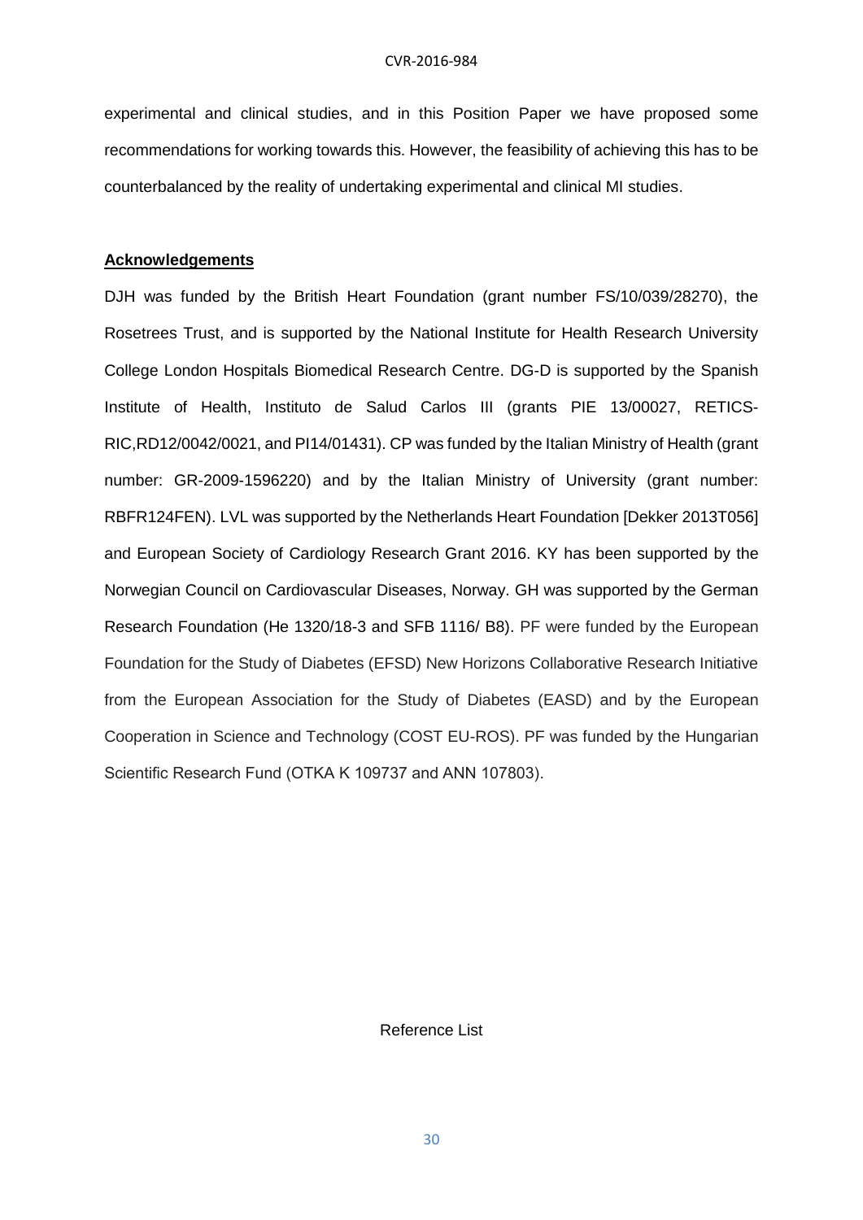experimental and clinical studies, and in this Position Paper we have proposed some recommendations for working towards this. However, the feasibility of achieving this has to be counterbalanced by the reality of undertaking experimental and clinical MI studies.

## Acknowledgements

DJH was funded by the British Heart Foundation (grant number FS/10/039/28270), the Rosetrees Trust, and is supported by the National Institute for Health Research University College London Hospitals Biomedical Research Centre. DG-D is supported by the Spanish Institute of Health, Instituto de Salud Carlos III (grants PIE 13/00027, RETICS-RIC,RD12/0042/0021, and PI14/01431). CP was funded by the Italian Ministry of Health (grant number: GR-2009-1596220) and by the Italian Ministry of University (grant number: RBFR124FEN). LVL was supported by the Netherlands Heart Foundation [Dekker 2013T056] and European Society of Cardiology Research Grant 2016. KY has been supported by the Norwegian Council on Cardiovascular Diseases, Norway. GH was supported by the German Research Foundation (He 1320/18-3 and SFB 1116/ B8). PF were funded by the European Foundation for the Study of Diabetes (EFSD) New Horizons Collaborative Research Initiative from the European Association for the Study of Diabetes (EASD) and by the European Cooperation in Science and Technology (COST EU-ROS). PF was funded by the Hungarian Scientific Research Fund (OTKA K 109737 and ANN 107803).

Reference List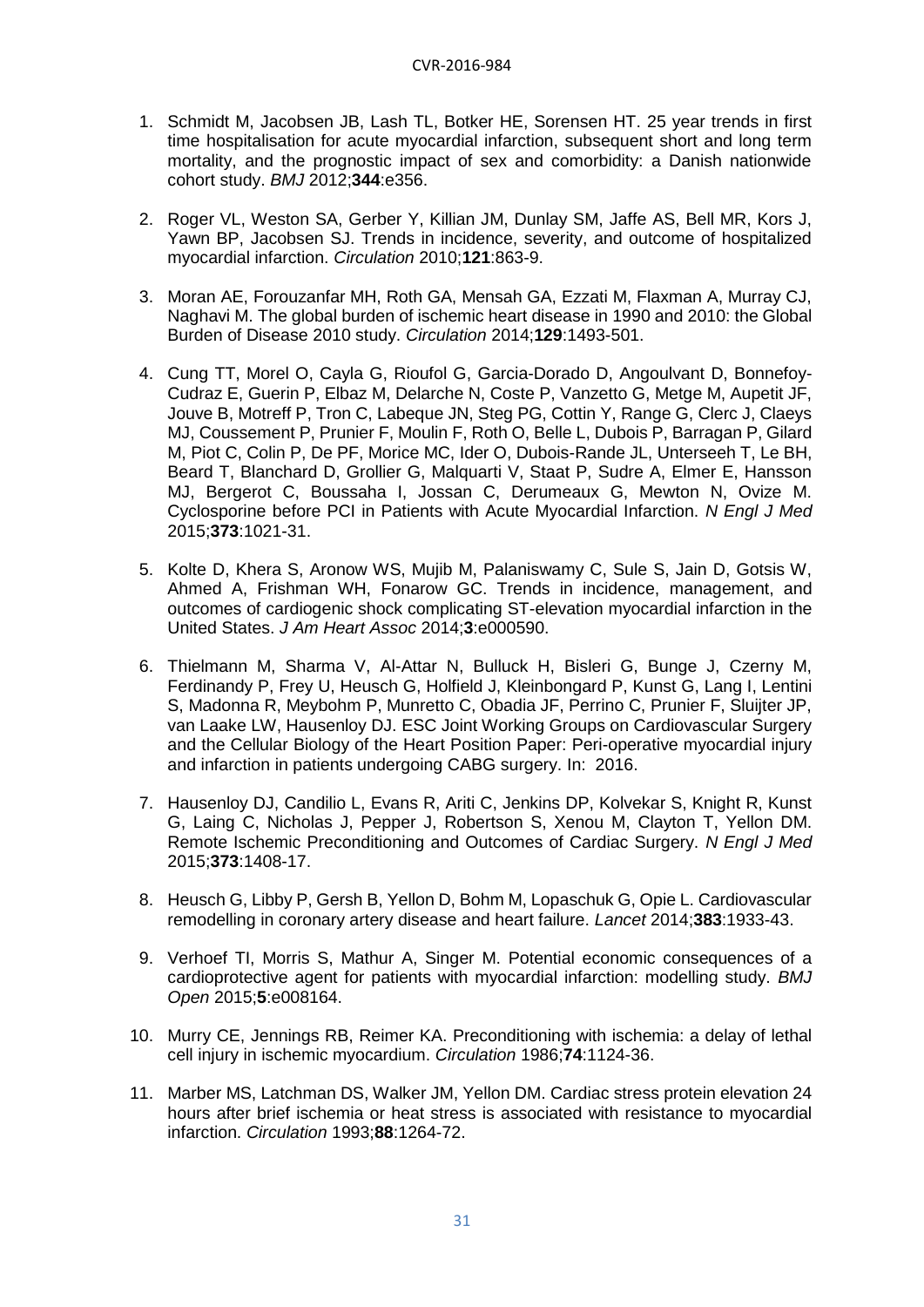1. Schmidt M, Jacobsen JB, Lash TL, Botker HE, Sorensen HT. 25 year trends in first time hospitalisation for acute myocardial infarction, subsequent short and long term mortality, and the prognostic impact of sex and comorbidity: a Danish nationwide cohort study. *BMJ* 2012;**344**:e356.

2. Roger VL, Weston SA, Gerber Y, Killian JM, Dunlay SM, Jaffe AS, Bell MR, Kors J, Yawn BP, Jacobsen SJ. Trends in incidence, severity, and outcome of hospitalized myocardial infarction. *Circulation* 2010;**121**:863-9.

3. Moran AE, Forouzanfar MH, Roth GA, Mensah GA, Ezzati M, Flaxman A, Murray CJ, Naghavi M. The global burden of ischemic heart disease in 1990 and 2010: the Global Burden of Disease 2010 study. *Circulation* 2014;**129**:1493-501.

4. Cung TT, Morel O, Cayla G, Rioufol G, Garcia-Dorado D, Angoulvant D, Bonnefoy-Cudraz E, Guerin P, Elbaz M, Delarche N, Coste P, Vanzetto G, Metge M, Aupetit JF, Jouve B, Motreff P, Tron C, Labeque JN, Steg PG, Cottin Y, Range G, Clerc J, Claeys MJ, Coussement P, Prunier F, Moulin F, Roth O, Belle L, Dubois P, Barragan P, Gilard M, Piot C, Colin P, De PF, Morice MC, Ider O, Dubois-Rande JL, Unterseeh T, Le BH, Beard T, Blanchard D, Grollier G, Malquarti V, Staat P, Sudre A, Elmer E, Hansson MJ, Bergerot C, Boussaha I, Jossan C, Derumeaux G, Mewton N, Ovize M. Cyclosporine before PCI in Patients with Acute Myocardial Infarction. *N Engl J Med* 2015;**373**:1021-31.

5. Kolte D, Khera S, Aronow WS, Mujib M, Palaniswamy C, Sule S, Jain D, Gotsis W, Ahmed A, Frishman WH, Fonarow GC. Trends in incidence, management, and outcomes of cardiogenic shock complicating ST-elevation myocardial infarction in the United States. *J Am Heart Assoc* 2014;**3**:e000590.

6. Thielmann M, Sharma V, Al-Attar N, Bulluck H, Bisleri G, Bunge J, Czerny M, Ferdinandy P, Frey U, Heusch G, Holfield J, Kleinbongard P, Kunst G, Lang I, Lentini S, Madonna R, Meybohm P, Munretto C, Obadia JF, Perrino C, Prunier F, Sluijter JP, van Laake LW, Hausenloy DJ. ESC Joint Working Groups on Cardiovascular Surgery and the Cellular Biology of the Heart Position Paper: Peri-operative myocardial injury and infarction in patients undergoing CABG surgery. In: 2016.

7. Hausenloy DJ, Candilio L, Evans R, Ariti C, Jenkins DP, Kolvekar S, Knight R, Kunst G, Laing C, Nicholas J, Pepper J, Robertson S, Xenou M, Clayton T, Yellon DM. Remote Ischemic Preconditioning and Outcomes of Cardiac Surgery. *N Engl J Med* 2015;**373**:1408-17.

8. Heusch G, Libby P, Gersh B, Yellon D, Bohm M, Lopaschuk G, Opie L. Cardiovascular remodelling in coronary artery disease and heart failure. *Lancet* 2014;**383**:1933-43.

9. Verhoef TI, Morris S, Mathur A, Singer M. Potential economic consequences of a cardioprotective agent for patients with myocardial infarction: modelling study. *BMJ Open* 2015;**5**:e008164.

10. Murry CE, Jennings RB, Reimer KA. Preconditioning with ischemia: a delay of lethal cell injury in ischemic myocardium. *Circulation* 1986;**74**:1124-36.

11. Marber MS, Latchman DS, Walker JM, Yellon DM. Cardiac stress protein elevation 24 hours after brief ischemia or heat stress is associated with resistance to myocardial infarction. *Circulation* 1993;**88**:1264-72.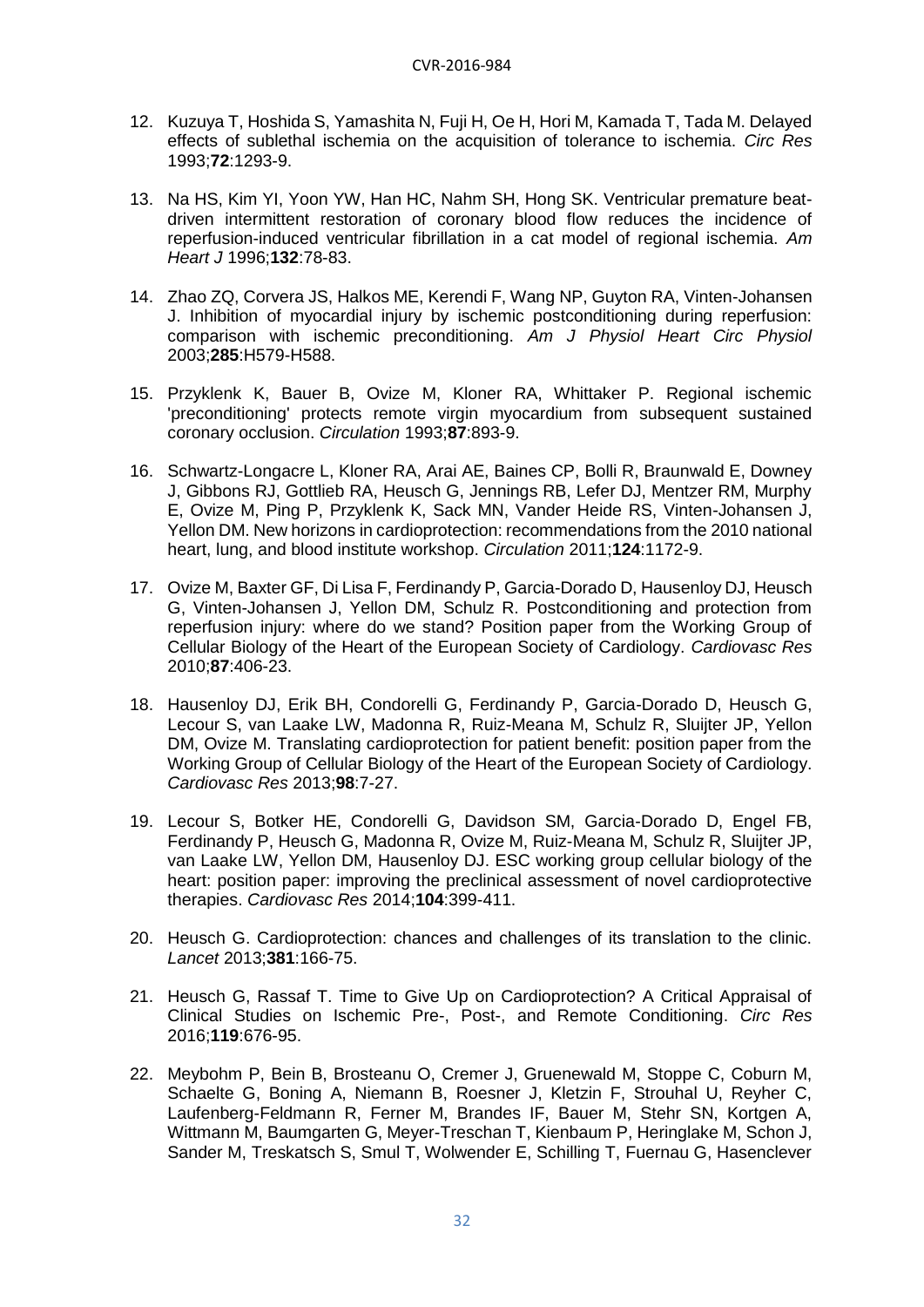12. Kuzuya T, Hoshida S, Yamashita N, Fuji H, Oe H, Hori M, Kamada T, Tada M. Delayed effects of sublethal ischemia on the acquisition of tolerance to ischemia. *Circ Res* 1993;**72**:1293-9.

13. Na HS, Kim YI, Yoon YW, Han HC, Nahm SH, Hong SK. Ventricular premature beat-driven intermittent restoration of coronary blood flow reduces the incidence of reperfusion-induced ventricular fibrillation in a cat model of regional ischemia. *Am Heart J* 1996;**132**:78-83.

14. Zhao ZQ, Corvera JS, Halkos ME, Kerendi F, Wang NP, Guyton RA, Vinten-Johansen J. Inhibition of myocardial injury by ischemic postconditioning during reperfusion: comparison with ischemic preconditioning. *Am J Physiol Heart Circ Physiol* 2003;**285**:H579-H588.

15. Przyklenk K, Bauer B, Ovize M, Kloner RA, Whittaker P. Regional ischemic 'preconditioning' protects remote virgin myocardium from subsequent sustained coronary occlusion. *Circulation* 1993;**87**:893-9.

16. Schwartz-Longacre L, Kloner RA, Arai AE, Baines CP, Bolli R, Braunwald E, Downey J, Gibbons RJ, Gottlieb RA, Heusch G, Jennings RB, Lefer DJ, Mentzer RM, Murphy E, Ovize M, Ping P, Przyklenk K, Sack MN, Vander Heide RS, Vinten-Johansen J, Yellon DM. New horizons in cardioprotection: recommendations from the 2010 national heart, lung, and blood institute workshop. *Circulation* 2011;**124**:1172-9.

17. Ovize M, Baxter GF, Di Lisa F, Ferdinandy P, Garcia-Dorado D, Hausenloy DJ, Heusch G, Vinten-Johansen J, Yellon DM, Schulz R. Postconditioning and protection from reperfusion injury: where do we stand? Position paper from the Working Group of Cellular Biology of the Heart of the European Society of Cardiology. *Cardiovasc Res* 2010;**87**:406-23.

18. Hausenloy DJ, Erik BH, Condorelli G, Ferdinandy P, Garcia-Dorado D, Heusch G, Lecour S, van Laake LW, Madonna R, Ruiz-Meana M, Schulz R, Sluijter JP, Yellon DM, Ovize M. Translating cardioprotection for patient benefit: position paper from the Working Group of Cellular Biology of the Heart of the European Society of Cardiology. *Cardiovasc Res* 2013;**98**:7-27.

19. Lecour S, Botker HE, Condorelli G, Davidson SM, Garcia-Dorado D, Engel FB, Ferdinandy P, Heusch G, Madonna R, Ovize M, Ruiz-Meana M, Schulz R, Sluijter JP, van Laake LW, Yellon DM, Hausenloy DJ. ESC working group cellular biology of the heart: position paper: improving the preclinical assessment of novel cardioprotective therapies. *Cardiovasc Res* 2014;**104**:399-411.

20. Heusch G. Cardioprotection: chances and challenges of its translation to the clinic. *Lancet* 2013;**381**:166-75.

21. Heusch G, Rassaf T. Time to Give Up on Cardioprotection? A Critical Appraisal of Clinical Studies on Ischemic Pre-, Post-, and Remote Conditioning. *Circ Res* 2016;**119**:676-95.

22. Meybohm P, Bein B, Brosteanu O, Cremer J, Gruenewald M, Stoppe C, Coburn M, Schaelte G, Boning A, Niemann B, Roesner J, Kletzin F, Strouhal U, Reyher C, Laufenberg-Feldmann R, Ferner M, Brandes IF, Bauer M, Stehr SN, Kortgen A, Wittmann M, Baumgarten G, Meyer-Treschan T, Kienbaum P, Heringlake M, Schon J, Sander M, Treskatsch S, Smul T, Wolwender E, Schilling T, Fuernau G, Hasenclever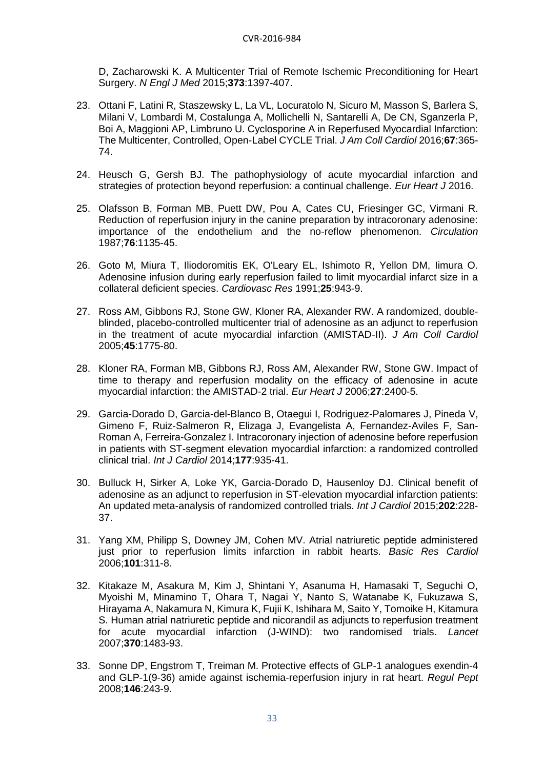D, Zacharowski K. A Multicenter Trial of Remote Ischemic Preconditioning for Heart Surgery. *N Engl J Med* 2015;**373**:1397-407.

23. Ottani F, Latini R, Staszewsky L, La VL, Locuratolo N, Sicuro M, Masson S, Barlera S, Milani V, Lombardi M, Costalunga A, Mollichelli N, Santarelli A, De CN, Sganzerla P, Boi A, Maggioni AP, Limbruno U. Cyclosporine A in Reperfused Myocardial Infarction: The Multicenter, Controlled, Open-Label CYCLE Trial. *J Am Coll Cardiol* 2016;**67**:365-74.

24. Heusch G, Gersh BJ. The pathophysiology of acute myocardial infarction and strategies of protection beyond reperfusion: a continual challenge. *Eur Heart J* 2016.

25. Olafsson B, Forman MB, Puett DW, Pou A, Cates CU, Friesinger GC, Virmani R. Reduction of reperfusion injury in the canine preparation by intracoronary adenosine: importance of the endothelium and the no-reflow phenomenon. *Circulation* 1987;**76**:1135-45.

26. Goto M, Miura T, Iliodoromitis EK, O'Leary EL, Ishimoto R, Yellon DM, Iimura O. Adenosine infusion during early reperfusion failed to limit myocardial infarct size in a collateral deficient species. *Cardiovasc Res* 1991;**25**:943-9.

27. Ross AM, Gibbons RJ, Stone GW, Kloner RA, Alexander RW. A randomized, double-blinded, placebo-controlled multicenter trial of adenosine as an adjunct to reperfusion in the treatment of acute myocardial infarction (AMISTAD-II). *J Am Coll Cardiol* 2005;**45**:1775-80.

28. Kloner RA, Forman MB, Gibbons RJ, Ross AM, Alexander RW, Stone GW. Impact of time to therapy and reperfusion modality on the efficacy of adenosine in acute myocardial infarction: the AMISTAD-2 trial. *Eur Heart J* 2006;**27**:2400-5.

29. Garcia-Dorado D, Garcia-del-Blanco B, Otaegui I, Rodriguez-Palomares J, Pineda V, Gimeno F, Ruiz-Salmeron R, Elizaga J, Evangelista A, Fernandez-Aviles F, San-Roman A, Ferreira-Gonzalez I. Intracoronary injection of adenosine before reperfusion in patients with ST-segment elevation myocardial infarction: a randomized controlled clinical trial. *Int J Cardiol* 2014;**177**:935-41.

30. Bulluck H, Sirker A, Loke YK, Garcia-Dorado D, Hausenloy DJ. Clinical benefit of adenosine as an adjunct to reperfusion in ST-elevation myocardial infarction patients: An updated meta-analysis of randomized controlled trials. *Int J Cardiol* 2015;**202**:228-37.

31. Yang XM, Philipp S, Downey JM, Cohen MV. Atrial natriuretic peptide administered just prior to reperfusion limits infarction in rabbit hearts. *Basic Res Cardiol* 2006;**101**:311-8.

32. Kitakaze M, Asakura M, Kim J, Shintani Y, Asanuma H, Hamasaki T, Seguchi O, Myoishi M, Minamino T, Ohara T, Nagai Y, Nanto S, Watanabe K, Fukuzawa S, Hirayama A, Nakamura N, Kimura K, Fujii K, Ishihara M, Saito Y, Tomoike H, Kitamura S. Human atrial natriuretic peptide and nicorandil as adjuncts to reperfusion treatment for acute myocardial infarction (J-WIND): two randomised trials. *Lancet* 2007;**370**:1483-93.

33. Sonne DP, Engstrom T, Treiman M. Protective effects of GLP-1 analogues exendin-4 and GLP-1(9-36) amide against ischemia-reperfusion injury in rat heart. *Regul Pept* 2008;**146**:243-9.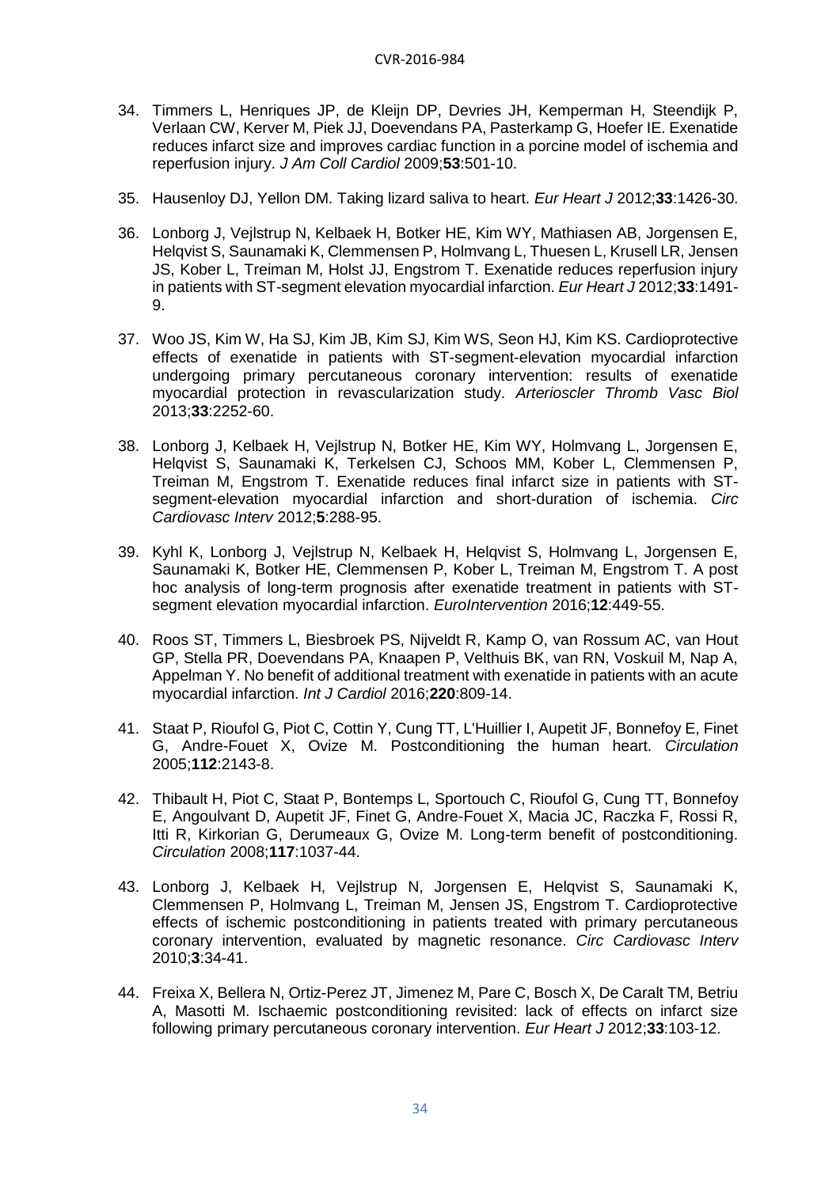34. Timmers L, Henriques JP, de Kleijn DP, Devries JH, Kemperman H, Steendijk P, Verlaan CW, Kerver M, Piek JJ, Doevendans PA, Pasterkamp G, Hoefer IE. Exenatide reduces infarct size and improves cardiac function in a porcine model of ischemia and reperfusion injury. *J Am Coll Cardiol* 2009;**53**:501-10.

35. Hausenloy DJ, Yellon DM. Taking lizard saliva to heart. *Eur Heart J* 2012;**33**:1426-30.

36. Lonborg J, Vejlstrup N, Kelbaek H, Botker HE, Kim WY, Mathiasen AB, Jorgensen E, Helqvist S, Saunamaki K, Clemmensen P, Holmvang L, Thuesen L, Krusell LR, Jensen JS, Kober L, Treiman M, Holst JJ, Engstrom T. Exenatide reduces reperfusion injury in patients with ST-segment elevation myocardial infarction. *Eur Heart J* 2012;**33**:1491-9.

37. Woo JS, Kim W, Ha SJ, Kim JB, Kim SJ, Kim WS, Seon HJ, Kim KS. Cardioprotective effects of exenatide in patients with ST-segment-elevation myocardial infarction undergoing primary percutaneous coronary intervention: results of exenatide myocardial protection in revascularization study. *Arterioscler Thromb Vasc Biol* 2013;**33**:2252-60.

38. Lonborg J, Kelbaek H, Vejlstrup N, Botker HE, Kim WY, Holmvang L, Jorgensen E, Helqvist S, Saunamaki K, Terkelsen CJ, Schoos MM, Kober L, Clemmensen P, Treiman M, Engstrom T. Exenatide reduces final infarct size in patients with ST-segment-elevation myocardial infarction and short-duration of ischemia. *Circ Cardiovasc Interv* 2012;**5**:288-95.

39. Kyhl K, Lonborg J, Vejlstrup N, Kelbaek H, Helqvist S, Holmvang L, Jorgensen E, Saunamaki K, Botker HE, Clemmensen P, Kober L, Treiman M, Engstrom T. A post hoc analysis of long-term prognosis after exenatide treatment in patients with ST-segment elevation myocardial infarction. *EuroIntervention* 2016;**12**:449-55.

40. Roos ST, Timmers L, Biesbroek PS, Nijveldt R, Kamp O, van Rossum AC, van Hout GP, Stella PR, Doevendans PA, Knaapen P, Velthuis BK, van RN, Voskuil M, Nap A, Appelman Y. No benefit of additional treatment with exenatide in patients with an acute myocardial infarction. *Int J Cardiol* 2016;**220**:809-14.

41. Staat P, Rioufol G, Piot C, Cottin Y, Cung TT, L'Huillier I, Aupetit JF, Bonnefoy E, Finet G, Andre-Fouet X, Ovize M. Postconditioning the human heart. *Circulation* 2005;**112**:2143-8.

42. Thibault H, Piot C, Staat P, Bontemps L, Sportouch C, Rioufol G, Cung TT, Bonnefoy E, Angoulvant D, Aupetit JF, Finet G, Andre-Fouet X, Macia JC, Raczka F, Rossi R, Itti R, Kirkorian G, Derumeaux G, Ovize M. Long-term benefit of postconditioning. *Circulation* 2008;**117**:1037-44.

43. Lonborg J, Kelbaek H, Vejlstrup N, Jorgensen E, Helqvist S, Saunamaki K, Clemmensen P, Holmvang L, Treiman M, Jensen JS, Engstrom T. Cardioprotective effects of ischemic postconditioning in patients treated with primary percutaneous coronary intervention, evaluated by magnetic resonance. *Circ Cardiovasc Interv* 2010;**3**:34-41.

44. Freixa X, Bellera N, Ortiz-Perez JT, Jimenez M, Pare C, Bosch X, De Caralt TM, Betriu A, Masotti M. Ischaemic postconditioning revisited: lack of effects on infarct size following primary percutaneous coronary intervention. *Eur Heart J* 2012;**33**:103-12.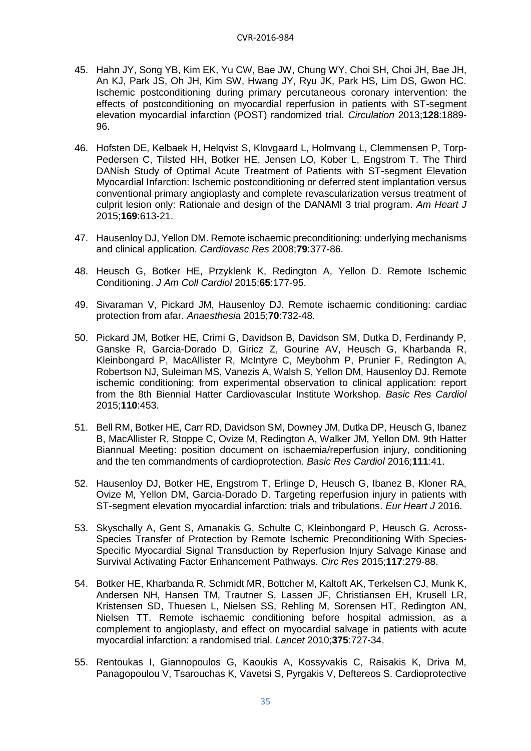45. Hahn JY, Song YB, Kim EK, Yu CW, Bae JW, Chung WY, Choi SH, Choi JH, Bae JH, An KJ, Park JS, Oh JH, Kim SW, Hwang JY, Ryu JK, Park HS, Lim DS, Gwon HC. Ischemic postconditioning during primary percutaneous coronary intervention: the effects of postconditioning on myocardial reperfusion in patients with ST-segment elevation myocardial infarction (POST) randomized trial. *Circulation* 2013;**128**:1889-96.

46. Hofsten DE, Kelbaek H, Helqvist S, Klovgaard L, Holmvang L, Clemmensen P, Torp-Pedersen C, Tilsted HH, Botker HE, Jensen LO, Kober L, Engstrom T. The Third DANish Study of Optimal Acute Treatment of Patients with ST-segment Elevation Myocardial Infarction: Ischemic postconditioning or deferred stent implantation versus conventional primary angioplasty and complete revascularization versus treatment of culprit lesion only: Rationale and design of the DANAMI 3 trial program. *Am Heart J* 2015;**169**:613-21.

47. Hausenloy DJ, Yellon DM. Remote ischaemic preconditioning: underlying mechanisms and clinical application. *Cardiovasc Res* 2008;**79**:377-86.

48. Heusch G, Botker HE, Przyklenk K, Redington A, Yellon D. Remote Ischemic Conditioning. *J Am Coll Cardiol* 2015;**65**:177-95.

49. Sivaraman V, Pickard JM, Hausenloy DJ. Remote ischaemic conditioning: cardiac protection from afar. *Anaesthesia* 2015;**70**:732-48.

50. Pickard JM, Botker HE, Crimi G, Davidson B, Davidson SM, Dutka D, Ferdinandy P, Ganske R, Garcia-Dorado D, Giricz Z, Gourine AV, Heusch G, Kharbanda R, Kleinbongard P, MacAllister R, McIntyre C, Meybohm P, Prunier F, Redington A, Robertson NJ, Suleiman MS, Vanezis A, Walsh S, Yellon DM, Hausenloy DJ. Remote ischemic conditioning: from experimental observation to clinical application: report from the 8th Biennial Hatter Cardiovascular Institute Workshop. *Basic Res Cardiol* 2015;**110**:453.

51. Bell RM, Botker HE, Carr RD, Davidson SM, Downey JM, Dutka DP, Heusch G, Ibanez B, MacAllister R, Stoppe C, Ovize M, Redington A, Walker JM, Yellon DM. 9th Hatter Biannual Meeting: position document on ischaemia/reperfusion injury, conditioning and the ten commandments of cardioprotection. *Basic Res Cardiol* 2016;**111**:41.

52. Hausenloy DJ, Botker HE, Engstrom T, Erlinge D, Heusch G, Ibanez B, Kloner RA, Ovize M, Yellon DM, Garcia-Dorado D. Targeting reperfusion injury in patients with ST-segment elevation myocardial infarction: trials and tribulations. *Eur Heart J* 2016.

53. Skyschally A, Gent S, Amanakis G, Schulte C, Kleinbongard P, Heusch G. Across-Species Transfer of Protection by Remote Ischemic Preconditioning With Species-Specific Myocardial Signal Transduction by Reperfusion Injury Salvage Kinase and Survival Activating Factor Enhancement Pathways. *Circ Res* 2015;**117**:279-88.

54. Botker HE, Kharbanda R, Schmidt MR, Bottcher M, Kaltoft AK, Terkelsen CJ, Munk K, Andersen NH, Hansen TM, Trautner S, Lassen JF, Christiansen EH, Krusell LR, Kristensen SD, Thuesen L, Nielsen SS, Rehling M, Sorensen HT, Redington AN, Nielsen TT. Remote ischaemic conditioning before hospital admission, as a complement to angioplasty, and effect on myocardial salvage in patients with acute myocardial infarction: a randomised trial. *Lancet* 2010;**375**:727-34.

55. Rentoukas I, Giannopoulos G, Kaoukis A, Kossyvakis C, Raisakis K, Driva M, Panagopoulou V, Tsarouchas K, Vavetsi S, Pyrgakis V, Deftereos S. Cardioprotective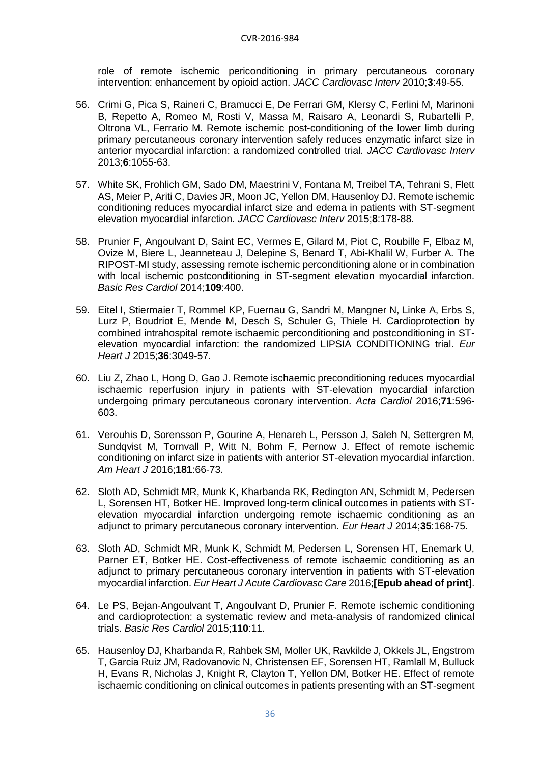role of remote ischemic periconditioning in primary percutaneous coronary intervention: enhancement by opioid action. *JACC Cardiovasc Interv* 2010;**3**:49-55.

56. Crimi G, Pica S, Raineri C, Bramucci E, De Ferrari GM, Klersy C, Ferlini M, Marinoni B, Repetto A, Romeo M, Rosti V, Massa M, Raisaro A, Leonardi S, Rubartelli P, Oltrona VL, Ferrario M. Remote ischemic post-conditioning of the lower limb during primary percutaneous coronary intervention safely reduces enzymatic infarct size in anterior myocardial infarction: a randomized controlled trial. *JACC Cardiovasc Interv* 2013;**6**:1055-63.

57. White SK, Frohlich GM, Sado DM, Maestrini V, Fontana M, Treibel TA, Tehrani S, Flett AS, Meier P, Ariti C, Davies JR, Moon JC, Yellon DM, Hausenloy DJ. Remote ischemic conditioning reduces myocardial infarct size and edema in patients with ST-segment elevation myocardial infarction. *JACC Cardiovasc Interv* 2015;**8**:178-88.

58. Prunier F, Angoulvant D, Saint EC, Vermes E, Gilard M, Piot C, Roubille F, Elbaz M, Ovize M, Biere L, Jeanneteau J, Delepine S, Benard T, Abi-Khalil W, Furber A. The RIPOST-MI study, assessing remote ischemic perconditioning alone or in combination with local ischemic postconditioning in ST-segment elevation myocardial infarction. *Basic Res Cardiol* 2014;**109**:400.

59. Eitel I, Stiermaier T, Rommel KP, Fuernau G, Sandri M, Mangner N, Linke A, Erbs S, Lurz P, Boudriot E, Mende M, Desch S, Schuler G, Thiele H. Cardioprotection by combined intrahospital remote ischaemic perconditioning and postconditioning in ST-elevation myocardial infarction: the randomized LIPSIA CONDITIONING trial. *Eur Heart J* 2015;**36**:3049-57.

60. Liu Z, Zhao L, Hong D, Gao J. Remote ischaemic preconditioning reduces myocardial ischaemic reperfusion injury in patients with ST-elevation myocardial infarction undergoing primary percutaneous coronary intervention. *Acta Cardiol* 2016;**71**:596-603.

61. Verouhis D, Sorensson P, Gourine A, Henareh L, Persson J, Saleh N, Settergren M, Sundqvist M, Tornvall P, Witt N, Bohm F, Pernow J. Effect of remote ischemic conditioning on infarct size in patients with anterior ST-elevation myocardial infarction. *Am Heart J* 2016;**181**:66-73.

62. Sloth AD, Schmidt MR, Munk K, Kharbanda RK, Redington AN, Schmidt M, Pedersen L, Sorensen HT, Botker HE. Improved long-term clinical outcomes in patients with ST-elevation myocardial infarction undergoing remote ischaemic conditioning as an adjunct to primary percutaneous coronary intervention. *Eur Heart J* 2014;**35**:168-75.

63. Sloth AD, Schmidt MR, Munk K, Schmidt M, Pedersen L, Sorensen HT, Enemark U, Parner ET, Botker HE. Cost-effectiveness of remote ischaemic conditioning as an adjunct to primary percutaneous coronary intervention in patients with ST-elevation myocardial infarction. *Eur Heart J Acute Cardiovasc Care* 2016;**[Epub ahead of print]**.

64. Le PS, Bejan-Angoulvant T, Angoulvant D, Prunier F. Remote ischemic conditioning and cardioprotection: a systematic review and meta-analysis of randomized clinical trials. *Basic Res Cardiol* 2015;**110**:11.

65. Hausenloy DJ, Kharbanda R, Rahbek SM, Moller UK, Ravkilde J, Okkels JL, Engstrom T, Garcia Ruiz JM, Radovanovic N, Christensen EF, Sorensen HT, Ramlall M, Bulluck H, Evans R, Nicholas J, Knight R, Clayton T, Yellon DM, Botker HE. Effect of remote ischaemic conditioning on clinical outcomes in patients presenting with an ST-segment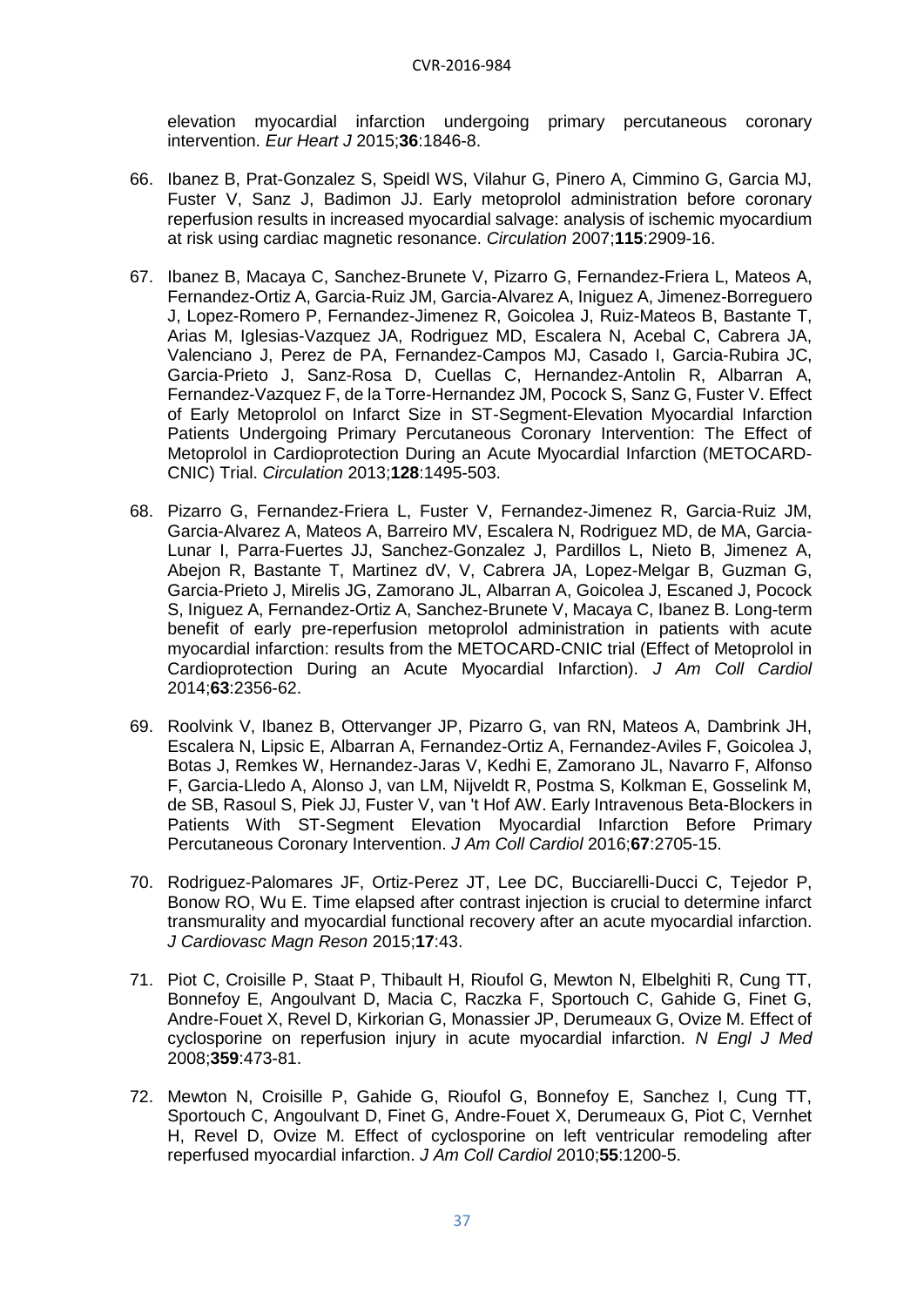elevation myocardial infarction undergoing primary percutaneous coronary intervention. *Eur Heart J* 2015;**36**:1846-8.

66. Ibanez B, Prat-Gonzalez S, Speidl WS, Vilahur G, Pinero A, Cimmino G, Garcia MJ, Fuster V, Sanz J, Badimon JJ. Early metoprolol administration before coronary reperfusion results in increased myocardial salvage: analysis of ischemic myocardium at risk using cardiac magnetic resonance. *Circulation* 2007;**115**:2909-16.

67. Ibanez B, Macaya C, Sanchez-Brunete V, Pizarro G, Fernandez-Friera L, Mateos A, Fernandez-Ortiz A, Garcia-Ruiz JM, Garcia-Alvarez A, Iniguez A, Jimenez-Borreguero J, Lopez-Romero P, Fernandez-Jimenez R, Goicolea J, Ruiz-Mateos B, Bastante T, Arias M, Iglesias-Vazquez JA, Rodriguez MD, Escalera N, Acebal C, Cabrera JA, Valenciano J, Perez de PA, Fernandez-Campos MJ, Casado I, Garcia-Rubira JC, Garcia-Prieto J, Sanz-Rosa D, Cuellas C, Hernandez-Antolin R, Albarran A, Fernandez-Vazquez F, de la Torre-Hernandez JM, Pocock S, Sanz G, Fuster V. Effect of Early Metoprolol on Infarct Size in ST-Segment-Elevation Myocardial Infarction Patients Undergoing Primary Percutaneous Coronary Intervention: The Effect of Metoprolol in Cardioprotection During an Acute Myocardial Infarction (METOCARD-CNIC) Trial. *Circulation* 2013;**128**:1495-503.

68. Pizarro G, Fernandez-Friera L, Fuster V, Fernandez-Jimenez R, Garcia-Ruiz JM, Garcia-Alvarez A, Mateos A, Barreiro MV, Escalera N, Rodriguez MD, de MA, Garcia-Lunar I, Parra-Fuertes JJ, Sanchez-Gonzalez J, Pardillos L, Nieto B, Jimenez A, Abejon R, Bastante T, Martinez dV, V, Cabrera JA, Lopez-Melgar B, Guzman G, Garcia-Prieto J, Mirelis JG, Zamorano JL, Albarran A, Goicolea J, Escaned J, Pocock S, Iniguez A, Fernandez-Ortiz A, Sanchez-Brunete V, Macaya C, Ibanez B. Long-term benefit of early pre-reperfusion metoprolol administration in patients with acute myocardial infarction: results from the METOCARD-CNIC trial (Effect of Metoprolol in Cardioprotection During an Acute Myocardial Infarction). *J Am Coll Cardiol* 2014;**63**:2356-62.

69. Roolvink V, Ibanez B, Ottervanger JP, Pizarro G, van RN, Mateos A, Dambrink JH, Escalera N, Lipsic E, Albarran A, Fernandez-Ortiz A, Fernandez-Aviles F, Goicolea J, Botas J, Remkes W, Hernandez-Jaras V, Kedhi E, Zamorano JL, Navarro F, Alfonso F, Garcia-Lledo A, Alonso J, van LM, Nijveldt R, Postma S, Kolkman E, Gosselink M, de SB, Rasoul S, Piek JJ, Fuster V, van 't Hof AW. Early Intravenous Beta-Blockers in Patients With ST-Segment Elevation Myocardial Infarction Before Primary Percutaneous Coronary Intervention. *J Am Coll Cardiol* 2016;**67**:2705-15.

70. Rodriguez-Palomares JF, Ortiz-Perez JT, Lee DC, Bucciarelli-Ducci C, Tejedor P, Bonow RO, Wu E. Time elapsed after contrast injection is crucial to determine infarct transmurality and myocardial functional recovery after an acute myocardial infarction. *J Cardiovasc Magn Reson* 2015;**17**:43.

71. Piot C, Croisille P, Staat P, Thibault H, Rioufol G, Mewton N, Elbelghiti R, Cung TT, Bonnefoy E, Angoulvant D, Macia C, Raczka F, Sportouch C, Gahide G, Finet G, Andre-Fouet X, Revel D, Kirkorian G, Monassier JP, Derumeaux G, Ovize M. Effect of cyclosporine on reperfusion injury in acute myocardial infarction. *N Engl J Med* 2008;**359**:473-81.

72. Mewton N, Croisille P, Gahide G, Rioufol G, Bonnefoy E, Sanchez I, Cung TT, Sportouch C, Angoulvant D, Finet G, Andre-Fouet X, Derumeaux G, Piot C, Vernhet H, Revel D, Ovize M. Effect of cyclosporine on left ventricular remodeling after reperfused myocardial infarction. *J Am Coll Cardiol* 2010;**55**:1200-5.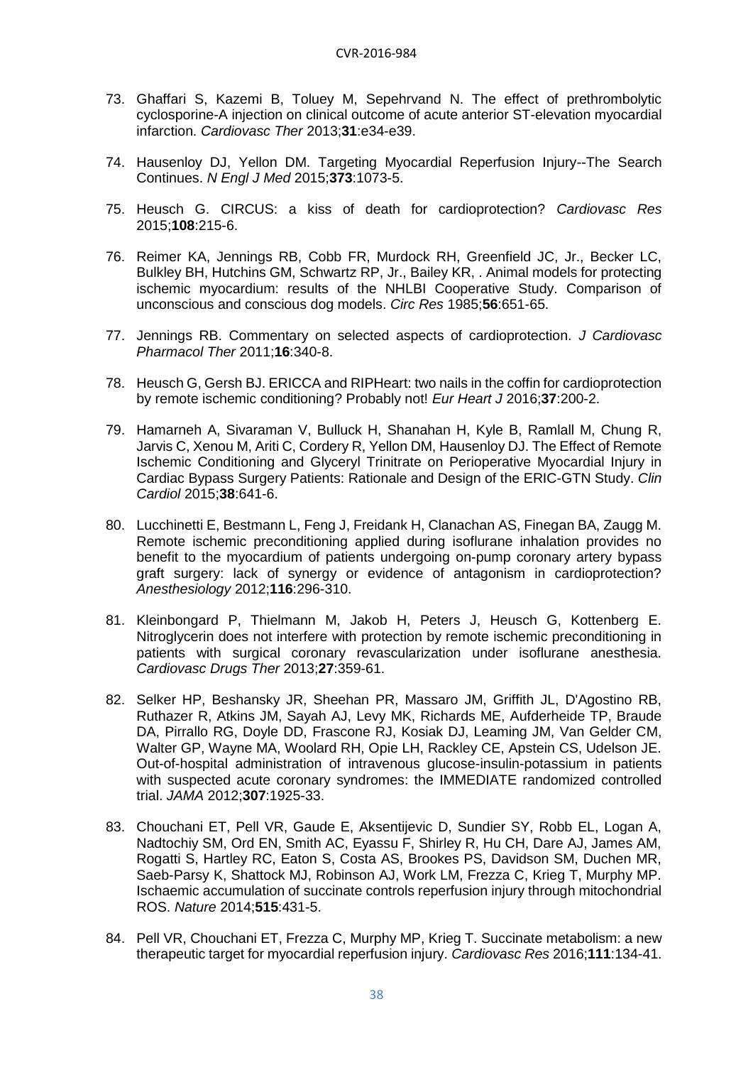73. Ghaffari S, Kazemi B, Toluey M, Sepehrvand N. The effect of prethrombolytic cyclosporine-A injection on clinical outcome of acute anterior ST-elevation myocardial infarction. *Cardiovasc Ther* 2013;**31**:e34-e39.

74. Hausenloy DJ, Yellon DM. Targeting Myocardial Reperfusion Injury--The Search Continues. *N Engl J Med* 2015;**373**:1073-5.

75. Heusch G. CIRCUS: a kiss of death for cardioprotection? *Cardiovasc Res* 2015;**108**:215-6.

76. Reimer KA, Jennings RB, Cobb FR, Murdock RH, Greenfield JC, Jr., Becker LC, Bulkley BH, Hutchins GM, Schwartz RP, Jr., Bailey KR, . Animal models for protecting ischemic myocardium: results of the NHLBI Cooperative Study. Comparison of unconscious and conscious dog models. *Circ Res* 1985;**56**:651-65.

77. Jennings RB. Commentary on selected aspects of cardioprotection. *J Cardiovasc Pharmacol Ther* 2011;**16**:340-8.

78. Heusch G, Gersh BJ. ERICCA and RIPHeart: two nails in the coffin for cardioprotection by remote ischemic conditioning? Probably not! *Eur Heart J* 2016;**37**:200-2.

79. Hamarneh A, Sivaraman V, Bulluck H, Shanahan H, Kyle B, Ramlall M, Chung R, Jarvis C, Xenou M, Ariti C, Cordery R, Yellon DM, Hausenloy DJ. The Effect of Remote Ischemic Conditioning and Glyceryl Trinitrate on Perioperative Myocardial Injury in Cardiac Bypass Surgery Patients: Rationale and Design of the ERIC-GTN Study. *Clin Cardiol* 2015;**38**:641-6.

80. Lucchinetti E, Bestmann L, Feng J, Freidank H, Clanachan AS, Finegan BA, Zaugg M. Remote ischemic preconditioning applied during isoflurane inhalation provides no benefit to the myocardium of patients undergoing on-pump coronary artery bypass graft surgery: lack of synergy or evidence of antagonism in cardioprotection? *Anesthesiology* 2012;**116**:296-310.

81. Kleinbongard P, Thielmann M, Jakob H, Peters J, Heusch G, Kottenberg E. Nitroglycerin does not interfere with protection by remote ischemic preconditioning in patients with surgical coronary revascularization under isoflurane anesthesia. *Cardiovasc Drugs Ther* 2013;**27**:359-61.

82. Selker HP, Beshansky JR, Sheehan PR, Massaro JM, Griffith JL, D'Agostino RB, Ruthazer R, Atkins JM, Sayah AJ, Levy MK, Richards ME, Aufderheide TP, Braude DA, Pirrallo RG, Doyle DD, Frascone RJ, Kosiak DJ, Leaming JM, Van Gelder CM, Walter GP, Wayne MA, Woolard RH, Opie LH, Rackley CE, Apstein CS, Udelson JE. Out-of-hospital administration of intravenous glucose-insulin-potassium in patients with suspected acute coronary syndromes: the IMMEDIATE randomized controlled trial. *JAMA* 2012;**307**:1925-33.

83. Chouchani ET, Pell VR, Gaude E, Aksentijevic D, Sundier SY, Robb EL, Logan A, Nadtochiy SM, Ord EN, Smith AC, Eyassu F, Shirley R, Hu CH, Dare AJ, James AM, Rogatti S, Hartley RC, Eaton S, Costa AS, Brookes PS, Davidson SM, Duchen MR, Saeb-Parsy K, Shattock MJ, Robinson AJ, Work LM, Frezza C, Krieg T, Murphy MP. Ischaemic accumulation of succinate controls reperfusion injury through mitochondrial ROS. *Nature* 2014;**515**:431-5.

84. Pell VR, Chouchani ET, Frezza C, Murphy MP, Krieg T. Succinate metabolism: a new therapeutic target for myocardial reperfusion injury. *Cardiovasc Res* 2016;**111**:134-41.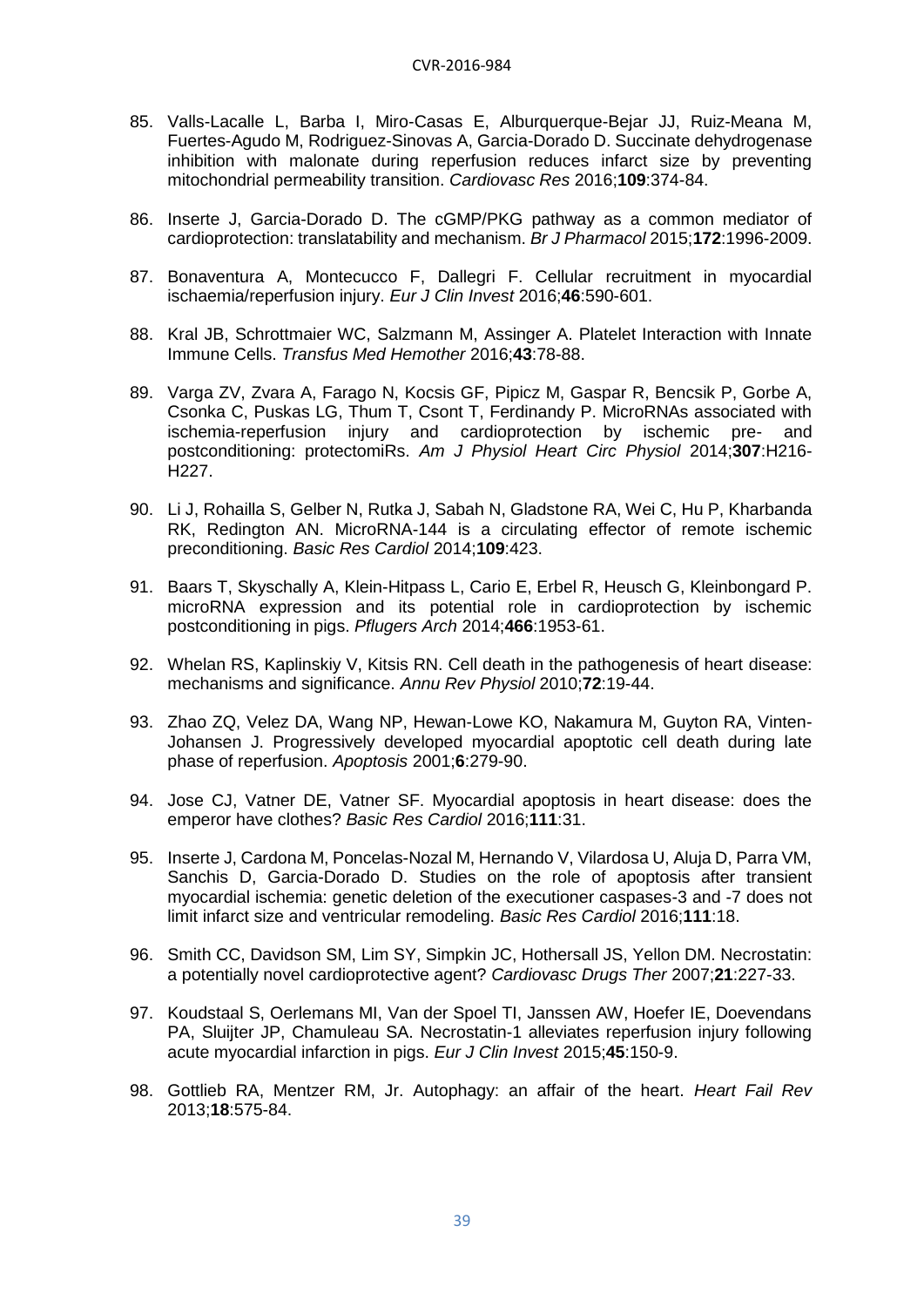85. Valls-Lacalle L, Barba I, Miro-Casas E, Alburquerque-Bejar JJ, Ruiz-Meana M, Fuertes-Agudo M, Rodriguez-Sinovas A, Garcia-Dorado D. Succinate dehydrogenase inhibition with malonate during reperfusion reduces infarct size by preventing mitochondrial permeability transition. *Cardiovasc Res* 2016;**109**:374-84.

86. Inserte J, Garcia-Dorado D. The cGMP/PKG pathway as a common mediator of cardioprotection: translatability and mechanism. *Br J Pharmacol* 2015;**172**:1996-2009.

87. Bonaventura A, Montecucco F, Dallegri F. Cellular recruitment in myocardial ischaemia/reperfusion injury. *Eur J Clin Invest* 2016;**46**:590-601.

88. Kral JB, Schrottmaier WC, Salzmann M, Assinger A. Platelet Interaction with Innate Immune Cells. *Transfus Med Hemother* 2016;**43**:78-88.

89. Varga ZV, Zvara A, Farago N, Kocsis GF, Pipicz M, Gaspar R, Bencsik P, Gorbe A, Csonka C, Puskas LG, Thum T, Csont T, Ferdinandy P. MicroRNAs associated with ischemia-reperfusion injury and cardioprotection by ischemic pre- and postconditioning: protectomiRs. *Am J Physiol Heart Circ Physiol* 2014;**307**:H216-H227.

90. Li J, Rohailla S, Gelber N, Rutka J, Sabah N, Gladstone RA, Wei C, Hu P, Kharbanda RK, Redington AN. MicroRNA-144 is a circulating effector of remote ischemic preconditioning. *Basic Res Cardiol* 2014;**109**:423.

91. Baars T, Skyschally A, Klein-Hitpass L, Cario E, Erbel R, Heusch G, Kleinbongard P. microRNA expression and its potential role in cardioprotection by ischemic postconditioning in pigs. *Pflugers Arch* 2014;**466**:1953-61.

92. Whelan RS, Kaplinskiy V, Kitsis RN. Cell death in the pathogenesis of heart disease: mechanisms and significance. *Annu Rev Physiol* 2010;**72**:19-44.

93. Zhao ZQ, Velez DA, Wang NP, Hewan-Lowe KO, Nakamura M, Guyton RA, Vinten-Johansen J. Progressively developed myocardial apoptotic cell death during late phase of reperfusion. *Apoptosis* 2001;**6**:279-90.

94. Jose CJ, Vatner DE, Vatner SF. Myocardial apoptosis in heart disease: does the emperor have clothes? *Basic Res Cardiol* 2016;**111**:31.

95. Inserte J, Cardona M, Poncelas-Nozal M, Hernando V, Vilardosa U, Aluja D, Parra VM, Sanchis D, Garcia-Dorado D. Studies on the role of apoptosis after transient myocardial ischemia: genetic deletion of the executioner caspases-3 and -7 does not limit infarct size and ventricular remodeling. *Basic Res Cardiol* 2016;**111**:18.

96. Smith CC, Davidson SM, Lim SY, Simpkin JC, Hothersall JS, Yellon DM. Necrostatin: a potentially novel cardioprotective agent? *Cardiovasc Drugs Ther* 2007;**21**:227-33.

97. Koudstaal S, Oerlemans MI, Van der Spoel TI, Janssen AW, Hoefer IE, Doevendans PA, Sluijter JP, Chamuleau SA. Necrostatin-1 alleviates reperfusion injury following acute myocardial infarction in pigs. *Eur J Clin Invest* 2015;**45**:150-9.

98. Gottlieb RA, Mentzer RM, Jr. Autophagy: an affair of the heart. *Heart Fail Rev* 2013;**18**:575-84.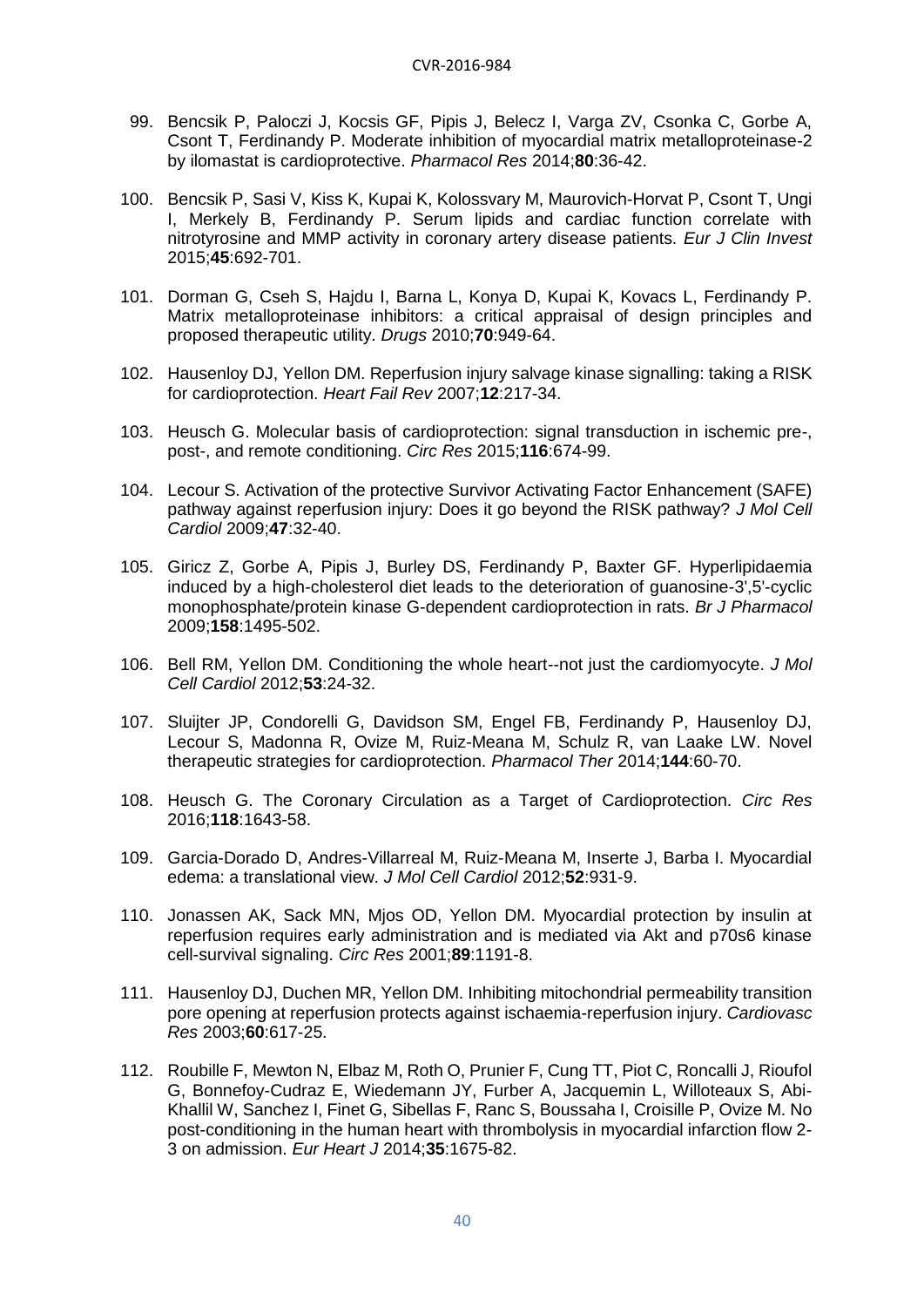99. Bencsik P, Paloczi J, Kocsis GF, Pipis J, Belecz I, Varga ZV, Csonka C, Gorbe A, Csont T, Ferdinandy P. Moderate inhibition of myocardial matrix metalloproteinase-2 by ilomastat is cardioprotective. *Pharmacol Res* 2014;**80**:36-42.

100. Bencsik P, Sasi V, Kiss K, Kupai K, Kolossvary M, Maurovich-Horvat P, Csont T, Ungi I, Merkely B, Ferdinandy P. Serum lipids and cardiac function correlate with nitrotyrosine and MMP activity in coronary artery disease patients. *Eur J Clin Invest* 2015;**45**:692-701.

101. Dorman G, Cseh S, Hajdu I, Barna L, Konya D, Kupai K, Kovacs L, Ferdinandy P. Matrix metalloproteinase inhibitors: a critical appraisal of design principles and proposed therapeutic utility. *Drugs* 2010;**70**:949-64.

102. Hausenloy DJ, Yellon DM. Reperfusion injury salvage kinase signalling: taking a RISK for cardioprotection. *Heart Fail Rev* 2007;**12**:217-34.

103. Heusch G. Molecular basis of cardioprotection: signal transduction in ischemic pre-, post-, and remote conditioning. *Circ Res* 2015;**116**:674-99.

104. Lecour S. Activation of the protective Survivor Activating Factor Enhancement (SAFE) pathway against reperfusion injury: Does it go beyond the RISK pathway? *J Mol Cell Cardiol* 2009;**47**:32-40.

105. Giricz Z, Gorbe A, Pipis J, Burley DS, Ferdinandy P, Baxter GF. Hyperlipidaemia induced by a high-cholesterol diet leads to the deterioration of guanosine-3',5'-cyclic monophosphate/protein kinase G-dependent cardioprotection in rats. *Br J Pharmacol* 2009;**158**:1495-502.

106. Bell RM, Yellon DM. Conditioning the whole heart--not just the cardiomyocyte. *J Mol Cell Cardiol* 2012;**53**:24-32.

107. Sluijter JP, Condorelli G, Davidson SM, Engel FB, Ferdinandy P, Hausenloy DJ, Lecour S, Madonna R, Ovize M, Ruiz-Meana M, Schulz R, van Laake LW. Novel therapeutic strategies for cardioprotection. *Pharmacol Ther* 2014;**144**:60-70.

108. Heusch G. The Coronary Circulation as a Target of Cardioprotection. *Circ Res* 2016;**118**:1643-58.

109. Garcia-Dorado D, Andres-Villarreal M, Ruiz-Meana M, Inserte J, Barba I. Myocardial edema: a translational view. *J Mol Cell Cardiol* 2012;**52**:931-9.

110. Jonassen AK, Sack MN, Mjos OD, Yellon DM. Myocardial protection by insulin at reperfusion requires early administration and is mediated via Akt and p70s6 kinase cell-survival signaling. *Circ Res* 2001;**89**:1191-8.

111. Hausenloy DJ, Duchen MR, Yellon DM. Inhibiting mitochondrial permeability transition pore opening at reperfusion protects against ischaemia-reperfusion injury. *Cardiovasc Res* 2003;**60**:617-25.

112. Roubille F, Mewton N, Elbaz M, Roth O, Prunier F, Cung TT, Piot C, Roncalli J, Rioufol G, Bonnefoy-Cudraz E, Wiedemann JY, Furber A, Jacquemin L, Willoteaux S, Abi-Khallil W, Sanchez I, Finet G, Sibellas F, Ranc S, Boussaha I, Croisille P, Ovize M. No post-conditioning in the human heart with thrombolysis in myocardial infarction flow 2-3 on admission. *Eur Heart J* 2014;**35**:1675-82.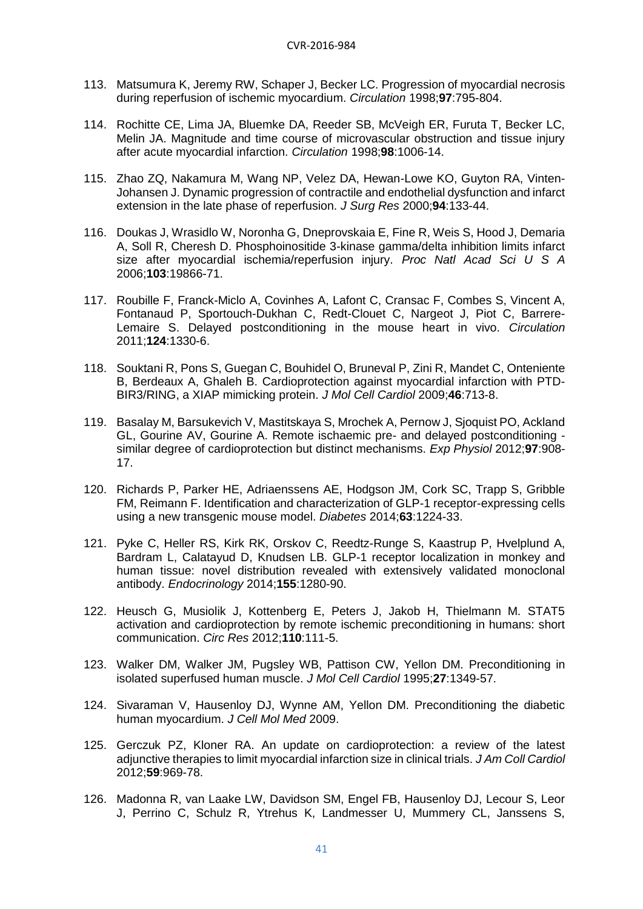113. Matsumura K, Jeremy RW, Schaper J, Becker LC. Progression of myocardial necrosis during reperfusion of ischemic myocardium. *Circulation* 1998;**97**:795-804.

114. Rochitte CE, Lima JA, Bluemke DA, Reeder SB, McVeigh ER, Furuta T, Becker LC, Melin JA. Magnitude and time course of microvascular obstruction and tissue injury after acute myocardial infarction. *Circulation* 1998;**98**:1006-14.

115. Zhao ZQ, Nakamura M, Wang NP, Velez DA, Hewan-Lowe KO, Guyton RA, Vinten-Johansen J. Dynamic progression of contractile and endothelial dysfunction and infarct extension in the late phase of reperfusion. *J Surg Res* 2000;**94**:133-44.

116. Doukas J, Wrasidlo W, Noronha G, Dneprovskaia E, Fine R, Weis S, Hood J, Demaria A, Soll R, Cheresh D. Phosphoinositide 3-kinase gamma/delta inhibition limits infarct size after myocardial ischemia/reperfusion injury. *Proc Natl Acad Sci U S A* 2006;**103**:19866-71.

117. Roubille F, Franck-Miclo A, Covinhes A, Lafont C, Cransac F, Combes S, Vincent A, Fontanaud P, Sportouch-Dukhan C, Redt-Clouet C, Nargeot J, Piot C, Barrere-Lemaire S. Delayed postconditioning in the mouse heart in vivo. *Circulation* 2011;**124**:1330-6.

118. Souktani R, Pons S, Guegan C, Bouhidel O, Bruneval P, Zini R, Mandet C, Onteniente B, Berdeaux A, Ghaleh B. Cardioprotection against myocardial infarction with PTD-BIR3/RING, a XIAP mimicking protein. *J Mol Cell Cardiol* 2009;**46**:713-8.

119. Basalay M, Barsukevich V, Mastitskaya S, Mrochek A, Pernow J, Sjoquist PO, Ackland GL, Gourine AV, Gourine A. Remote ischaemic pre- and delayed postconditioning - similar degree of cardioprotection but distinct mechanisms. *Exp Physiol* 2012;**97**:908-17.

120. Richards P, Parker HE, Adriaenssens AE, Hodgson JM, Cork SC, Trapp S, Gribble FM, Reimann F. Identification and characterization of GLP-1 receptor-expressing cells using a new transgenic mouse model. *Diabetes* 2014;**63**:1224-33.

121. Pyke C, Heller RS, Kirk RK, Orskov C, Reedtz-Runge S, Kaastrup P, Hvelplund A, Bardram L, Calatayud D, Knudsen LB. GLP-1 receptor localization in monkey and human tissue: novel distribution revealed with extensively validated monoclonal antibody. *Endocrinology* 2014;**155**:1280-90.

122. Heusch G, Musiolik J, Kottenberg E, Peters J, Jakob H, Thielmann M. STAT5 activation and cardioprotection by remote ischemic preconditioning in humans: short communication. *Circ Res* 2012;**110**:111-5.

123. Walker DM, Walker JM, Pugsley WB, Pattison CW, Yellon DM. Preconditioning in isolated superfused human muscle. *J Mol Cell Cardiol* 1995;**27**:1349-57.

124. Sivaraman V, Hausenloy DJ, Wynne AM, Yellon DM. Preconditioning the diabetic human myocardium. *J Cell Mol Med* 2009.

125. Gerczuk PZ, Kloner RA. An update on cardioprotection: a review of the latest adjunctive therapies to limit myocardial infarction size in clinical trials. *J Am Coll Cardiol* 2012;**59**:969-78.

126. Madonna R, van Laake LW, Davidson SM, Engel FB, Hausenloy DJ, Lecour S, Leor J, Perrino C, Schulz R, Ytrehus K, Landmesser U, Mummery CL, Janssens S,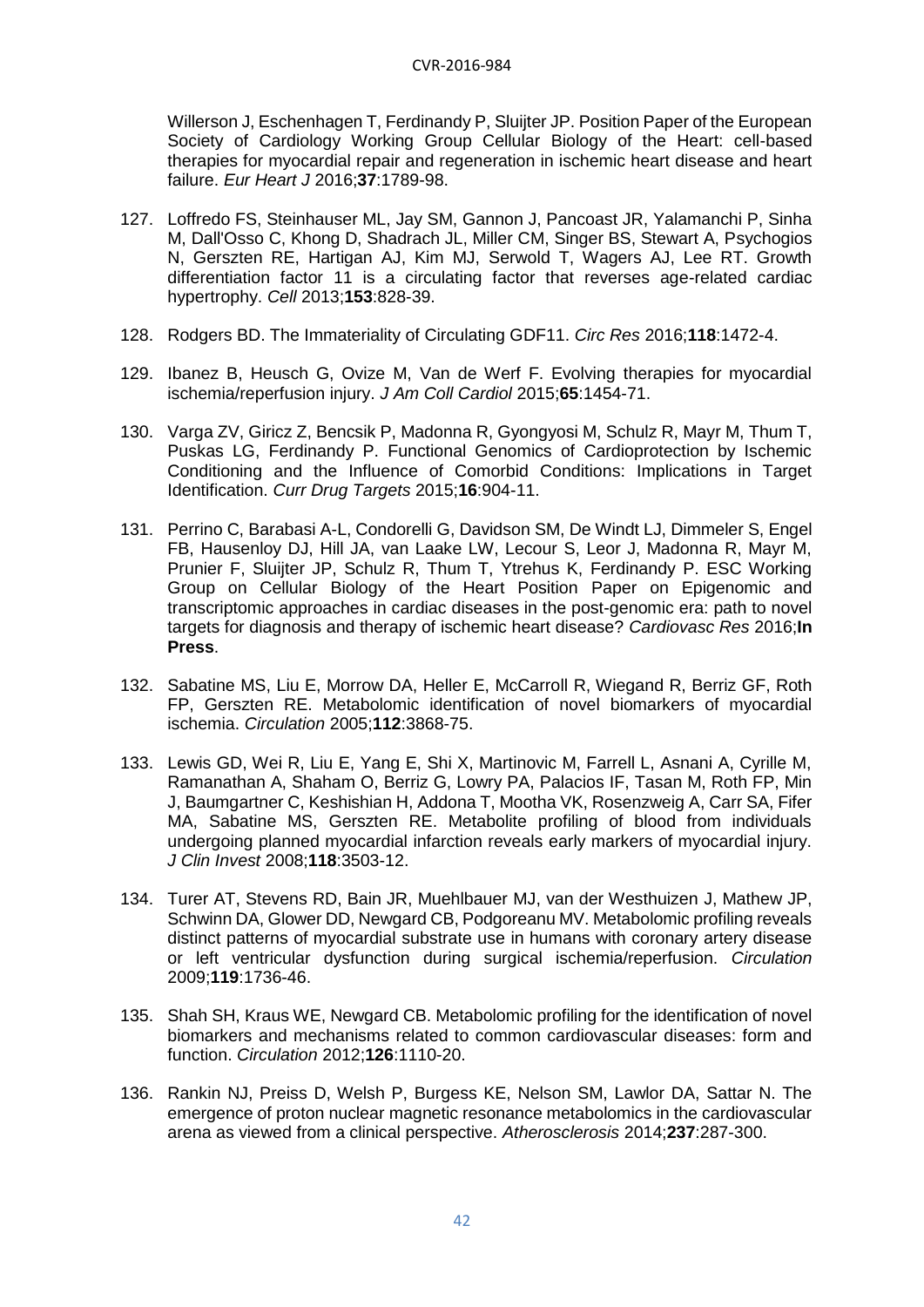Willerson J, Eschenhagen T, Ferdinandy P, Sluijter JP. Position Paper of the European Society of Cardiology Working Group Cellular Biology of the Heart: cell-based therapies for myocardial repair and regeneration in ischemic heart disease and heart failure. *Eur Heart J* 2016;**37**:1789-98.

127. Loffredo FS, Steinhauser ML, Jay SM, Gannon J, Pancoast JR, Yalamanchi P, Sinha M, Dall'Osso C, Khong D, Shadrach JL, Miller CM, Singer BS, Stewart A, Psychogios N, Gerszten RE, Hartigan AJ, Kim MJ, Serwold T, Wagers AJ, Lee RT. Growth differentiation factor 11 is a circulating factor that reverses age-related cardiac hypertrophy. *Cell* 2013;**153**:828-39.

128. Rodgers BD. The Immateriality of Circulating GDF11. *Circ Res* 2016;**118**:1472-4.

129. Ibanez B, Heusch G, Ovize M, Van de Werf F. Evolving therapies for myocardial ischemia/reperfusion injury. *J Am Coll Cardiol* 2015;**65**:1454-71.

130. Varga ZV, Giricz Z, Bencsik P, Madonna R, Gyongyosi M, Schulz R, Mayr M, Thum T, Puskas LG, Ferdinandy P. Functional Genomics of Cardioprotection by Ischemic Conditioning and the Influence of Comorbid Conditions: Implications in Target Identification. *Curr Drug Targets* 2015;**16**:904-11.

131. Perrino C, Barabasi A-L, Condorelli G, Davidson SM, De Windt LJ, Dimmeler S, Engel FB, Hausenloy DJ, Hill JA, van Laake LW, Lecour S, Leor J, Madonna R, Mayr M, Prunier F, Sluijter JP, Schulz R, Thum T, Ytrehus K, Ferdinandy P. ESC Working Group on Cellular Biology of the Heart Position Paper on Epigenomic and transcriptomic approaches in cardiac diseases in the post-genomic era: path to novel targets for diagnosis and therapy of ischemic heart disease? *Cardiovasc Res* 2016;**In Press**.

132. Sabatine MS, Liu E, Morrow DA, Heller E, McCarroll R, Wiegand R, Berriz GF, Roth FP, Gerszten RE. Metabolomic identification of novel biomarkers of myocardial ischemia. *Circulation* 2005;**112**:3868-75.

133. Lewis GD, Wei R, Liu E, Yang E, Shi X, Martinovic M, Farrell L, Asnani A, Cyrille M, Ramanathan A, Shaham O, Berriz G, Lowry PA, Palacios IF, Tasan M, Roth FP, Min J, Baumgartner C, Keshishian H, Addona T, Mootha VK, Rosenzweig A, Carr SA, Fifer MA, Sabatine MS, Gerszten RE. Metabolite profiling of blood from individuals undergoing planned myocardial infarction reveals early markers of myocardial injury. *J Clin Invest* 2008;**118**:3503-12.

134. Turer AT, Stevens RD, Bain JR, Muehlbauer MJ, van der Westhuizen J, Mathew JP, Schwinn DA, Glower DD, Newgard CB, Podgoreanu MV. Metabolomic profiling reveals distinct patterns of myocardial substrate use in humans with coronary artery disease or left ventricular dysfunction during surgical ischemia/reperfusion. *Circulation* 2009;**119**:1736-46.

135. Shah SH, Kraus WE, Newgard CB. Metabolomic profiling for the identification of novel biomarkers and mechanisms related to common cardiovascular diseases: form and function. *Circulation* 2012;**126**:1110-20.

136. Rankin NJ, Preiss D, Welsh P, Burgess KE, Nelson SM, Lawlor DA, Sattar N. The emergence of proton nuclear magnetic resonance metabolomics in the cardiovascular arena as viewed from a clinical perspective. *Atherosclerosis* 2014;**237**:287-300.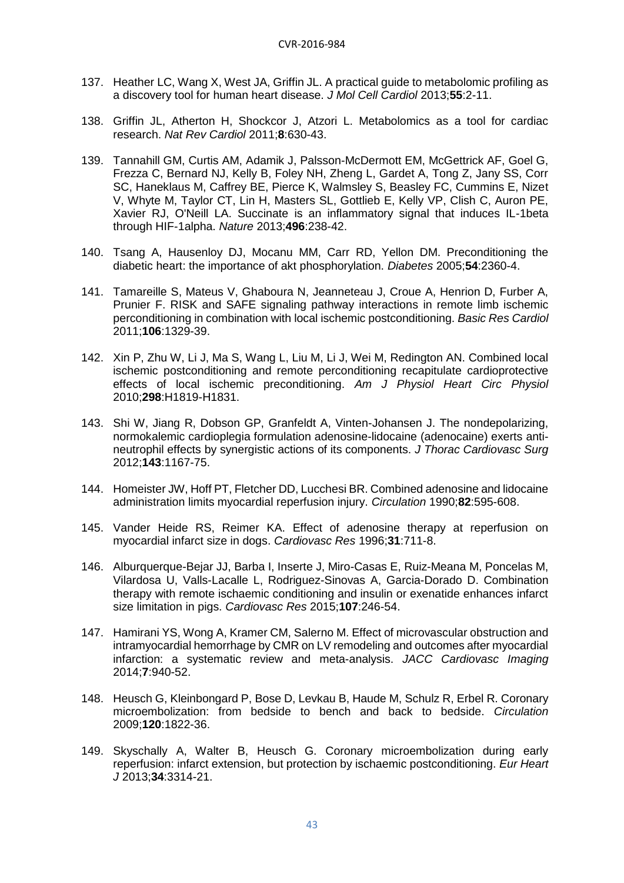137. Heather LC, Wang X, West JA, Griffin JL. A practical guide to metabolomic profiling as a discovery tool for human heart disease. *J Mol Cell Cardiol* 2013;**55**:2-11.

138. Griffin JL, Atherton H, Shockcor J, Atzori L. Metabolomics as a tool for cardiac research. *Nat Rev Cardiol* 2011;**8**:630-43.

139. Tannahill GM, Curtis AM, Adamik J, Palsson-McDermott EM, McGettrick AF, Goel G, Frezza C, Bernard NJ, Kelly B, Foley NH, Zheng L, Gardet A, Tong Z, Jany SS, Corr SC, Haneklaus M, Caffrey BE, Pierce K, Walmsley S, Beasley FC, Cummins E, Nizet V, Whyte M, Taylor CT, Lin H, Masters SL, Gottlieb E, Kelly VP, Clish C, Auron PE, Xavier RJ, O'Neill LA. Succinate is an inflammatory signal that induces IL-1beta through HIF-1alpha. *Nature* 2013;**496**:238-42.

140. Tsang A, Hausenloy DJ, Mocanu MM, Carr RD, Yellon DM. Preconditioning the diabetic heart: the importance of akt phosphorylation. *Diabetes* 2005;**54**:2360-4.

141. Tamareille S, Mateus V, Ghaboura N, Jeanneteau J, Croue A, Henrion D, Furber A, Prunier F. RISK and SAFE signaling pathway interactions in remote limb ischemic perconditioning in combination with local ischemic postconditioning. *Basic Res Cardiol* 2011;**106**:1329-39.

142. Xin P, Zhu W, Li J, Ma S, Wang L, Liu M, Li J, Wei M, Redington AN. Combined local ischemic postconditioning and remote perconditioning recapitulate cardioprotective effects of local ischemic preconditioning. *Am J Physiol Heart Circ Physiol* 2010;**298**:H1819-H1831.

143. Shi W, Jiang R, Dobson GP, Granfeldt A, Vinten-Johansen J. The nondepolarizing, normokalemic cardioplegia formulation adenosine-lidocaine (adenocaine) exerts anti-neutrophil effects by synergistic actions of its components. *J Thorac Cardiovasc Surg* 2012;**143**:1167-75.

144. Homeister JW, Hoff PT, Fletcher DD, Lucchesi BR. Combined adenosine and lidocaine administration limits myocardial reperfusion injury. *Circulation* 1990;**82**:595-608.

145. Vander Heide RS, Reimer KA. Effect of adenosine therapy at reperfusion on myocardial infarct size in dogs. *Cardiovasc Res* 1996;**31**:711-8.

146. Alburquerque-Bejar JJ, Barba I, Inserte J, Miro-Casas E, Ruiz-Meana M, Poncelas M, Vilardosa U, Valls-Lacalle L, Rodriguez-Sinovas A, Garcia-Dorado D. Combination therapy with remote ischaemic conditioning and insulin or exenatide enhances infarct size limitation in pigs. *Cardiovasc Res* 2015;**107**:246-54.

147. Hamirani YS, Wong A, Kramer CM, Salerno M. Effect of microvascular obstruction and intramyocardial hemorrhage by CMR on LV remodeling and outcomes after myocardial infarction: a systematic review and meta-analysis. *JACC Cardiovasc Imaging* 2014;**7**:940-52.

148. Heusch G, Kleinbongard P, Bose D, Levkau B, Haude M, Schulz R, Erbel R. Coronary microembolization: from bedside to bench and back to bedside. *Circulation* 2009;**120**:1822-36.

149. Skyschally A, Walter B, Heusch G. Coronary microembolization during early reperfusion: infarct extension, but protection by ischaemic postconditioning. *Eur Heart J* 2013;**34**:3314-21.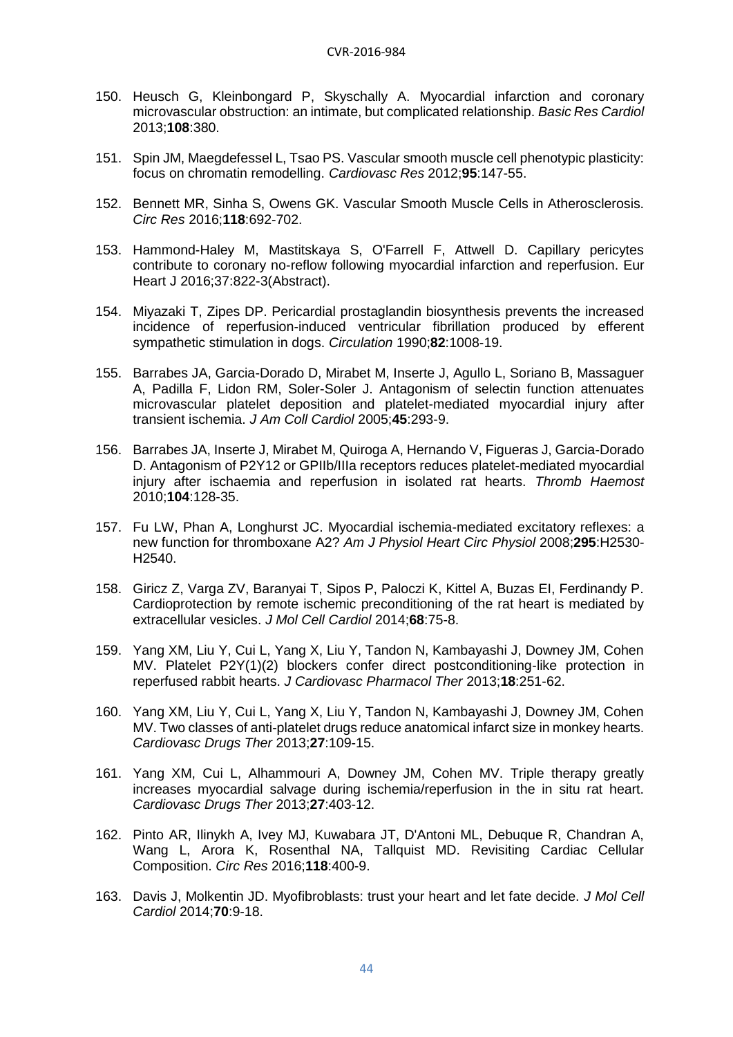150. Heusch G, Kleinbongard P, Skyschally A. Myocardial infarction and coronary microvascular obstruction: an intimate, but complicated relationship. *Basic Res Cardiol* 2013;**108**:380.

151. Spin JM, Maegdefessel L, Tsao PS. Vascular smooth muscle cell phenotypic plasticity: focus on chromatin remodelling. *Cardiovasc Res* 2012;**95**:147-55.

152. Bennett MR, Sinha S, Owens GK. Vascular Smooth Muscle Cells in Atherosclerosis. *Circ Res* 2016;**118**:692-702.

153. Hammond-Haley M, Mastitskaya S, O'Farrell F, Attwell D. Capillary pericytes contribute to coronary no-reflow following myocardial infarction and reperfusion. Eur Heart J 2016;37:822-3(Abstract).

154. Miyazaki T, Zipes DP. Pericardial prostaglandin biosynthesis prevents the increased incidence of reperfusion-induced ventricular fibrillation produced by efferent sympathetic stimulation in dogs. *Circulation* 1990;**82**:1008-19.

155. Barrabes JA, Garcia-Dorado D, Mirabet M, Inserte J, Agullo L, Soriano B, Massaguer A, Padilla F, Lidon RM, Soler-Soler J. Antagonism of selectin function attenuates microvascular platelet deposition and platelet-mediated myocardial injury after transient ischemia. *J Am Coll Cardiol* 2005;**45**:293-9.

156. Barrabes JA, Inserte J, Mirabet M, Quiroga A, Hernando V, Figueras J, Garcia-Dorado D. Antagonism of P2Y12 or GPIIb/IIIa receptors reduces platelet-mediated myocardial injury after ischaemia and reperfusion in isolated rat hearts. *Thromb Haemost* 2010;**104**:128-35.

157. Fu LW, Phan A, Longhurst JC. Myocardial ischemia-mediated excitatory reflexes: a new function for thromboxane A2? *Am J Physiol Heart Circ Physiol* 2008;**295**:H2530-H2540.

158. Giricz Z, Varga ZV, Baranyai T, Sipos P, Paloczi K, Kittel A, Buzas EI, Ferdinandy P. Cardioprotection by remote ischemic preconditioning of the rat heart is mediated by extracellular vesicles. *J Mol Cell Cardiol* 2014;**68**:75-8.

159. Yang XM, Liu Y, Cui L, Yang X, Liu Y, Tandon N, Kambayashi J, Downey JM, Cohen MV. Platelet P2Y(1)(2) blockers confer direct postconditioning-like protection in reperfused rabbit hearts. *J Cardiovasc Pharmacol Ther* 2013;**18**:251-62.

160. Yang XM, Liu Y, Cui L, Yang X, Liu Y, Tandon N, Kambayashi J, Downey JM, Cohen MV. Two classes of anti-platelet drugs reduce anatomical infarct size in monkey hearts. *Cardiovasc Drugs Ther* 2013;**27**:109-15.

161. Yang XM, Cui L, Alhammouri A, Downey JM, Cohen MV. Triple therapy greatly increases myocardial salvage during ischemia/reperfusion in the in situ rat heart. *Cardiovasc Drugs Ther* 2013;**27**:403-12.

162. Pinto AR, Ilinykh A, Ivey MJ, Kuwabara JT, D'Antoni ML, Debuque R, Chandran A, Wang L, Arora K, Rosenthal NA, Tallquist MD. Revisiting Cardiac Cellular Composition. *Circ Res* 2016;**118**:400-9.

163. Davis J, Molkentin JD. Myofibroblasts: trust your heart and let fate decide. *J Mol Cell Cardiol* 2014;**70**:9-18.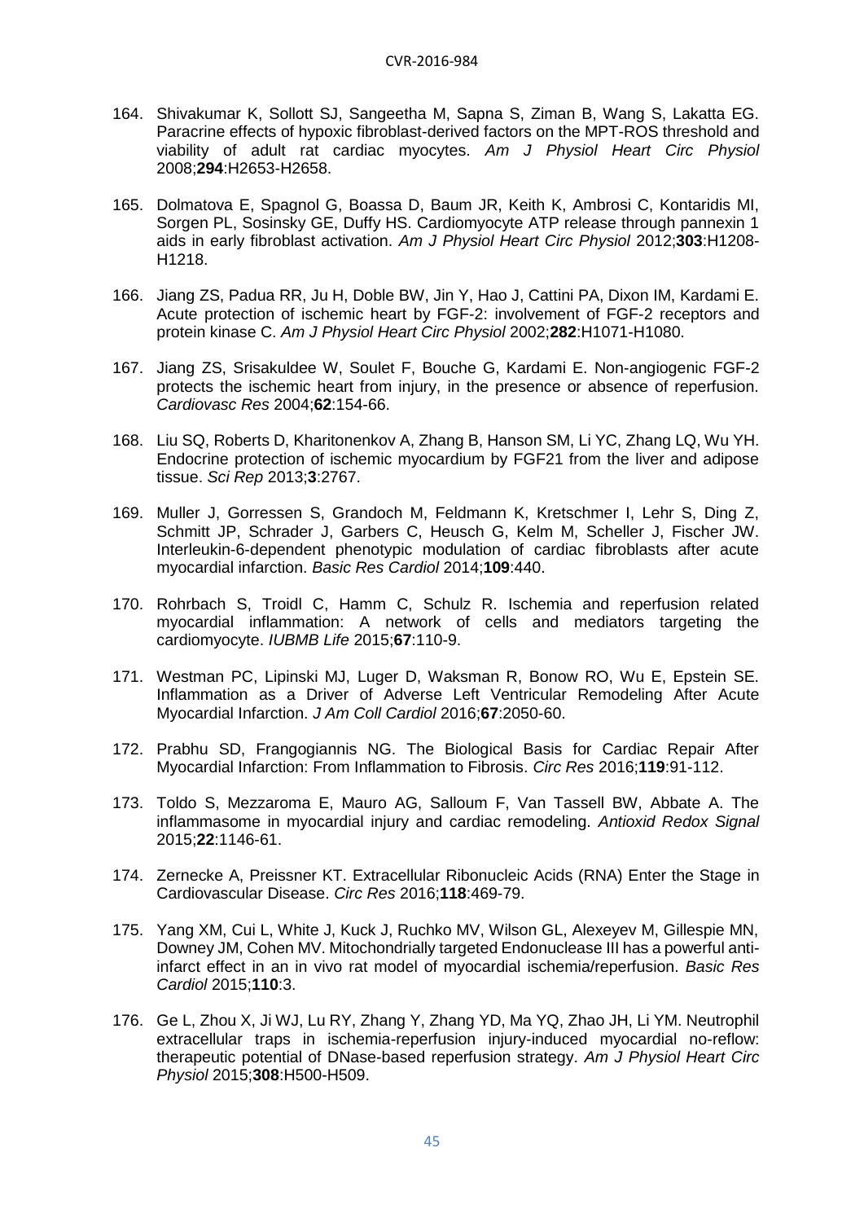164. Shivakumar K, Sollott SJ, Sangeetha M, Sapna S, Ziman B, Wang S, Lakatta EG. Paracrine effects of hypoxic fibroblast-derived factors on the MPT-ROS threshold and viability of adult rat cardiac myocytes. *Am J Physiol Heart Circ Physiol* 2008;**294**:H2653-H2658.

165. Dolmatova E, Spagnol G, Boassa D, Baum JR, Keith K, Ambrosi C, Kontaridis MI, Sorgen PL, Sosinsky GE, Duffy HS. Cardiomyocyte ATP release through pannexin 1 aids in early fibroblast activation. *Am J Physiol Heart Circ Physiol* 2012;**303**:H1208-H1218.

166. Jiang ZS, Padua RR, Ju H, Doble BW, Jin Y, Hao J, Cattini PA, Dixon IM, Kardami E. Acute protection of ischemic heart by FGF-2: involvement of FGF-2 receptors and protein kinase C. *Am J Physiol Heart Circ Physiol* 2002;**282**:H1071-H1080.

167. Jiang ZS, Srisakuldee W, Soulet F, Bouche G, Kardami E. Non-angiogenic FGF-2 protects the ischemic heart from injury, in the presence or absence of reperfusion. *Cardiovasc Res* 2004;**62**:154-66.

168. Liu SQ, Roberts D, Kharitonenkov A, Zhang B, Hanson SM, Li YC, Zhang LQ, Wu YH. Endocrine protection of ischemic myocardium by FGF21 from the liver and adipose tissue. *Sci Rep* 2013;**3**:2767.

169. Muller J, Gorressen S, Grandoch M, Feldmann K, Kretschmer I, Lehr S, Ding Z, Schmitt JP, Schrader J, Garbers C, Heusch G, Kelm M, Scheller J, Fischer JW. Interleukin-6-dependent phenotypic modulation of cardiac fibroblasts after acute myocardial infarction. *Basic Res Cardiol* 2014;**109**:440.

170. Rohrbach S, Troidl C, Hamm C, Schulz R. Ischemia and reperfusion related myocardial inflammation: A network of cells and mediators targeting the cardiomyocyte. *IUBMB Life* 2015;**67**:110-9.

171. Westman PC, Lipinski MJ, Luger D, Waksman R, Bonow RO, Wu E, Epstein SE. Inflammation as a Driver of Adverse Left Ventricular Remodeling After Acute Myocardial Infarction. *J Am Coll Cardiol* 2016;**67**:2050-60.

172. Prabhu SD, Frangogiannis NG. The Biological Basis for Cardiac Repair After Myocardial Infarction: From Inflammation to Fibrosis. *Circ Res* 2016;**119**:91-112.

173. Toldo S, Mezzaroma E, Mauro AG, Salloum F, Van Tassell BW, Abbate A. The inflammasome in myocardial injury and cardiac remodeling. *Antioxid Redox Signal* 2015;**22**:1146-61.

174. Zernecke A, Preissner KT. Extracellular Ribonucleic Acids (RNA) Enter the Stage in Cardiovascular Disease. *Circ Res* 2016;**118**:469-79.

175. Yang XM, Cui L, White J, Kuck J, Ruchko MV, Wilson GL, Alexeyev M, Gillespie MN, Downey JM, Cohen MV. Mitochondrially targeted Endonuclease III has a powerful anti-infarct effect in an in vivo rat model of myocardial ischemia/reperfusion. *Basic Res Cardiol* 2015;**110**:3.

176. Ge L, Zhou X, Ji WJ, Lu RY, Zhang Y, Zhang YD, Ma YQ, Zhao JH, Li YM. Neutrophil extracellular traps in ischemia-reperfusion injury-induced myocardial no-reflow: therapeutic potential of DNase-based reperfusion strategy. *Am J Physiol Heart Circ Physiol* 2015;**308**:H500-H509.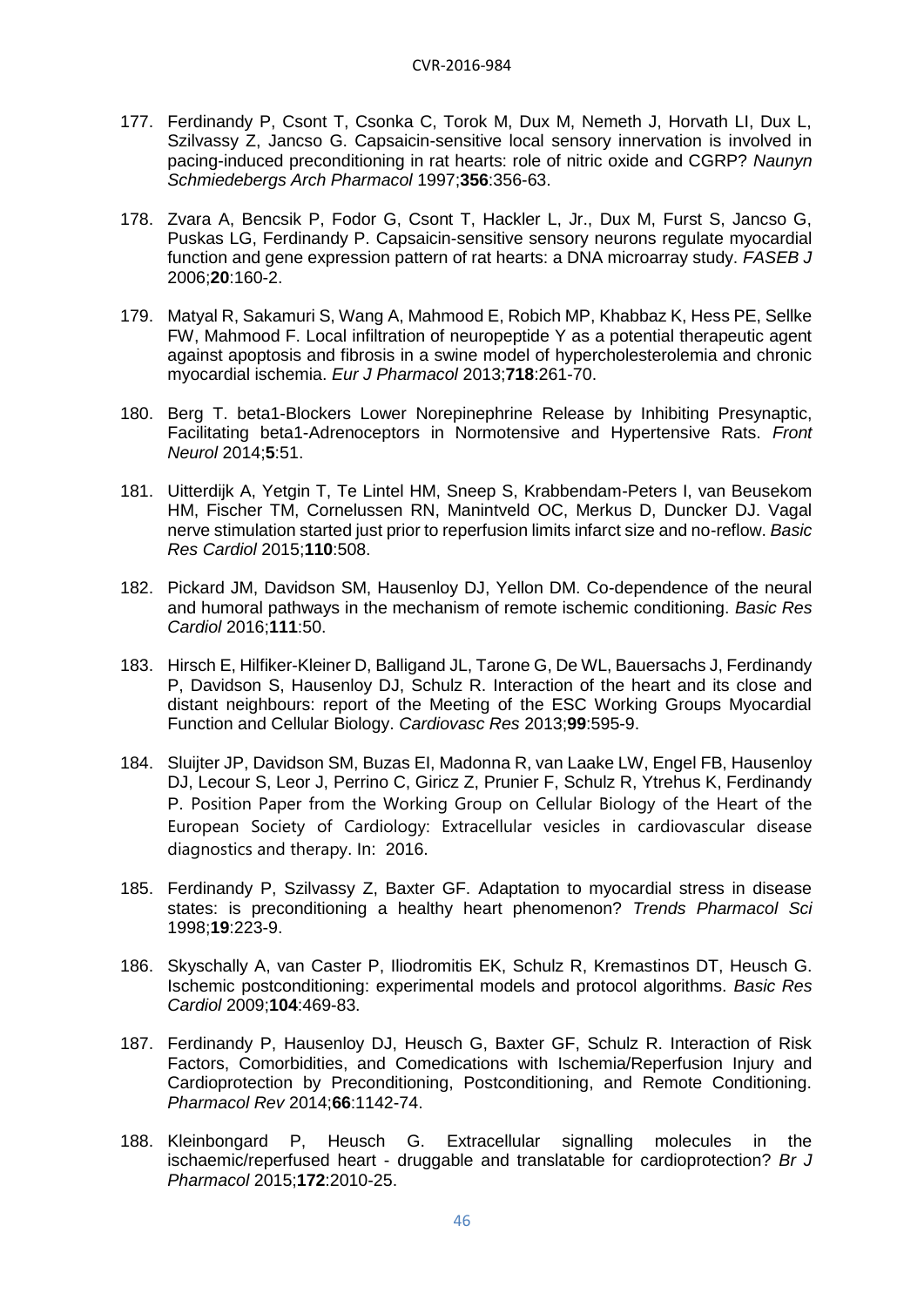177. Ferdinandy P, Csont T, Csonka C, Torok M, Dux M, Nemeth J, Horvath LI, Dux L, Szilvassy Z, Jancso G. Capsaicin-sensitive local sensory innervation is involved in pacing-induced preconditioning in rat hearts: role of nitric oxide and CGRP? *Naunyn Schmiedebergs Arch Pharmacol* 1997;**356**:356-63.

178. Zvara A, Bencsik P, Fodor G, Csont T, Hackler L, Jr., Dux M, Furst S, Jancso G, Puskas LG, Ferdinandy P. Capsaicin-sensitive sensory neurons regulate myocardial function and gene expression pattern of rat hearts: a DNA microarray study. *FASEB J* 2006;**20**:160-2.

179. Matyal R, Sakamuri S, Wang A, Mahmood E, Robich MP, Khabbaz K, Hess PE, Sellke FW, Mahmood F. Local infiltration of neuropeptide Y as a potential therapeutic agent against apoptosis and fibrosis in a swine model of hypercholesterolemia and chronic myocardial ischemia. *Eur J Pharmacol* 2013;**718**:261-70.

180. Berg T. beta1-Blockers Lower Norepinephrine Release by Inhibiting Presynaptic, Facilitating beta1-Adrenoceptors in Normotensive and Hypertensive Rats. *Front Neurol* 2014;**5**:51.

181. Uitterdijk A, Yetgin T, Te Lintel HM, Sneep S, Krabbendam-Peters I, van Beusekom HM, Fischer TM, Cornelussen RN, Manintveld OC, Merkus D, Duncker DJ. Vagal nerve stimulation started just prior to reperfusion limits infarct size and no-reflow. *Basic Res Cardiol* 2015;**110**:508.

182. Pickard JM, Davidson SM, Hausenloy DJ, Yellon DM. Co-dependence of the neural and humoral pathways in the mechanism of remote ischemic conditioning. *Basic Res Cardiol* 2016;**111**:50.

183. Hirsch E, Hilfiker-Kleiner D, Balligand JL, Tarone G, De WL, Bauersachs J, Ferdinandy P, Davidson S, Hausenloy DJ, Schulz R. Interaction of the heart and its close and distant neighbours: report of the Meeting of the ESC Working Groups Myocardial Function and Cellular Biology. *Cardiovasc Res* 2013;**99**:595-9.

184. Sluijter JP, Davidson SM, Buzas EI, Madonna R, van Laake LW, Engel FB, Hausenloy DJ, Lecour S, Leor J, Perrino C, Giricz Z, Prunier F, Schulz R, Ytrehus K, Ferdinandy P. Position Paper from the Working Group on Cellular Biology of the Heart of the European Society of Cardiology: Extracellular vesicles in cardiovascular disease diagnostics and therapy. In: 2016.

185. Ferdinandy P, Szilvassy Z, Baxter GF. Adaptation to myocardial stress in disease states: is preconditioning a healthy heart phenomenon? *Trends Pharmacol Sci* 1998;**19**:223-9.

186. Skyschally A, van Caster P, Iliodromitis EK, Schulz R, Kremastinos DT, Heusch G. Ischemic postconditioning: experimental models and protocol algorithms. *Basic Res Cardiol* 2009;**104**:469-83.

187. Ferdinandy P, Hausenloy DJ, Heusch G, Baxter GF, Schulz R. Interaction of Risk Factors, Comorbidities, and Comedications with Ischemia/Reperfusion Injury and Cardioprotection by Preconditioning, Postconditioning, and Remote Conditioning. *Pharmacol Rev* 2014;**66**:1142-74.

188. Kleinbongard P, Heusch G. Extracellular signalling molecules in the ischaemic/reperfused heart - druggable and translatable for cardioprotection? *Br J Pharmacol* 2015;**172**:2010-25.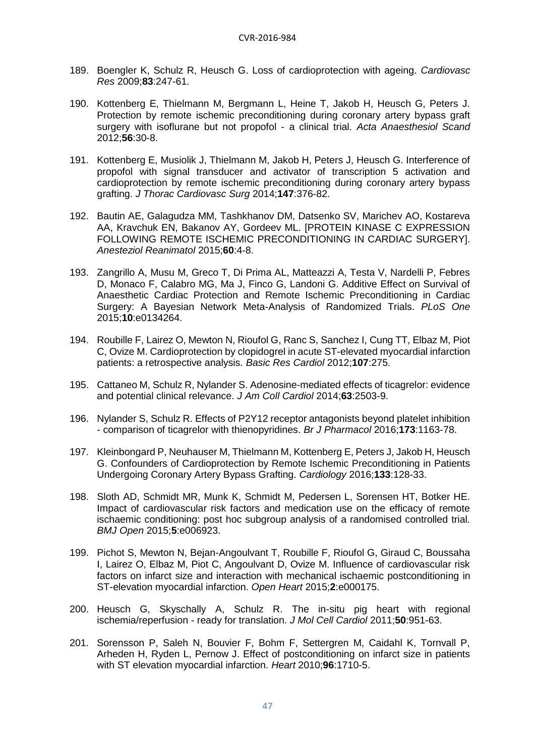189. Boengler K, Schulz R, Heusch G. Loss of cardioprotection with ageing. *Cardiovasc Res* 2009;**83**:247-61.

190. Kottenberg E, Thielmann M, Bergmann L, Heine T, Jakob H, Heusch G, Peters J. Protection by remote ischemic preconditioning during coronary artery bypass graft surgery with isoflurane but not propofol - a clinical trial. *Acta Anaesthesiol Scand* 2012;**56**:30-8.

191. Kottenberg E, Musiolik J, Thielmann M, Jakob H, Peters J, Heusch G. Interference of propofol with signal transducer and activator of transcription 5 activation and cardioprotection by remote ischemic preconditioning during coronary artery bypass grafting. *J Thorac Cardiovasc Surg* 2014;**147**:376-82.

192. Bautin AE, Galagudza MM, Tashkhanov DM, Datsenko SV, Marichev AO, Kostareva AA, Kravchuk EN, Bakanov AY, Gordeev ML. [PROTEIN KINASE C EXPRESSION FOLLOWING REMOTE ISCHEMIC PRECONDITIONING IN CARDIAC SURGERY]. *Anesteziol Reanimatol* 2015;**60**:4-8.

193. Zangrillo A, Musu M, Greco T, Di Prima AL, Matteazzi A, Testa V, Nardelli P, Febres D, Monaco F, Calabro MG, Ma J, Finco G, Landoni G. Additive Effect on Survival of Anaesthetic Cardiac Protection and Remote Ischemic Preconditioning in Cardiac Surgery: A Bayesian Network Meta-Analysis of Randomized Trials. *PLoS One* 2015;**10**:e0134264.

194. Roubille F, Lairez O, Mewton N, Rioufol G, Ranc S, Sanchez I, Cung TT, Elbaz M, Piot C, Ovize M. Cardioprotection by clopidogrel in acute ST-elevated myocardial infarction patients: a retrospective analysis. *Basic Res Cardiol* 2012;**107**:275.

195. Cattaneo M, Schulz R, Nylander S. Adenosine-mediated effects of ticagrelor: evidence and potential clinical relevance. *J Am Coll Cardiol* 2014;**63**:2503-9.

196. Nylander S, Schulz R. Effects of P2Y12 receptor antagonists beyond platelet inhibition - comparison of ticagrelor with thienopyridines. *Br J Pharmacol* 2016;**173**:1163-78.

197. Kleinbongard P, Neuhauser M, Thielmann M, Kottenberg E, Peters J, Jakob H, Heusch G. Confounders of Cardioprotection by Remote Ischemic Preconditioning in Patients Undergoing Coronary Artery Bypass Grafting. *Cardiology* 2016;**133**:128-33.

198. Sloth AD, Schmidt MR, Munk K, Schmidt M, Pedersen L, Sorensen HT, Botker HE. Impact of cardiovascular risk factors and medication use on the efficacy of remote ischaemic conditioning: post hoc subgroup analysis of a randomised controlled trial. *BMJ Open* 2015;**5**:e006923.

199. Pichot S, Mewton N, Bejan-Angoulvant T, Roubille F, Rioufol G, Giraud C, Boussaha I, Lairez O, Elbaz M, Piot C, Angoulvant D, Ovize M. Influence of cardiovascular risk factors on infarct size and interaction with mechanical ischaemic postconditioning in ST-elevation myocardial infarction. *Open Heart* 2015;**2**:e000175.

200. Heusch G, Skyschally A, Schulz R. The in-situ pig heart with regional ischemia/reperfusion - ready for translation. *J Mol Cell Cardiol* 2011;**50**:951-63.

201. Sorensson P, Saleh N, Bouvier F, Bohm F, Settergren M, Caidahl K, Tornvall P, Arheden H, Ryden L, Pernow J. Effect of postconditioning on infarct size in patients with ST elevation myocardial infarction. *Heart* 2010;**96**:1710-5.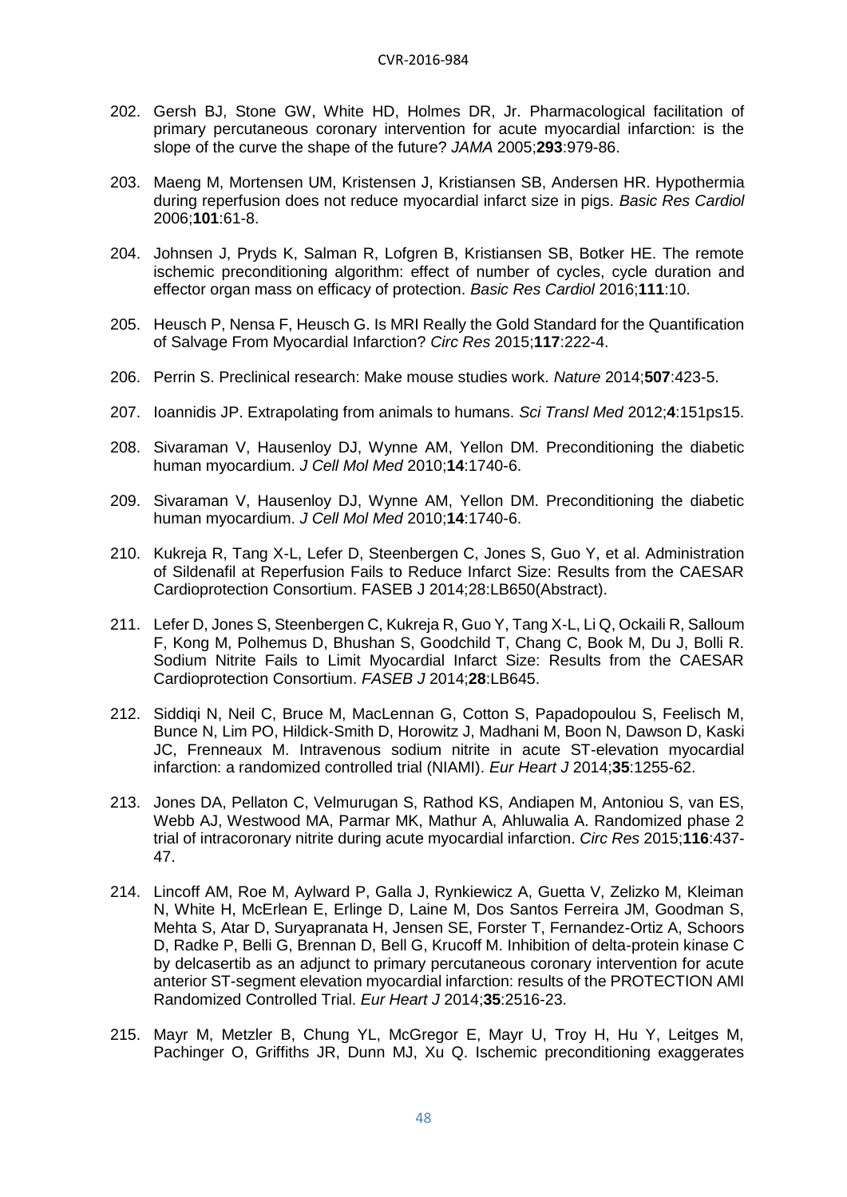202. Gersh BJ, Stone GW, White HD, Holmes DR, Jr. Pharmacological facilitation of primary percutaneous coronary intervention for acute myocardial infarction: is the slope of the curve the shape of the future? *JAMA* 2005;**293**:979-86.

203. Maeng M, Mortensen UM, Kristensen J, Kristiansen SB, Andersen HR. Hypothermia during reperfusion does not reduce myocardial infarct size in pigs. *Basic Res Cardiol* 2006;**101**:61-8.

204. Johnsen J, Pryds K, Salman R, Lofgren B, Kristiansen SB, Botker HE. The remote ischemic preconditioning algorithm: effect of number of cycles, cycle duration and effector organ mass on efficacy of protection. *Basic Res Cardiol* 2016;**111**:10.

205. Heusch P, Nensa F, Heusch G. Is MRI Really the Gold Standard for the Quantification of Salvage From Myocardial Infarction? *Circ Res* 2015;**117**:222-4.

206. Perrin S. Preclinical research: Make mouse studies work. *Nature* 2014;**507**:423-5.

207. Ioannidis JP. Extrapolating from animals to humans. *Sci Transl Med* 2012;**4**:151ps15.

208. Sivaraman V, Hausenloy DJ, Wynne AM, Yellon DM. Preconditioning the diabetic human myocardium. *J Cell Mol Med* 2010;**14**:1740-6.

209. Sivaraman V, Hausenloy DJ, Wynne AM, Yellon DM. Preconditioning the diabetic human myocardium. *J Cell Mol Med* 2010;**14**:1740-6.

210. Kukreja R, Tang X-L, Lefer D, Steenbergen C, Jones S, Guo Y, et al. Administration of Sildenafil at Reperfusion Fails to Reduce Infarct Size: Results from the CAESAR Cardioprotection Consortium. FASEB J 2014;28:LB650(Abstract).

211. Lefer D, Jones S, Steenbergen C, Kukreja R, Guo Y, Tang X-L, Li Q, Ockaili R, Salloum F, Kong M, Polhemus D, Bhushan S, Goodchild T, Chang C, Book M, Du J, Bolli R. Sodium Nitrite Fails to Limit Myocardial Infarct Size: Results from the CAESAR Cardioprotection Consortium. *FASEB J* 2014;**28**:LB645.

212. Siddiqi N, Neil C, Bruce M, MacLennan G, Cotton S, Papadopoulou S, Feelisch M, Bunce N, Lim PO, Hildick-Smith D, Horowitz J, Madhani M, Boon N, Dawson D, Kaski JC, Frenneaux M. Intravenous sodium nitrite in acute ST-elevation myocardial infarction: a randomized controlled trial (NIAMI). *Eur Heart J* 2014;**35**:1255-62.

213. Jones DA, Pellaton C, Velmurugan S, Rathod KS, Andiapen M, Antoniou S, van ES, Webb AJ, Westwood MA, Parmar MK, Mathur A, Ahluwalia A. Randomized phase 2 trial of intracoronary nitrite during acute myocardial infarction. *Circ Res* 2015;**116**:437-47.

214. Lincoff AM, Roe M, Aylward P, Galla J, Rynkiewicz A, Guetta V, Zelizko M, Kleiman N, White H, McErlean E, Erlinge D, Laine M, Dos Santos Ferreira JM, Goodman S, Mehta S, Atar D, Suryapranata H, Jensen SE, Forster T, Fernandez-Ortiz A, Schoors D, Radke P, Belli G, Brennan D, Bell G, Krucoff M. Inhibition of delta-protein kinase C by delcasertib as an adjunct to primary percutaneous coronary intervention for acute anterior ST-segment elevation myocardial infarction: results of the PROTECTION AMI Randomized Controlled Trial. *Eur Heart J* 2014;**35**:2516-23.

215. Mayr M, Metzler B, Chung YL, McGregor E, Mayr U, Troy H, Hu Y, Leitges M, Pachinger O, Griffiths JR, Dunn MJ, Xu Q. Ischemic preconditioning exaggerates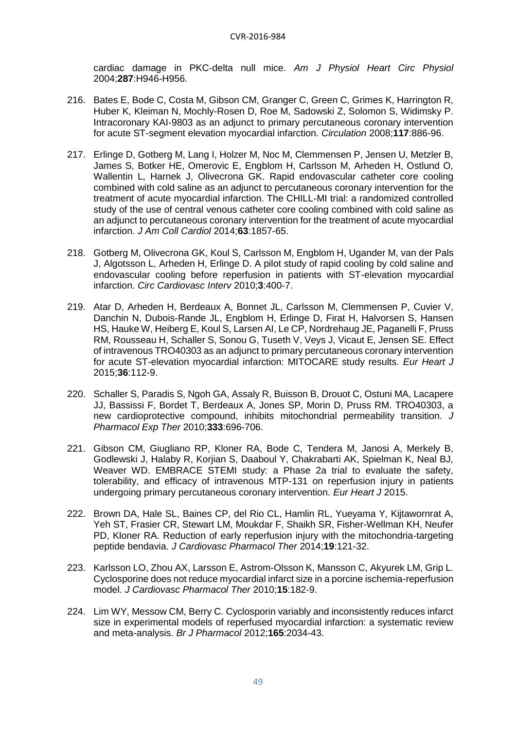cardiac damage in PKC-delta null mice. *Am J Physiol Heart Circ Physiol* 2004;**287**:H946-H956.

216. Bates E, Bode C, Costa M, Gibson CM, Granger C, Green C, Grimes K, Harrington R, Huber K, Kleiman N, Mochly-Rosen D, Roe M, Sadowski Z, Solomon S, Widimsky P. Intracoronary KAI-9803 as an adjunct to primary percutaneous coronary intervention for acute ST-segment elevation myocardial infarction. *Circulation* 2008;**117**:886-96.

217. Erlinge D, Gotberg M, Lang I, Holzer M, Noc M, Clemmensen P, Jensen U, Metzler B, James S, Botker HE, Omerovic E, Engblom H, Carlsson M, Arheden H, Ostlund O, Wallentin L, Harnek J, Olivecrona GK. Rapid endovascular catheter core cooling combined with cold saline as an adjunct to percutaneous coronary intervention for the treatment of acute myocardial infarction. The CHILL-MI trial: a randomized controlled study of the use of central venous catheter core cooling combined with cold saline as an adjunct to percutaneous coronary intervention for the treatment of acute myocardial infarction. *J Am Coll Cardiol* 2014;**63**:1857-65.

218. Gotberg M, Olivecrona GK, Koul S, Carlsson M, Engblom H, Ugander M, van der Pals J, Algotsson L, Arheden H, Erlinge D. A pilot study of rapid cooling by cold saline and endovascular cooling before reperfusion in patients with ST-elevation myocardial infarction. *Circ Cardiovasc Interv* 2010;**3**:400-7.

219. Atar D, Arheden H, Berdeaux A, Bonnet JL, Carlsson M, Clemmensen P, Cuvier V, Danchin N, Dubois-Rande JL, Engblom H, Erlinge D, Firat H, Halvorsen S, Hansen HS, Hauke W, Heiberg E, Koul S, Larsen AI, Le CP, Nordrehaug JE, Paganelli F, Pruss RM, Rousseau H, Schaller S, Sonou G, Tuseth V, Veys J, Vicaut E, Jensen SE. Effect of intravenous TRO40303 as an adjunct to primary percutaneous coronary intervention for acute ST-elevation myocardial infarction: MITOCARE study results. *Eur Heart J* 2015;**36**:112-9.

220. Schaller S, Paradis S, Ngoh GA, Assaly R, Buisson B, Drouot C, Ostuni MA, Lacapere JJ, Bassissi F, Bordet T, Berdeaux A, Jones SP, Morin D, Pruss RM. TRO40303, a new cardioprotective compound, inhibits mitochondrial permeability transition. *J Pharmacol Exp Ther* 2010;**333**:696-706.

221. Gibson CM, Giugliano RP, Kloner RA, Bode C, Tendera M, Janosi A, Merkely B, Godlewski J, Halaby R, Korjian S, Daaboul Y, Chakrabarti AK, Spielman K, Neal BJ, Weaver WD. EMBRACE STEMI study: a Phase 2a trial to evaluate the safety, tolerability, and efficacy of intravenous MTP-131 on reperfusion injury in patients undergoing primary percutaneous coronary intervention. *Eur Heart J* 2015.

222. Brown DA, Hale SL, Baines CP, del Rio CL, Hamlin RL, Yueyama Y, Kijtawornrat A, Yeh ST, Frasier CR, Stewart LM, Moukdar F, Shaikh SR, Fisher-Wellman KH, Neufer PD, Kloner RA. Reduction of early reperfusion injury with the mitochondria-targeting peptide bendavia. *J Cardiovasc Pharmacol Ther* 2014;**19**:121-32.

223. Karlsson LO, Zhou AX, Larsson E, Astrom-Olsson K, Mansson C, Akyurek LM, Grip L. Cyclosporine does not reduce myocardial infarct size in a porcine ischemia-reperfusion model. *J Cardiovasc Pharmacol Ther* 2010;**15**:182-9.

224. Lim WY, Messow CM, Berry C. Cyclosporin variably and inconsistently reduces infarct size in experimental models of reperfused myocardial infarction: a systematic review and meta-analysis. *Br J Pharmacol* 2012;**165**:2034-43.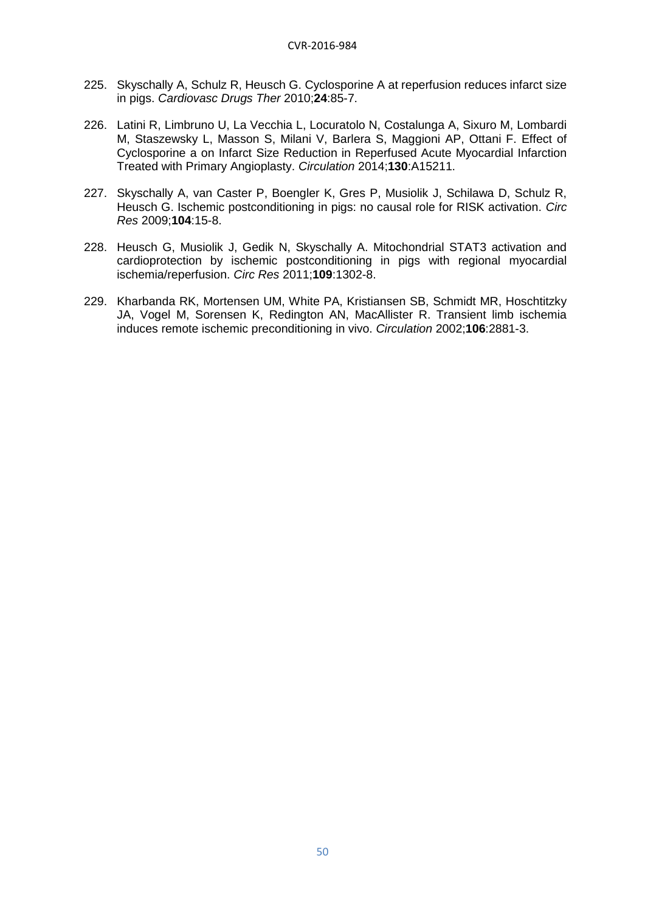225. Skyschally A, Schulz R, Heusch G. Cyclosporine A at reperfusion reduces infarct size in pigs. *Cardiovasc Drugs Ther* 2010;**24**:85-7.

226. Latini R, Limbruno U, La Vecchia L, Locuratolo N, Costalunga A, Sixuro M, Lombardi M, Staszewsky L, Masson S, Milani V, Barlera S, Maggioni AP, Ottani F. Effect of Cyclosporine a on Infarct Size Reduction in Reperfused Acute Myocardial Infarction Treated with Primary Angioplasty. *Circulation* 2014;**130**:A15211.

227. Skyschally A, van Caster P, Boengler K, Gres P, Musiolik J, Schilawa D, Schulz R, Heusch G. Ischemic postconditioning in pigs: no causal role for RISK activation. *Circ Res* 2009;**104**:15-8.

228. Heusch G, Musiolik J, Gedik N, Skyschally A. Mitochondrial STAT3 activation and cardioprotection by ischemic postconditioning in pigs with regional myocardial ischemia/reperfusion. *Circ Res* 2011;**109**:1302-8.

229. Kharbanda RK, Mortensen UM, White PA, Kristiansen SB, Schmidt MR, Hoschtitzky JA, Vogel M, Sorensen K, Redington AN, MacAllister R. Transient limb ischemia induces remote ischemic preconditioning in vivo. *Circulation* 2002;**106**:2881-3.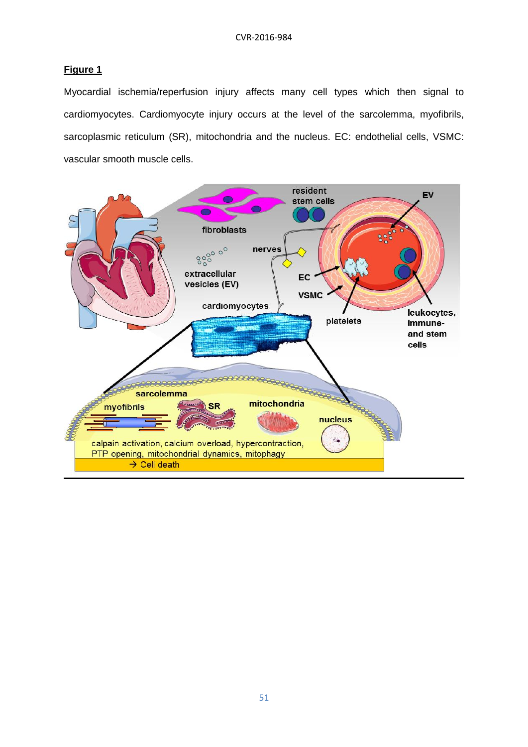**Figure 1**

Myocardial ischemia/reperfusion injury affects many cell types which then signal to cardiomyocytes. Cardiomyocyte injury occurs at the level of the sarcolemma, myofibrils, sarcoplasmic reticulum (SR), mitochondria and the nucleus. EC: endothelial cells, VSMC: vascular smooth muscle cells.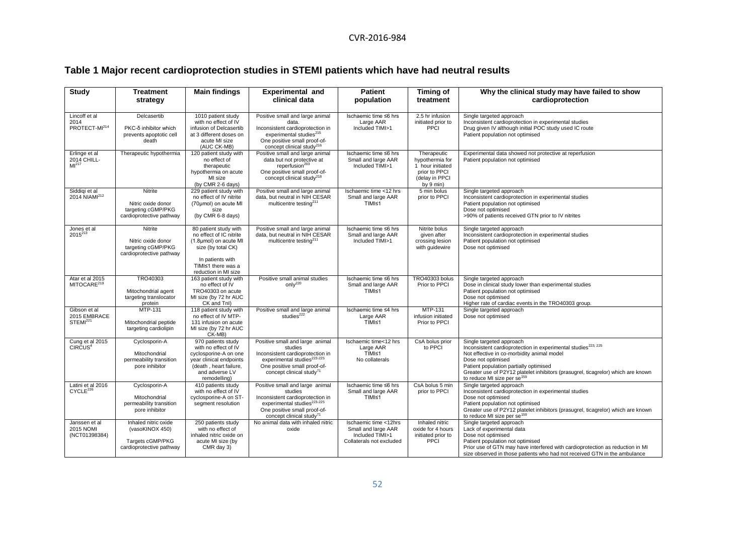## Table 1 Major recent cardioprotection studies in STEMI patients which have had neutral results

| Study | Treatment strategy | Main findings | Experimental and clinical data | Patient population | Timing of treatment | Why the clinical study may have failed to show cardioprotection |
|---|---|---|---|---|---|---|
| Lincoff et al 2014 PROTECT-MI[214] | Delcasertib<br><br>PKC-δ inhibitor which prevents apoptotic cell death | 1010 patient study with no effect of IV infusion of Delcasertib at 3 different doses on acute MI size (AUC CK-MB) | Positive small and large animal data.<br>Inconsistent cardioprotection in experimental studies[215]<br>One positive small proof-of-concept clinical study[216] | Ischaemic time ≤6 hrs<br>Large AAR<br>Included TIMI>1 | 2.5 hr infusion initiated prior to PPCI | Single targeted approach<br>Inconsistent cardioprotection in experimental studies<br>Drug given IV although initial POC study used IC route<br>Patient population not optimised |
| Erlinge et al 2014 CHILL-MI[217] | Therapeutic hypothermia | 120 patient study with no effect of therapeutic hypothermia on acute MI size (by CMR 2-6 days) | Positive small and large animal data but not protective at reperfusion[203]<br>One positive small proof-of-concept clinical study[218] | Ischaemic time ≤6 hrs<br>Small and large AAR<br>Included TIMI>1 | Therapeutic hypothermia for 1 hour initiated prior to PPCI (delay in PPCI by 9 min) | Experimental data showed not protective at reperfusion<br>Patient population not optimised |
| Siddiqi et al 2014 NIAMI[212] | Nitrite<br><br>Nitric oxide donor targeting cGMP/PKG cardioprotective pathway | 229 patient study with no effect of IV nitrite (70µmol) on acute MI size (by CMR 6-8 days) | Positive small and large animal data, but neutral in NIH CESAR multicentre testing[211] | Ischaemic time <12 hrs<br>Small and large AAR<br>TIMI≤1 | 5 min bolus prior to PPCI | Single targeted approach<br>Inconsistent cardioprotection in experimental studies<br>Patient population not optimised<br>Dose not optimised<br>>90% of patients received GTN prior to IV nitrites |
| Jones et al 2015[213] | Nitrite<br><br>Nitric oxide donor targeting cGMP/PKG cardioprotective pathway | 80 patient study with no effect of IC nitrite (1.8µmol) on acute MI size (by total CK)<br><br>In patients with TIMI≤1 there was a reduction in MI size | Positive small and large animal data, but neutral in NIH CESAR multicentre testing[211] | Ischaemic time ≤6 hrs<br>Small and large AAR<br>Included TIMI>1 | Nitrite bolus given after crossing lesion with guidewire | Single targeted approach<br>Inconsistent cardioprotection in experimental studies<br>Patient population not optimised<br>Dose not optimised |
| Atar et al 2015 MITOCARE[219] | TRO40303<br><br>Mitochondrial agent targeting translocator protein | 163 patient study with no effect of IV TRO40303 on acute MI size (by 72 hr AUC CK and TnI) | Positive small animal studies only[220] | Ischaemic time ≤6 hrs<br>Small and large AAR<br>TIMI≤1 | TRO40303 bolus Prior to PPCI | Single targeted approach<br>Dose in clinical study lower than experimental studies<br>Patient population not optimised<br>Dose not optimised<br>Higher rate of cardiac events in the TRO40303 group. |
| Gibson et al 2015 EMBRACE STEMI[221] | MTP-131<br><br>Mitochondrial peptide targeting cardiolipin | 118 patient study with no effect of IV MTP-131 infusion on acute MI size (by 72 hr AUC CK-MB) | Positive small and large animal studies[222] | Ischaemic time ≤4 hrs<br>Large AAR<br>TIMI≤1 | MTP-131 infusion initiated Prior to PPCI | Single targeted approach<br>Dose not optimised |
| Cung et al 2015 CIRCUS[4] | Cyclosporin-A<br><br>Mitochondrial permeability transition pore inhibitor | 970 patients study with no effect of IV cyclosporine-A on one year clinical endpoints (death , heart failure, and adverse LV remodelling) | Positive small and large animal studies<br>Inconsistent cardioprotection in experimental studies[223-225]<br>One positive small proof-of-concept clinical study[71] | Ischaemic time<12 hrs<br>Large AAR<br>TIMI≤1<br>No collaterals | CsA bolus prior to PPCI | Single targeted approach<br>Inconsistent cardioprotection in experimental studies[223, 225]<br>Not effective in co-morbidity animal model<br>Dose not optimised<br>Patient population partially optimised<br>Greater use of P2Y12 platelet inhibitors (prasugrel, ticagrelor) which are known to reduce MI size per se[159] |
| Latini et al 2016 CYCLE[226] | Cyclosporin-A<br><br>Mitochondrial permeability transition pore inhibitor | 410 patients study with no effect of IV cyclosporine-A on ST-segment resolution | Positive small and large animal studies<br>Inconsistent cardioprotection in experimental studies[223-225]<br>One positive small proof-of-concept clinical study[71] | Ischaemic time ≤6 hrs<br>Small and large AAR<br>TIMI≤1 | CsA bolus 5 min prior to PPCI | Single targeted approach<br>Inconsistent cardioprotection in experimental studies<br>Dose not optimised<br>Patient population not optimised<br>Greater use of P2Y12 platelet inhibitors (prasugrel, ticagrelor) which are known to reduce MI size per se[159] |
| Janssen et al 2015 NOMI (NCT01398384) | Inhaled nitric oxide (vasoKINOX 450)<br><br>Targets cGMP/PKG cardioprotective pathway | 250 patients study with no effect of inhaled nitric oxide on acute MI size (by CMR day 3) | No animal data with inhaled nitric oxide | Ischaemic time <12hrs<br>Small and large AAR<br>Included TIMI>1<br>Collaterals not excluded | Inhaled nitric oxide for 4 hours initiated prior to PPCI | Single targeted approach<br>Lack of experimental data<br>Dose not optimised<br>Patient population not optimised<br>Prior use of GTN may have interfered with cardioprotection as reduction in MI size observed in those patients who had not received GTN in the ambulance |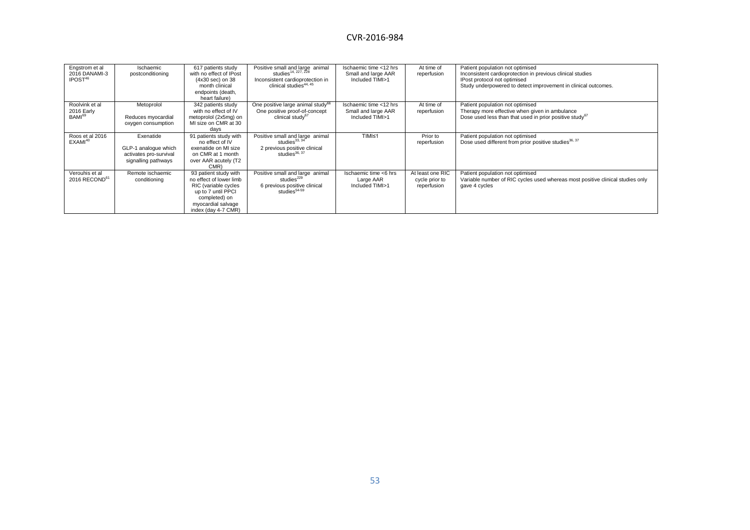| Engstrom et al 2016 DANAMI-3 IPOST[46] | Ischaemic postconditioning | 617 patients study with no effect of IPost (4x30 sec) on 38 month clinical endpoints (death, heart failure) | Positive small and large animal studies[14, 227, 228] Inconsistent cardioprotection in clinical studies[44, 45] | Ischaemic time <12 hrs Small and large AAR Included TIMI>1 | At time of reperfusion | Patient population not optimised Inconsistent cardioprotection in previous clinical studies IPost protocol not optimised Study underpowered to detect improvement in clinical outcomes. |
|---|---|---|---|---|---|---|
| Roolvink et al 2016 Early BAMI[69] | Metoprolol Reduces myocardial oxygen consumption | 342 patients study with no effect of IV metoprolol (2x5mg) on MI size on CMR at 30 days | One positive large animal study[66] One positive proof-of-concept clinical study[67] | Ischaemic time <12 hrs Small and large AAR Included TIMI>1 | At time of reperfusion | Patient population not optimised Therapy more effective when given in ambulance Dose used less than that used in prior positive study[67] |
| Roos et al 2016 EXAMI[40] | Exenatide GLP-1 analogue which activates pro-survival signalling pathways | 91 patients study with no effect of IV exenatide on MI size on CMR at 1 month over AAR acutely (T2 CMR) | Positive small and large animal studies[33, 34] 2 previous positive clinical studies[36, 37] | TIMI≤1 | Prior to reperfusion | Patient population not optimised Dose used different from prior positive studies[36, 37] |
| Verouhis et al 2016 RECOND[61] | Remote ischaemic conditioning | 93 patient study with no effect of lower limb RIC (variable cycles up to 7 until PPCI completed) on myocardial salvage index (day 4-7 CMR) | Positive small and large animal studies[229] 6 previous positive clinical studies[54-59] | Ischaemic time <6 hrs Large AAR Included TIMI>1 | At least one RIC cycle prior to reperfusion | Patient population not optimised Variable number of RIC cycles used whereas most positive clinical studies only gave 4 cycles |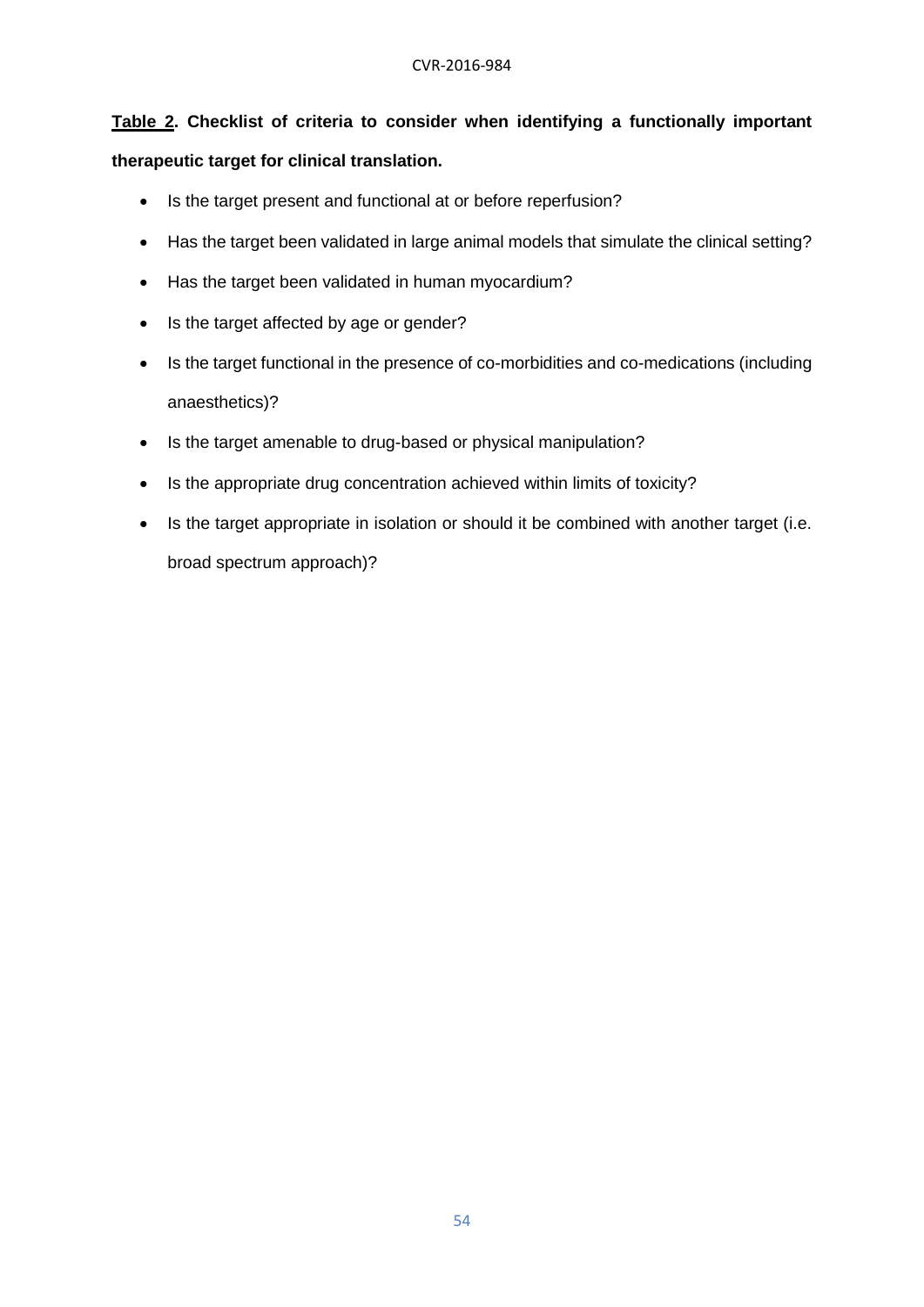**Table 2. Checklist of criteria to consider when identifying a functionally important therapeutic target for clinical translation.**

- Is the target present and functional at or before reperfusion?
- Has the target been validated in large animal models that simulate the clinical setting?
- Has the target been validated in human myocardium?
- Is the target affected by age or gender?
- Is the target functional in the presence of co-morbidities and co-medications (including anaesthetics)?
- Is the target amenable to drug-based or physical manipulation?
- Is the appropriate drug concentration achieved within limits of toxicity?
- Is the target appropriate in isolation or should it be combined with another target (i.e. broad spectrum approach)?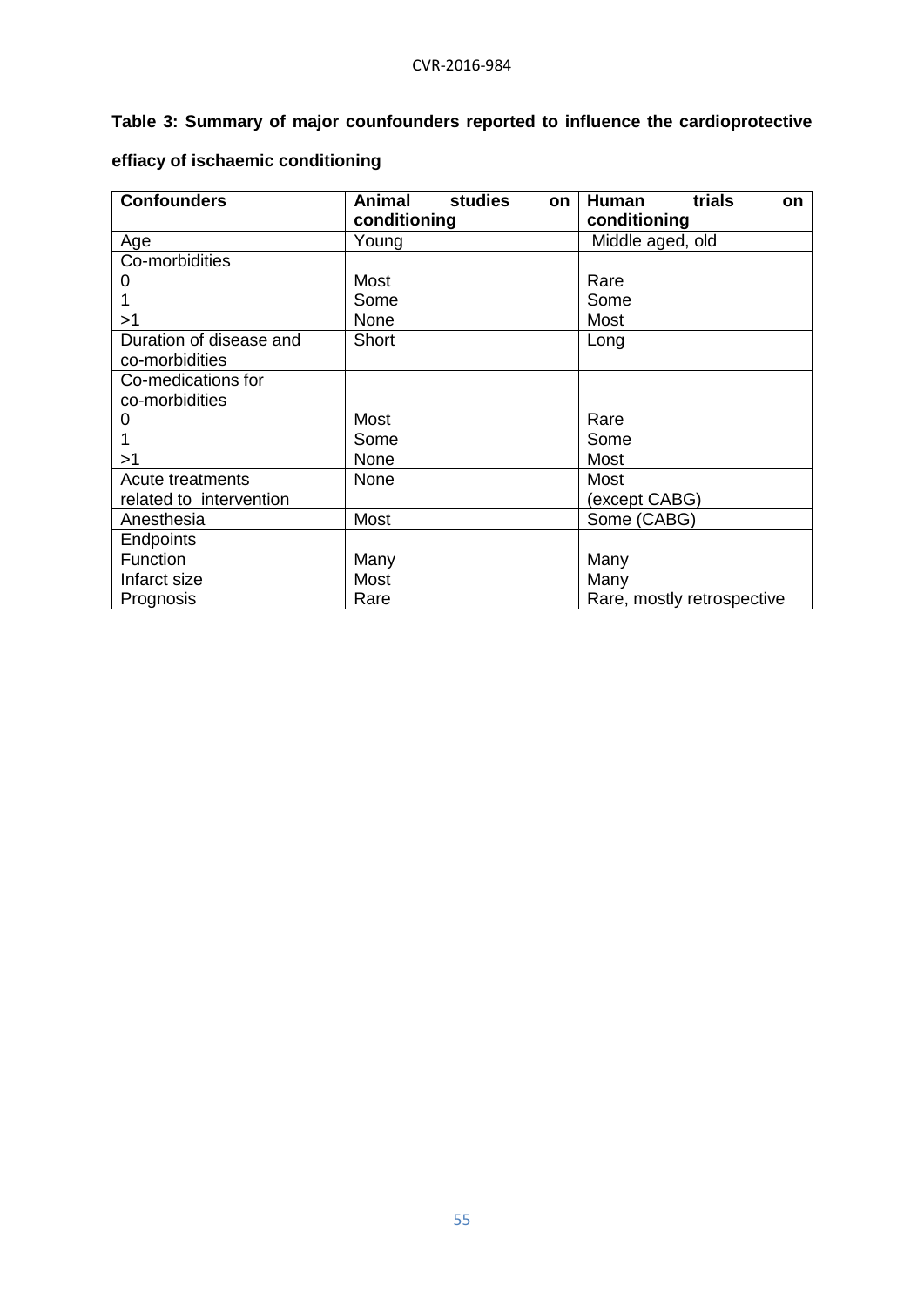**Table 3: Summary of major counfounders reported to influence the cardioprotective effiacy of ischaemic conditioning**

| Confounders | Animal studies on conditioning | Human trials on conditioning |
|---|---|---|
| Age | Young | Middle aged, old |
| Co-morbidities | | |
| 0 | Most | Rare |
| 1 | Some | Some |
| >1 | None | Most |
| Duration of disease and co-morbidities | Short | Long |
| Co-medications for co-morbidities | | |
| 0 | Most | Rare |
| 1 | Some | Some |
| >1 | None | Most |
| Acute treatments related to intervention | None | Most (except CABG) |
| Anesthesia | Most | Some (CABG) |
| Endpoints | | |
| Function | Many | Many |
| Infarct size | Most | Many |
| Prognosis | Rare | Rare, mostly retrospective |